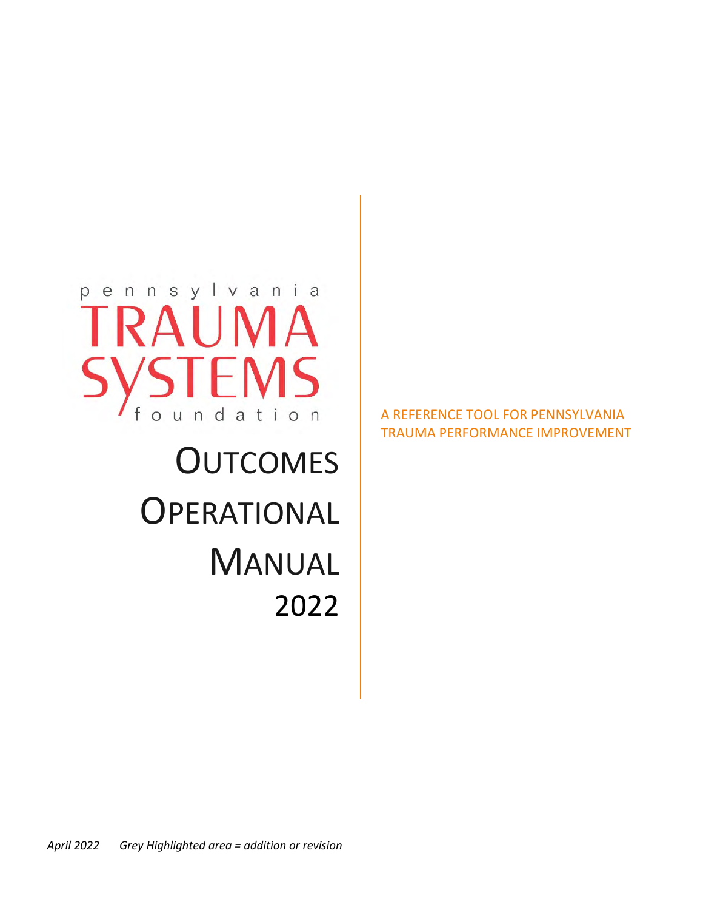pennsylvania

TRAUMA SYSTEMS

foundation

# OUTCOMES OPERATIONAL MANUAL 2022

A REFERENCE TOOL FOR PENNSYLVANIA TRAUMA PERFORMANCE IMPROVEMENT

*April 2022 Grey Highlighted area = addition or revision*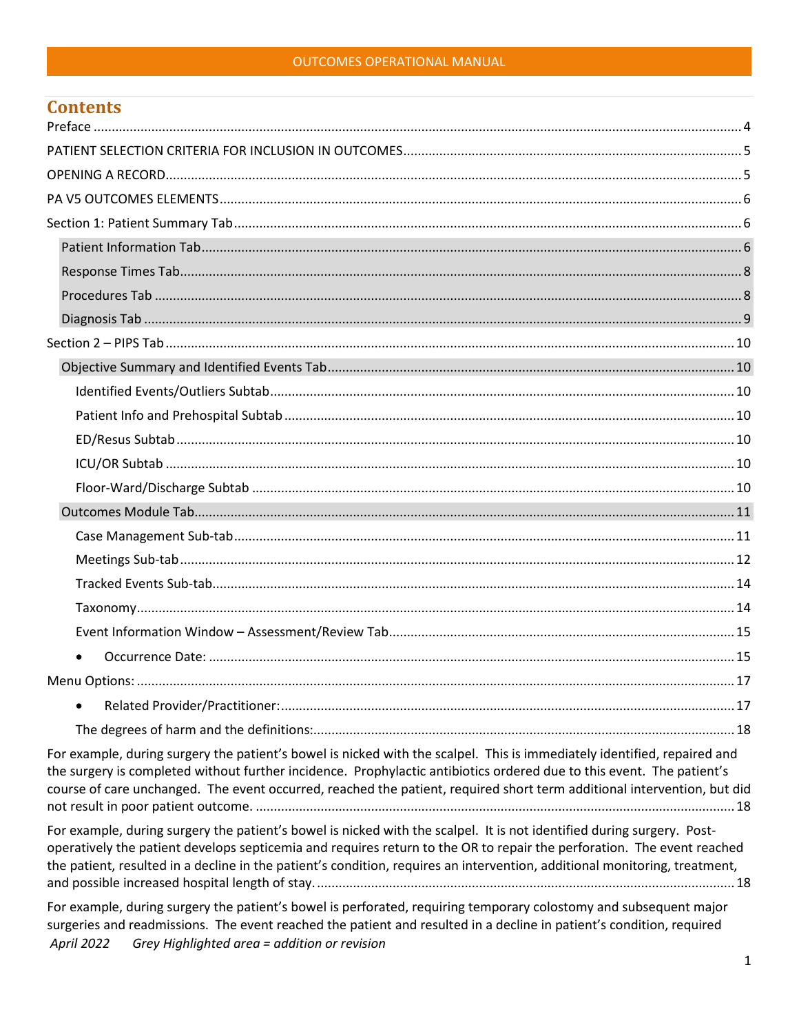## Contents

Preface ........................................................................ 4

PATIENT SELECTION CRITERIA FOR INCLUSION IN OUTCOMES ........................................................................ 5

OPENING A RECORD ........................................................................ 5

PA V5 OUTCOMES ELEMENTS ........................................................................ 6

Section 1: Patient Summary Tab ........................................................................ 6

- Patient Information Tab ........................................................................ 6
- Response Times Tab ........................................................................ 8
- Procedures Tab ........................................................................ 8
- Diagnosis Tab ........................................................................ 9

Section 2 – PIPS Tab ........................................................................ 10

- Objective Summary and Identified Events Tab ........................................................................ 10
  - Identified Events/Outliers Subtab ........................................................................ 10
  - Patient Info and Prehospital Subtab ........................................................................ 10
  - ED/Resus Subtab ........................................................................ 10
  - ICU/OR Subtab ........................................................................ 10
  - Floor-Ward/Discharge Subtab ........................................................................ 10
- Outcomes Module Tab ........................................................................ 11
  - Case Management Sub-tab ........................................................................ 11
  - Meetings Sub-tab ........................................................................ 12
  - Tracked Events Sub-tab ........................................................................ 14
  - Taxonomy ........................................................................ 14
  - Event Information Window – Assessment/Review Tab ........................................................................ 15
  - • Occurrence Date: ........................................................................ 15

Menu Options: ........................................................................ 17

- • Related Provider/Practitioner: ........................................................................ 17
- The degrees of harm and the definitions: ........................................................................ 18

For example, during surgery the patient's bowel is nicked with the scalpel. This is immediately identified, repaired and the surgery is completed without further incidence. Prophylactic antibiotics ordered due to this event. The patient's course of care unchanged. The event occurred, reached the patient, required short term additional intervention, but did not result in poor patient outcome. ........................................................................ 18

For example, during surgery the patient's bowel is nicked with the scalpel. It is not identified during surgery. Post-operatively the patient develops septicemia and requires return to the OR to repair the perforation. The event reached the patient, resulted in a decline in the patient's condition, requires an intervention, additional monitoring, treatment, and possible increased hospital length of stay. ........................................................................ 18

For example, during surgery the patient's bowel is perforated, requiring temporary colostomy and subsequent major surgeries and readmissions. The event reached the patient and resulted in a decline in patient's condition, required

*April 2022 Grey Highlighted area = addition or revision*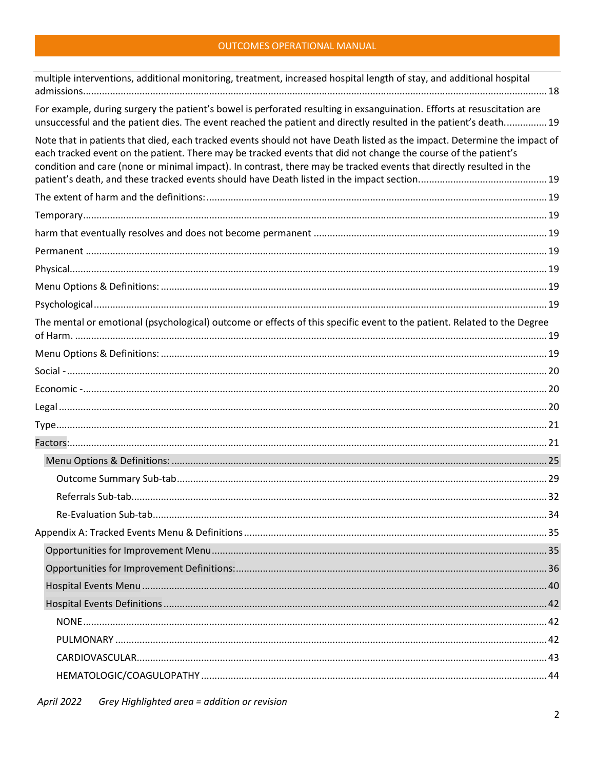multiple interventions, additional monitoring, treatment, increased hospital length of stay, and additional hospital admissions.......... 18

For example, during surgery the patient's bowel is perforated resulting in exsanguination. Efforts at resuscitation are unsuccessful and the patient dies. The event reached the patient and directly resulted in the patient's death.......... 19

Note that in patients that died, each tracked events should not have Death listed as the impact. Determine the impact of each tracked event on the patient. There may be tracked events that did not change the course of the patient's condition and care (none or minimal impact). In contrast, there may be tracked events that directly resulted in the patient's death, and these tracked events should have Death listed in the impact section.......... 19

The extent of harm and the definitions:.......... 19

Temporary.......... 19

harm that eventually resolves and does not become permanent.......... 19

Permanent.......... 19

Physical.......... 19

Menu Options & Definitions:.......... 19

Psychological.......... 19

The mental or emotional (psychological) outcome or effects of this specific event to the patient. Related to the Degree of Harm... 19

Menu Options & Definitions:.......... 19

Social -.......... 20

Economic -.......... 20

Legal.......... 20

Type.......... 21

Factors:.......... 21

- Menu Options & Definitions:.......... 25
  - Outcome Summary Sub-tab.......... 29
  - Referrals Sub-tab.......... 32
  - Re-Evaluation Sub-tab.......... 34

Appendix A: Tracked Events Menu & Definitions.......... 35

- Opportunities for Improvement Menu.......... 35
- Opportunities for Improvement Definitions:.......... 36
- Hospital Events Menu.......... 40
- Hospital Events Definitions.......... 42
  - NONE.......... 42
  - PULMONARY.......... 42
  - CARDIOVASCULAR.......... 43
  - HEMATOLOGIC/COAGULOPATHY.......... 44

*April 2022 Grey Highlighted area = addition or revision*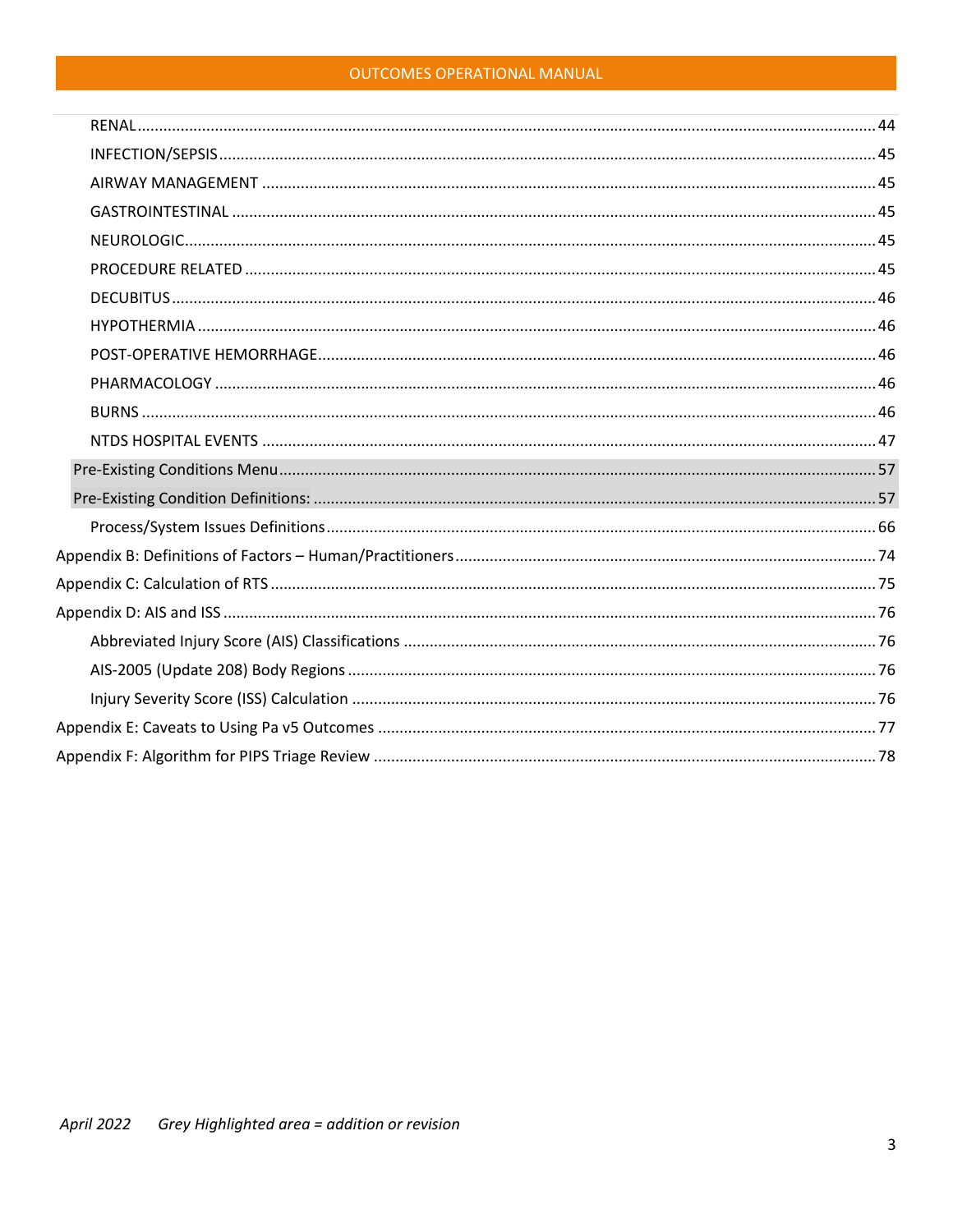- RENAL ........ 44
- INFECTION/SEPSIS ........ 45
- AIRWAY MANAGEMENT ........ 45
- GASTROINTESTINAL ........ 45
- NEUROLOGIC ........ 45
- PROCEDURE RELATED ........ 45
- DECUBITUS ........ 46
- HYPOTHERMIA ........ 46
- POST-OPERATIVE HEMORRHAGE ........ 46
- PHARMACOLOGY ........ 46
- BURNS ........ 46
- NTDS HOSPITAL EVENTS ........ 47

Pre-Existing Conditions Menu ........ 57

Pre-Existing Condition Definitions: ........ 57

- Process/System Issues Definitions ........ 66

Appendix B: Definitions of Factors – Human/Practitioners ........ 74

Appendix C: Calculation of RTS ........ 75

Appendix D: AIS and ISS ........ 76

- Abbreviated Injury Score (AIS) Classifications ........ 76
- AIS-2005 (Update 208) Body Regions ........ 76
- Injury Severity Score (ISS) Calculation ........ 76

Appendix E: Caveats to Using Pa v5 Outcomes ........ 77

Appendix F: Algorithm for PIPS Triage Review ........ 78

*April 2022 Grey Highlighted area = addition or revision*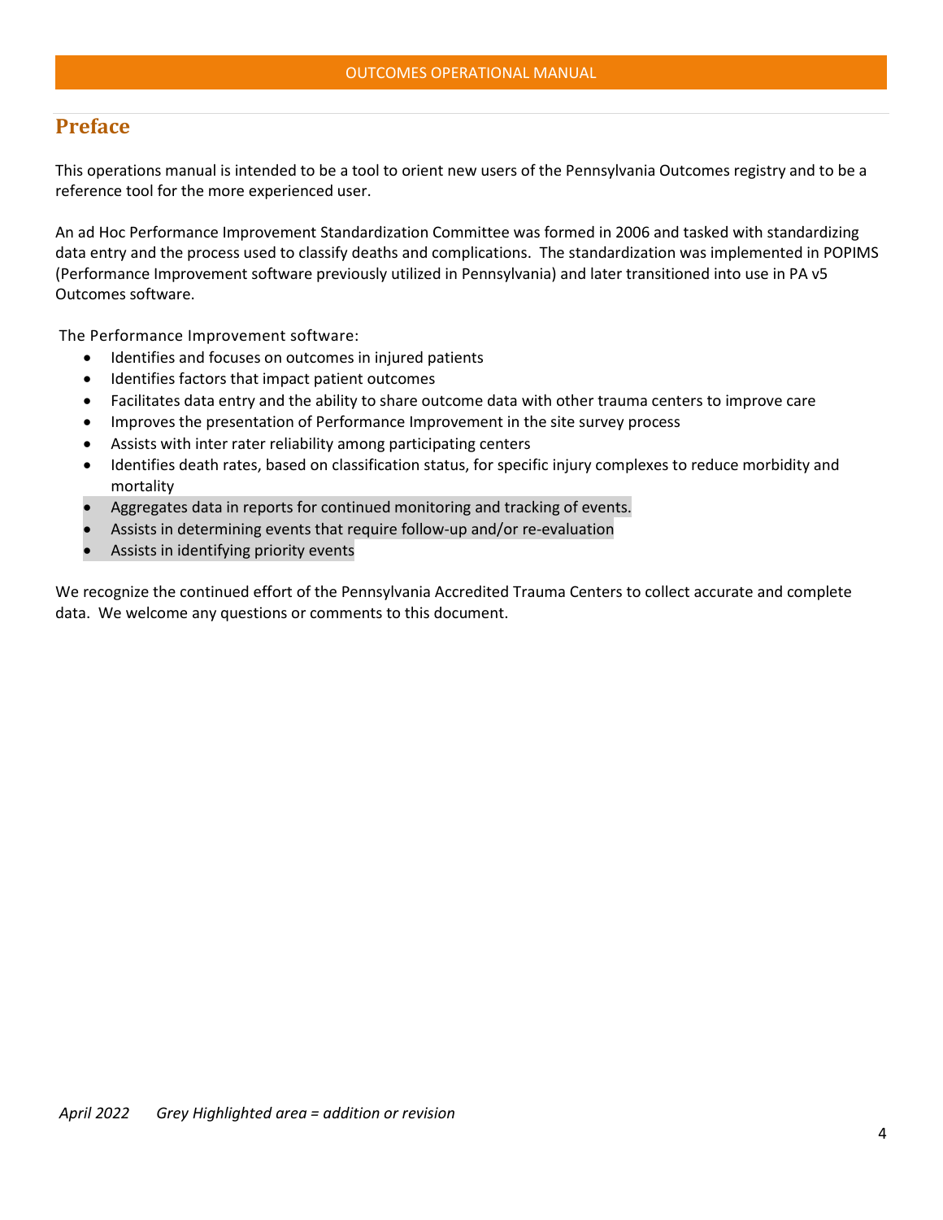## Preface

This operations manual is intended to be a tool to orient new users of the Pennsylvania Outcomes registry and to be a reference tool for the more experienced user.

An ad Hoc Performance Improvement Standardization Committee was formed in 2006 and tasked with standardizing data entry and the process used to classify deaths and complications. The standardization was implemented in POPIMS (Performance Improvement software previously utilized in Pennsylvania) and later transitioned into use in PA v5 Outcomes software.

The Performance Improvement software:

- Identifies and focuses on outcomes in injured patients
- Identifies factors that impact patient outcomes
- Facilitates data entry and the ability to share outcome data with other trauma centers to improve care
- Improves the presentation of Performance Improvement in the site survey process
- Assists with inter rater reliability among participating centers
- Identifies death rates, based on classification status, for specific injury complexes to reduce morbidity and mortality
- Aggregates data in reports for continued monitoring and tracking of events.
- Assists in determining events that require follow-up and/or re-evaluation
- Assists in identifying priority events

We recognize the continued effort of the Pennsylvania Accredited Trauma Centers to collect accurate and complete data. We welcome any questions or comments to this document.

*April 2022 Grey Highlighted area = addition or revision*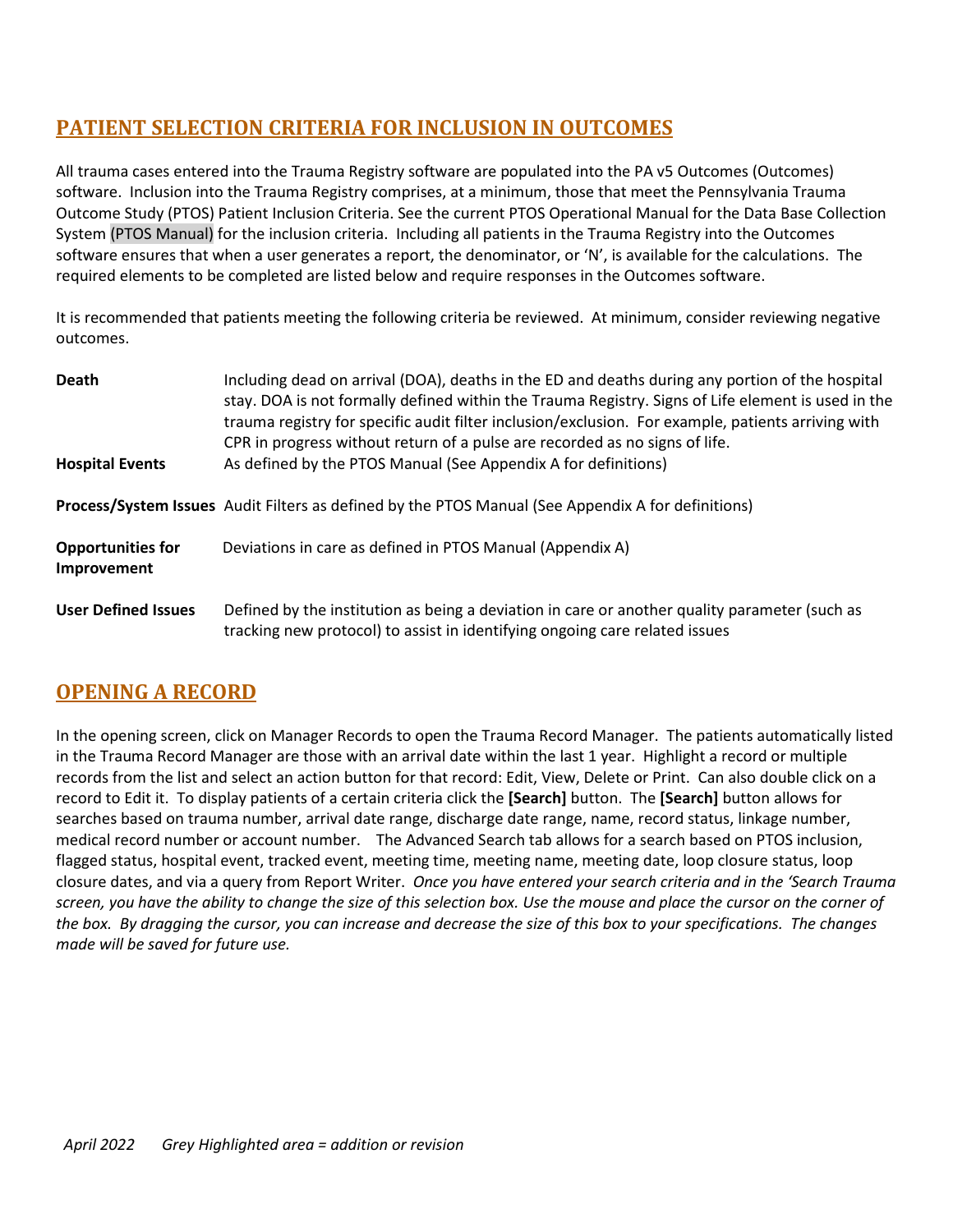## PATIENT SELECTION CRITERIA FOR INCLUSION IN OUTCOMES

All trauma cases entered into the Trauma Registry software are populated into the PA v5 Outcomes (Outcomes) software. Inclusion into the Trauma Registry comprises, at a minimum, those that meet the Pennsylvania Trauma Outcome Study (PTOS) Patient Inclusion Criteria. See the current PTOS Operational Manual for the Data Base Collection System (PTOS Manual) for the inclusion criteria. Including all patients in the Trauma Registry into the Outcomes software ensures that when a user generates a report, the denominator, or 'N', is available for the calculations. The required elements to be completed are listed below and require responses in the Outcomes software.

It is recommended that patients meeting the following criteria be reviewed. At minimum, consider reviewing negative outcomes.

| | |
|---|---|
| **Death** | Including dead on arrival (DOA), deaths in the ED and deaths during any portion of the hospital stay. DOA is not formally defined within the Trauma Registry. Signs of Life element is used in the trauma registry for specific audit filter inclusion/exclusion. For example, patients arriving with CPR in progress without return of a pulse are recorded as no signs of life. |
| **Hospital Events** | As defined by the PTOS Manual (See Appendix A for definitions) |
| **Process/System Issues** | Audit Filters as defined by the PTOS Manual (See Appendix A for definitions) |
| **Opportunities for Improvement** | Deviations in care as defined in PTOS Manual (Appendix A) |
| **User Defined Issues** | Defined by the institution as being a deviation in care or another quality parameter (such as tracking new protocol) to assist in identifying ongoing care related issues |

## OPENING A RECORD

In the opening screen, click on Manager Records to open the Trauma Record Manager. The patients automatically listed in the Trauma Record Manager are those with an arrival date within the last 1 year. Highlight a record or multiple records from the list and select an action button for that record: Edit, View, Delete or Print. Can also double click on a record to Edit it. To display patients of a certain criteria click the **[Search]** button. The **[Search]** button allows for searches based on trauma number, arrival date range, discharge date range, name, record status, linkage number, medical record number or account number. The Advanced Search tab allows for a search based on PTOS inclusion, flagged status, hospital event, tracked event, meeting time, meeting name, meeting date, loop closure status, loop closure dates, and via a query from Report Writer. *Once you have entered your search criteria and in the 'Search Trauma screen, you have the ability to change the size of this selection box. Use the mouse and place the cursor on the corner of the box. By dragging the cursor, you can increase and decrease the size of this box to your specifications. The changes made will be saved for future use.*

*April 2022 Grey Highlighted area = addition or revision*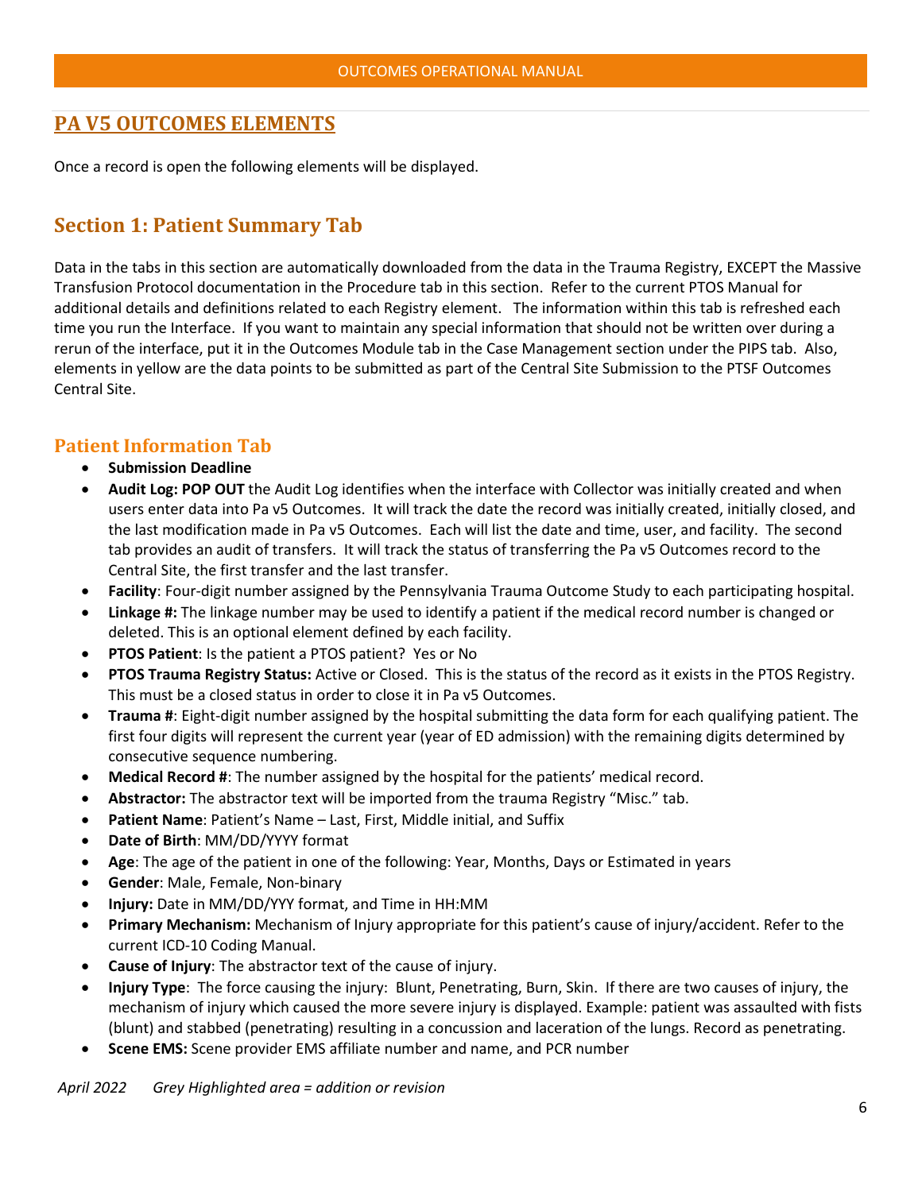## PA V5 OUTCOMES ELEMENTS

Once a record is open the following elements will be displayed.

## Section 1: Patient Summary Tab

Data in the tabs in this section are automatically downloaded from the data in the Trauma Registry, EXCEPT the Massive Transfusion Protocol documentation in the Procedure tab in this section. Refer to the current PTOS Manual for additional details and definitions related to each Registry element. The information within this tab is refreshed each time you run the Interface. If you want to maintain any special information that should not be written over during a rerun of the interface, put it in the Outcomes Module tab in the Case Management section under the PIPS tab. Also, elements in yellow are the data points to be submitted as part of the Central Site Submission to the PTSF Outcomes Central Site.

### Patient Information Tab

- **Submission Deadline**
- **Audit Log: POP OUT** the Audit Log identifies when the interface with Collector was initially created and when users enter data into Pa v5 Outcomes. It will track the date the record was initially created, initially closed, and the last modification made in Pa v5 Outcomes. Each will list the date and time, user, and facility. The second tab provides an audit of transfers. It will track the status of transferring the Pa v5 Outcomes record to the Central Site, the first transfer and the last transfer.
- **Facility**: Four-digit number assigned by the Pennsylvania Trauma Outcome Study to each participating hospital.
- **Linkage #:** The linkage number may be used to identify a patient if the medical record number is changed or deleted. This is an optional element defined by each facility.
- **PTOS Patient**: Is the patient a PTOS patient? Yes or No
- **PTOS Trauma Registry Status:** Active or Closed. This is the status of the record as it exists in the PTOS Registry. This must be a closed status in order to close it in Pa v5 Outcomes.
- **Trauma #**: Eight-digit number assigned by the hospital submitting the data form for each qualifying patient. The first four digits will represent the current year (year of ED admission) with the remaining digits determined by consecutive sequence numbering.
- **Medical Record #**: The number assigned by the hospital for the patients' medical record.
- **Abstractor:** The abstractor text will be imported from the trauma Registry "Misc." tab.
- **Patient Name**: Patient's Name – Last, First, Middle initial, and Suffix
- **Date of Birth**: MM/DD/YYYY format
- **Age**: The age of the patient in one of the following: Year, Months, Days or Estimated in years
- **Gender**: Male, Female, Non-binary
- **Injury:** Date in MM/DD/YYY format, and Time in HH:MM
- **Primary Mechanism:** Mechanism of Injury appropriate for this patient's cause of injury/accident. Refer to the current ICD-10 Coding Manual.
- **Cause of Injury**: The abstractor text of the cause of injury.
- **Injury Type**: The force causing the injury: Blunt, Penetrating, Burn, Skin. If there are two causes of injury, the mechanism of injury which caused the more severe injury is displayed. Example: patient was assaulted with fists (blunt) and stabbed (penetrating) resulting in a concussion and laceration of the lungs. Record as penetrating.
- **Scene EMS:** Scene provider EMS affiliate number and name, and PCR number

*April 2022 Grey Highlighted area = addition or revision*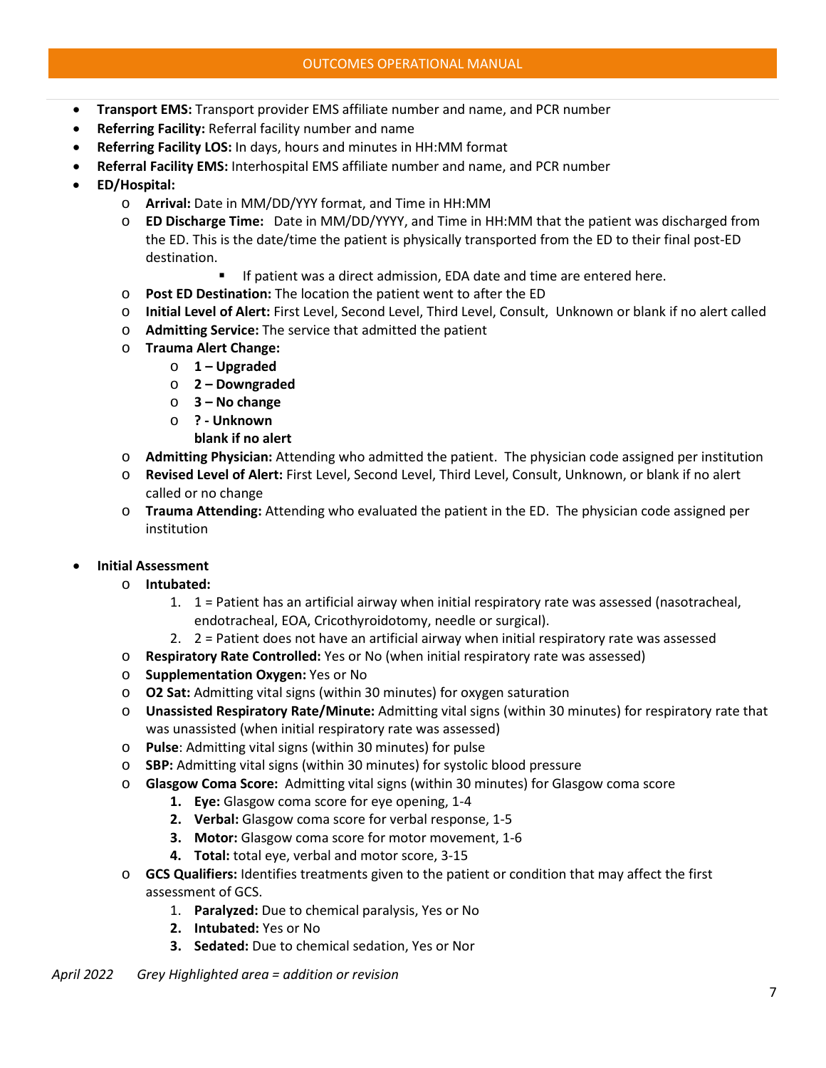- **Transport EMS:** Transport provider EMS affiliate number and name, and PCR number
- **Referring Facility:** Referral facility number and name
- **Referring Facility LOS:** In days, hours and minutes in HH:MM format
- **Referral Facility EMS:** Interhospital EMS affiliate number and name, and PCR number
- **ED/Hospital:**
  - **Arrival:** Date in MM/DD/YYY format, and Time in HH:MM
  - **ED Discharge Time:** Date in MM/DD/YYYY, and Time in HH:MM that the patient was discharged from the ED. This is the date/time the patient is physically transported from the ED to their final post-ED destination.
    - If patient was a direct admission, EDA date and time are entered here.
  - **Post ED Destination:** The location the patient went to after the ED
  - **Initial Level of Alert:** First Level, Second Level, Third Level, Consult, Unknown or blank if no alert called
  - **Admitting Service:** The service that admitted the patient
  - **Trauma Alert Change:**
    - **1 – Upgraded**
    - **2 – Downgraded**
    - **3 – No change**
    - **? - Unknown**

      **blank if no alert**
  - **Admitting Physician:** Attending who admitted the patient. The physician code assigned per institution
  - **Revised Level of Alert:** First Level, Second Level, Third Level, Consult, Unknown, or blank if no alert called or no change
  - **Trauma Attending:** Attending who evaluated the patient in the ED. The physician code assigned per institution

- **Initial Assessment**
  - **Intubated:**
    1. 1 = Patient has an artificial airway when initial respiratory rate was assessed (nasotracheal, endotracheal, EOA, Cricothyroidotomy, needle or surgical).
    2. 2 = Patient does not have an artificial airway when initial respiratory rate was assessed
  - **Respiratory Rate Controlled:** Yes or No (when initial respiratory rate was assessed)
  - **Supplementation Oxygen:** Yes or No
  - **O2 Sat:** Admitting vital signs (within 30 minutes) for oxygen saturation
  - **Unassisted Respiratory Rate/Minute:** Admitting vital signs (within 30 minutes) for respiratory rate that was unassisted (when initial respiratory rate was assessed)
  - **Pulse**: Admitting vital signs (within 30 minutes) for pulse
  - **SBP:** Admitting vital signs (within 30 minutes) for systolic blood pressure
  - **Glasgow Coma Score:** Admitting vital signs (within 30 minutes) for Glasgow coma score
    1. **Eye:** Glasgow coma score for eye opening, 1-4
    2. **Verbal:** Glasgow coma score for verbal response, 1-5
    3. **Motor:** Glasgow coma score for motor movement, 1-6
    4. **Total:** total eye, verbal and motor score, 3-15
  - **GCS Qualifiers:** Identifies treatments given to the patient or condition that may affect the first assessment of GCS.
    1. **Paralyzed:** Due to chemical paralysis, Yes or No
    2. **Intubated:** Yes or No
    3. **Sedated:** Due to chemical sedation, Yes or Nor

*April 2022 Grey Highlighted area = addition or revision*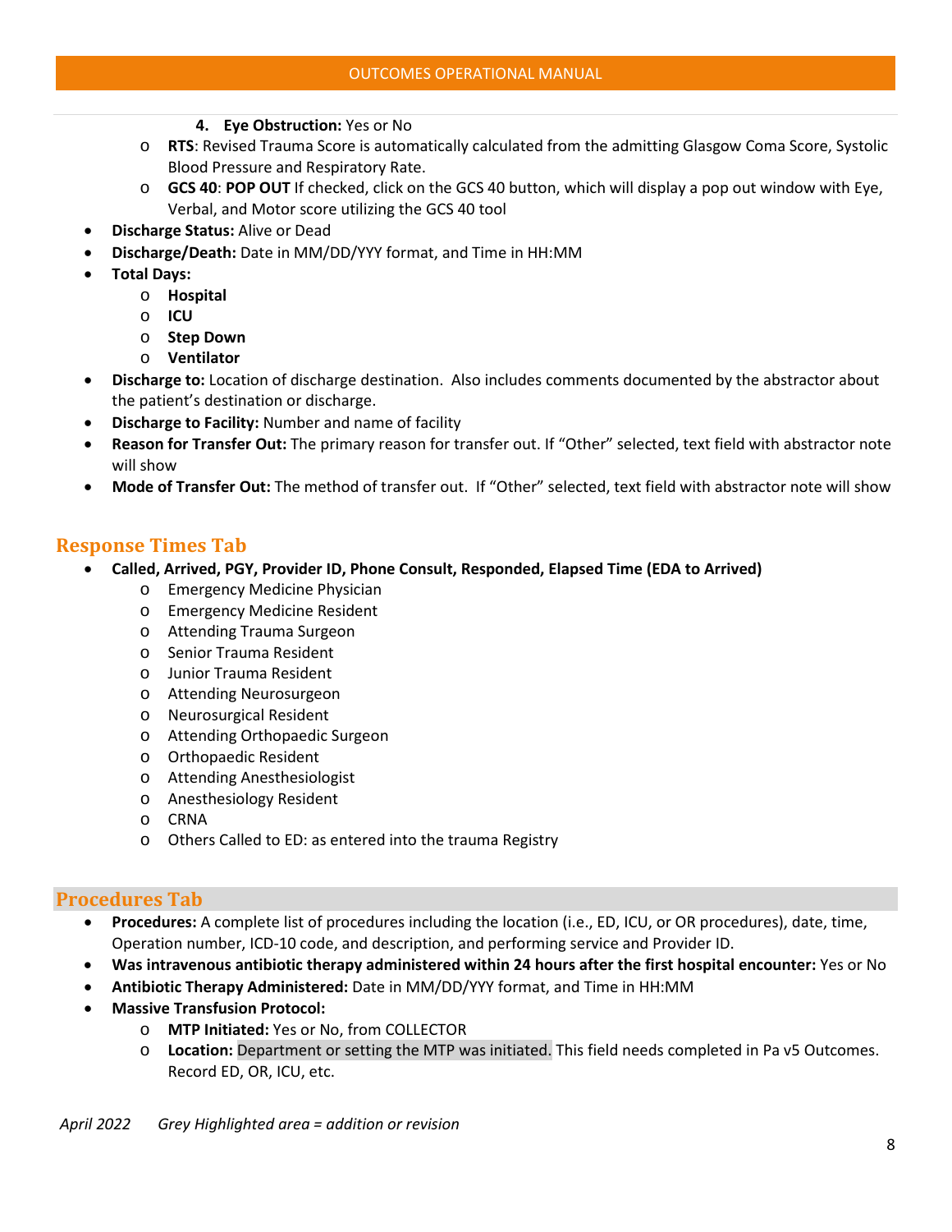4. **Eye Obstruction:** Yes or No
  - **RTS**: Revised Trauma Score is automatically calculated from the admitting Glasgow Coma Score, Systolic Blood Pressure and Respiratory Rate.
  - **GCS 40**: **POP OUT** If checked, click on the GCS 40 button, which will display a pop out window with Eye, Verbal, and Motor score utilizing the GCS 40 tool
- **Discharge Status:** Alive or Dead
- **Discharge/Death:** Date in MM/DD/YYY format, and Time in HH:MM
- **Total Days:**
  - **Hospital**
  - **ICU**
  - **Step Down**
  - **Ventilator**
- **Discharge to:** Location of discharge destination. Also includes comments documented by the abstractor about the patient's destination or discharge.
- **Discharge to Facility:** Number and name of facility
- **Reason for Transfer Out:** The primary reason for transfer out. If "Other" selected, text field with abstractor note will show
- **Mode of Transfer Out:** The method of transfer out. If "Other" selected, text field with abstractor note will show

## Response Times Tab

- **Called, Arrived, PGY, Provider ID, Phone Consult, Responded, Elapsed Time (EDA to Arrived)**
  - Emergency Medicine Physician
  - Emergency Medicine Resident
  - Attending Trauma Surgeon
  - Senior Trauma Resident
  - Junior Trauma Resident
  - Attending Neurosurgeon
  - Neurosurgical Resident
  - Attending Orthopaedic Surgeon
  - Orthopaedic Resident
  - Attending Anesthesiologist
  - Anesthesiology Resident
  - CRNA
  - Others Called to ED: as entered into the trauma Registry

## Procedures Tab

- **Procedures:** A complete list of procedures including the location (i.e., ED, ICU, or OR procedures), date, time, Operation number, ICD-10 code, and description, and performing service and Provider ID.
- **Was intravenous antibiotic therapy administered within 24 hours after the first hospital encounter:** Yes or No
- **Antibiotic Therapy Administered:** Date in MM/DD/YYY format, and Time in HH:MM
- **Massive Transfusion Protocol:**
  - **MTP Initiated:** Yes or No, from COLLECTOR
  - **Location:** Department or setting the MTP was initiated. This field needs completed in Pa v5 Outcomes. Record ED, OR, ICU, etc.

*April 2022 Grey Highlighted area = addition or revision*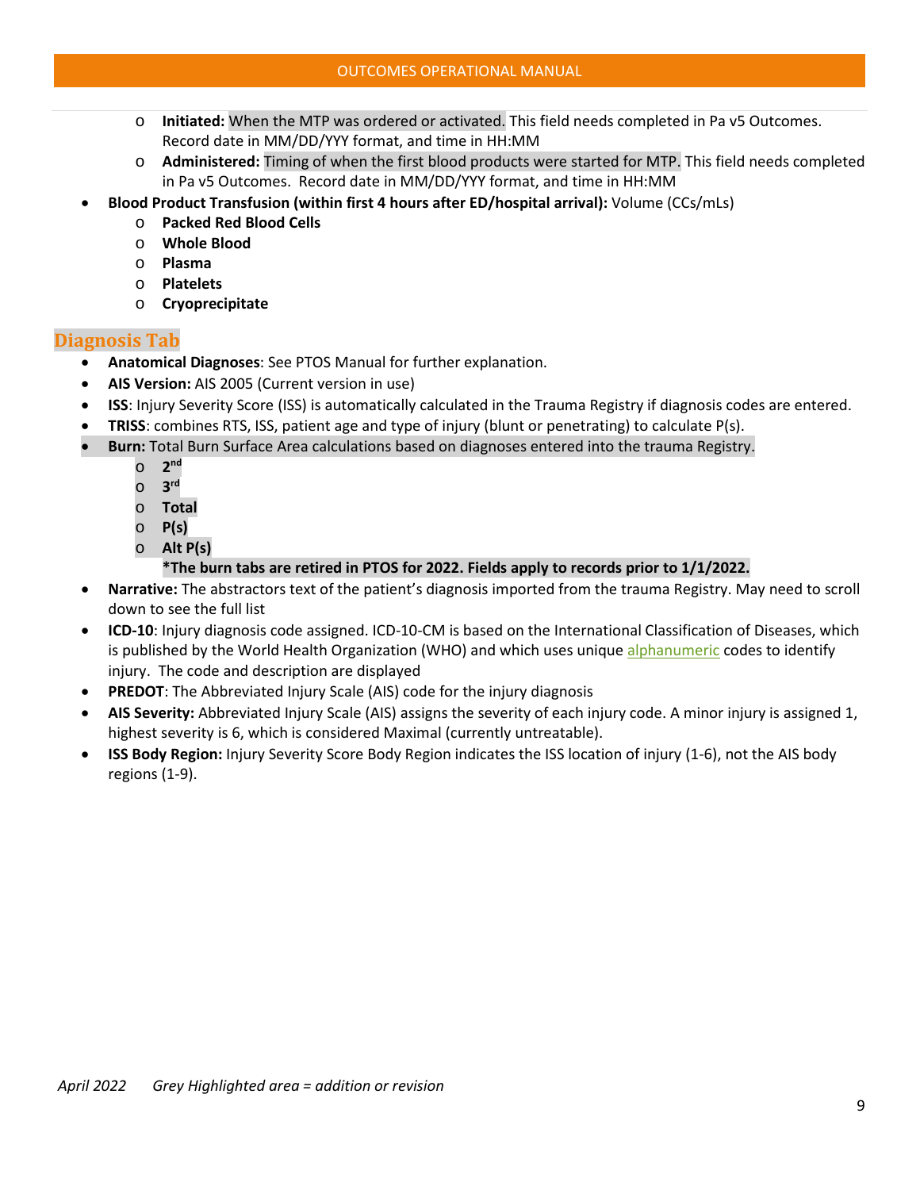- **Initiated:** When the MTP was ordered or activated. This field needs completed in Pa v5 Outcomes. Record date in MM/DD/YYY format, and time in HH:MM
  - **Administered:** Timing of when the first blood products were started for MTP. This field needs completed in Pa v5 Outcomes. Record date in MM/DD/YYY format, and time in HH:MM
- **Blood Product Transfusion (within first 4 hours after ED/hospital arrival):** Volume (CCs/mLs)
  - **Packed Red Blood Cells**
  - **Whole Blood**
  - **Plasma**
  - **Platelets**
  - **Cryoprecipitate**

## Diagnosis Tab

- **Anatomical Diagnoses**: See PTOS Manual for further explanation.
- **AIS Version:** AIS 2005 (Current version in use)
- **ISS**: Injury Severity Score (ISS) is automatically calculated in the Trauma Registry if diagnosis codes are entered.
- **TRISS**: combines RTS, ISS, patient age and type of injury (blunt or penetrating) to calculate P(s).
- **Burn:** Total Burn Surface Area calculations based on diagnoses entered into the trauma Registry.
  - **2nd**
  - **3rd**
  - **Total**
  - **P(s)**
  - **Alt P(s)**

    ***The burn tabs are retired in PTOS for 2022. Fields apply to records prior to 1/1/2022.**
- **Narrative:** The abstractors text of the patient's diagnosis imported from the trauma Registry. May need to scroll down to see the full list
- **ICD-10**: Injury diagnosis code assigned. ICD-10-CM is based on the International Classification of Diseases, which is published by the World Health Organization (WHO) and which uses unique alphanumeric codes to identify injury. The code and description are displayed
- **PREDOT**: The Abbreviated Injury Scale (AIS) code for the injury diagnosis
- **AIS Severity:** Abbreviated Injury Scale (AIS) assigns the severity of each injury code. A minor injury is assigned 1, highest severity is 6, which is considered Maximal (currently untreatable).
- **ISS Body Region:** Injury Severity Score Body Region indicates the ISS location of injury (1-6), not the AIS body regions (1-9).

*April 2022 Grey Highlighted area = addition or revision*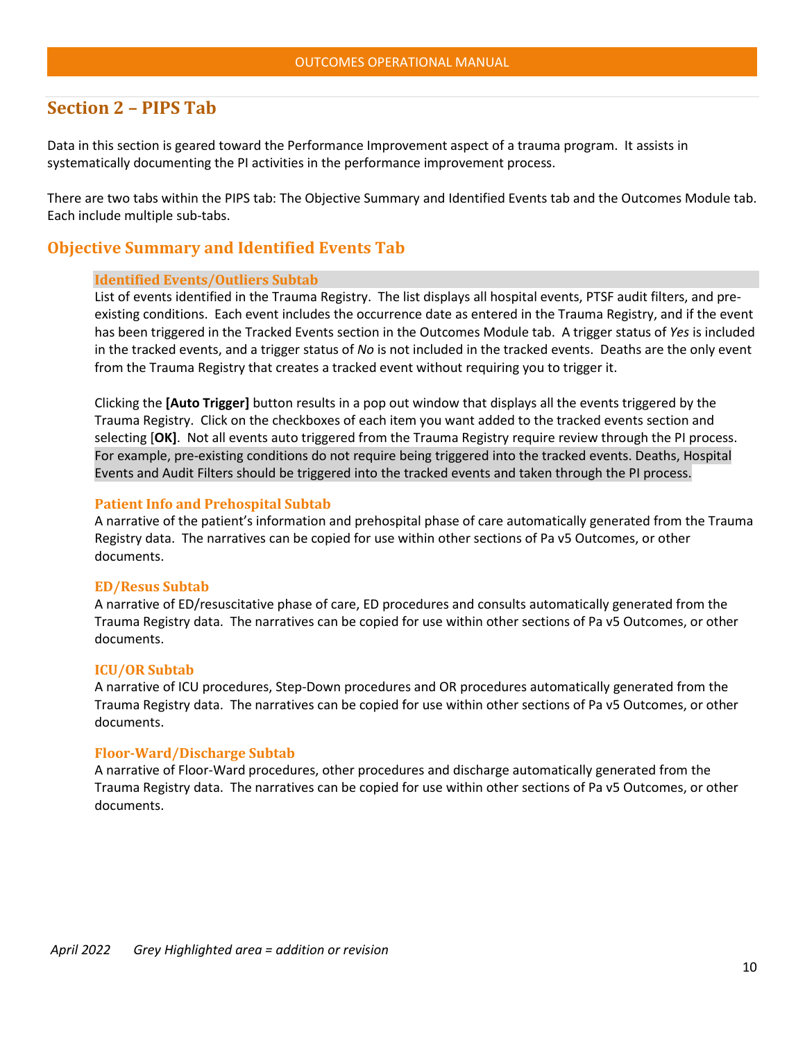## Section 2 – PIPS Tab

Data in this section is geared toward the Performance Improvement aspect of a trauma program. It assists in systematically documenting the PI activities in the performance improvement process.

There are two tabs within the PIPS tab: The Objective Summary and Identified Events tab and the Outcomes Module tab. Each include multiple sub-tabs.

## Objective Summary and Identified Events Tab

### Identified Events/Outliers Subtab

List of events identified in the Trauma Registry. The list displays all hospital events, PTSF audit filters, and pre-existing conditions. Each event includes the occurrence date as entered in the Trauma Registry, and if the event has been triggered in the Tracked Events section in the Outcomes Module tab. A trigger status of *Yes* is included in the tracked events, and a trigger status of *No* is not included in the tracked events. Deaths are the only event from the Trauma Registry that creates a tracked event without requiring you to trigger it.

Clicking the **[Auto Trigger]** button results in a pop out window that displays all the events triggered by the Trauma Registry. Click on the checkboxes of each item you want added to the tracked events section and selecting [**OK]**. Not all events auto triggered from the Trauma Registry require review through the PI process. For example, pre-existing conditions do not require being triggered into the tracked events. Deaths, Hospital Events and Audit Filters should be triggered into the tracked events and taken through the PI process.

### Patient Info and Prehospital Subtab

A narrative of the patient's information and prehospital phase of care automatically generated from the Trauma Registry data. The narratives can be copied for use within other sections of Pa v5 Outcomes, or other documents.

### ED/Resus Subtab

A narrative of ED/resuscitative phase of care, ED procedures and consults automatically generated from the Trauma Registry data. The narratives can be copied for use within other sections of Pa v5 Outcomes, or other documents.

### ICU/OR Subtab

A narrative of ICU procedures, Step-Down procedures and OR procedures automatically generated from the Trauma Registry data. The narratives can be copied for use within other sections of Pa v5 Outcomes, or other documents.

### Floor-Ward/Discharge Subtab

A narrative of Floor-Ward procedures, other procedures and discharge automatically generated from the Trauma Registry data. The narratives can be copied for use within other sections of Pa v5 Outcomes, or other documents.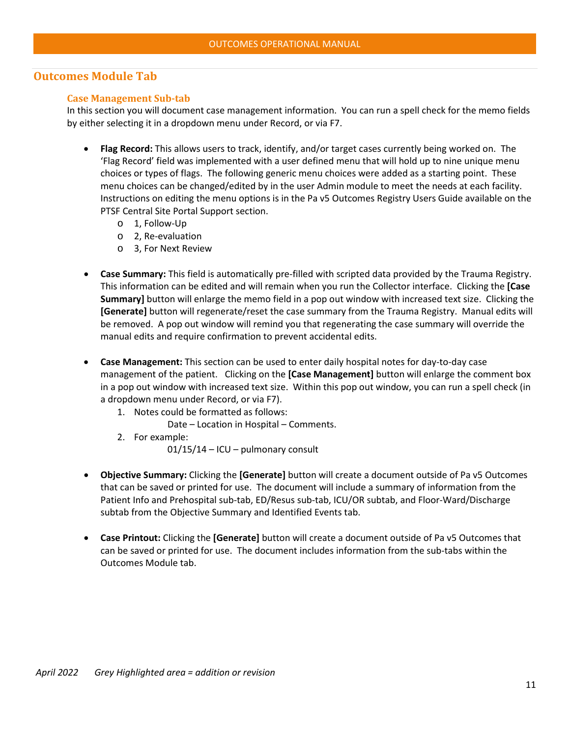## Outcomes Module Tab

### Case Management Sub-tab

In this section you will document case management information. You can run a spell check for the memo fields by either selecting it in a dropdown menu under Record, or via F7.

- **Flag Record:** This allows users to track, identify, and/or target cases currently being worked on. The 'Flag Record' field was implemented with a user defined menu that will hold up to nine unique menu choices or types of flags. The following generic menu choices were added as a starting point. These menu choices can be changed/edited by in the user Admin module to meet the needs at each facility. Instructions on editing the menu options is in the Pa v5 Outcomes Registry Users Guide available on the PTSF Central Site Portal Support section.
  - 1, Follow-Up
  - 2, Re-evaluation
  - 3, For Next Review

- **Case Summary:** This field is automatically pre-filled with scripted data provided by the Trauma Registry. This information can be edited and will remain when you run the Collector interface. Clicking the **[Case Summary]** button will enlarge the memo field in a pop out window with increased text size. Clicking the **[Generate]** button will regenerate/reset the case summary from the Trauma Registry. Manual edits will be removed. A pop out window will remind you that regenerating the case summary will override the manual edits and require confirmation to prevent accidental edits.

- **Case Management:** This section can be used to enter daily hospital notes for day-to-day case management of the patient. Clicking on the **[Case Management]** button will enlarge the comment box in a pop out window with increased text size. Within this pop out window, you can run a spell check (in a dropdown menu under Record, or via F7).
  1. Notes could be formatted as follows:
     Date – Location in Hospital – Comments.
  2. For example:
     01/15/14 – ICU – pulmonary consult

- **Objective Summary:** Clicking the **[Generate]** button will create a document outside of Pa v5 Outcomes that can be saved or printed for use. The document will include a summary of information from the Patient Info and Prehospital sub-tab, ED/Resus sub-tab, ICU/OR subtab, and Floor-Ward/Discharge subtab from the Objective Summary and Identified Events tab.

- **Case Printout:** Clicking the **[Generate]** button will create a document outside of Pa v5 Outcomes that can be saved or printed for use. The document includes information from the sub-tabs within the Outcomes Module tab.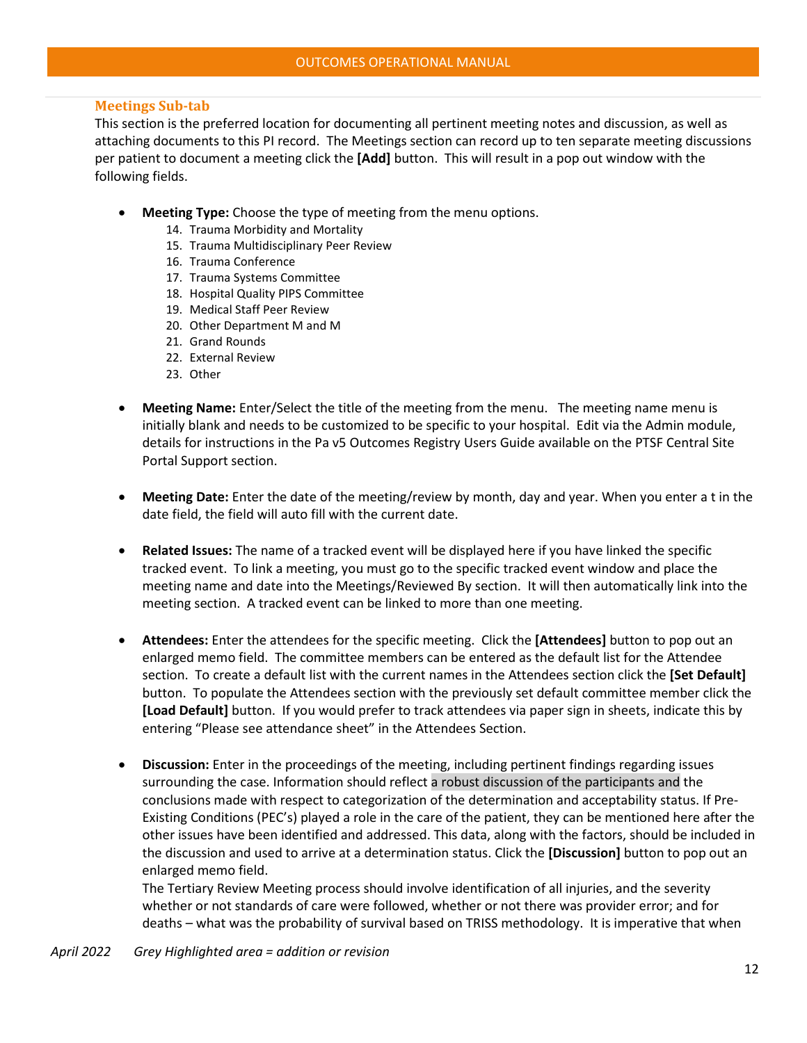### Meetings Sub-tab

This section is the preferred location for documenting all pertinent meeting notes and discussion, as well as attaching documents to this PI record. The Meetings section can record up to ten separate meeting discussions per patient to document a meeting click the **[Add]** button. This will result in a pop out window with the following fields.

- **Meeting Type:** Choose the type of meeting from the menu options.
  14. Trauma Morbidity and Mortality
  15. Trauma Multidisciplinary Peer Review
  16. Trauma Conference
  17. Trauma Systems Committee
  18. Hospital Quality PIPS Committee
  19. Medical Staff Peer Review
  20. Other Department M and M
  21. Grand Rounds
  22. External Review
  23. Other

- **Meeting Name:** Enter/Select the title of the meeting from the menu. The meeting name menu is initially blank and needs to be customized to be specific to your hospital. Edit via the Admin module, details for instructions in the Pa v5 Outcomes Registry Users Guide available on the PTSF Central Site Portal Support section.

- **Meeting Date:** Enter the date of the meeting/review by month, day and year. When you enter a t in the date field, the field will auto fill with the current date.

- **Related Issues:** The name of a tracked event will be displayed here if you have linked the specific tracked event. To link a meeting, you must go to the specific tracked event window and place the meeting name and date into the Meetings/Reviewed By section. It will then automatically link into the meeting section. A tracked event can be linked to more than one meeting.

- **Attendees:** Enter the attendees for the specific meeting. Click the **[Attendees]** button to pop out an enlarged memo field. The committee members can be entered as the default list for the Attendee section. To create a default list with the current names in the Attendees section click the **[Set Default]** button. To populate the Attendees section with the previously set default committee member click the **[Load Default]** button. If you would prefer to track attendees via paper sign in sheets, indicate this by entering "Please see attendance sheet" in the Attendees Section.

- **Discussion:** Enter in the proceedings of the meeting, including pertinent findings regarding issues surrounding the case. Information should reflect a robust discussion of the participants and the conclusions made with respect to categorization of the determination and acceptability status. If Pre-Existing Conditions (PEC's) played a role in the care of the patient, they can be mentioned here after the other issues have been identified and addressed. This data, along with the factors, should be included in the discussion and used to arrive at a determination status. Click the **[Discussion]** button to pop out an enlarged memo field.
  The Tertiary Review Meeting process should involve identification of all injuries, and the severity whether or not standards of care were followed, whether or not there was provider error; and for deaths – what was the probability of survival based on TRISS methodology. It is imperative that when

*April 2022 Grey Highlighted area = addition or revision*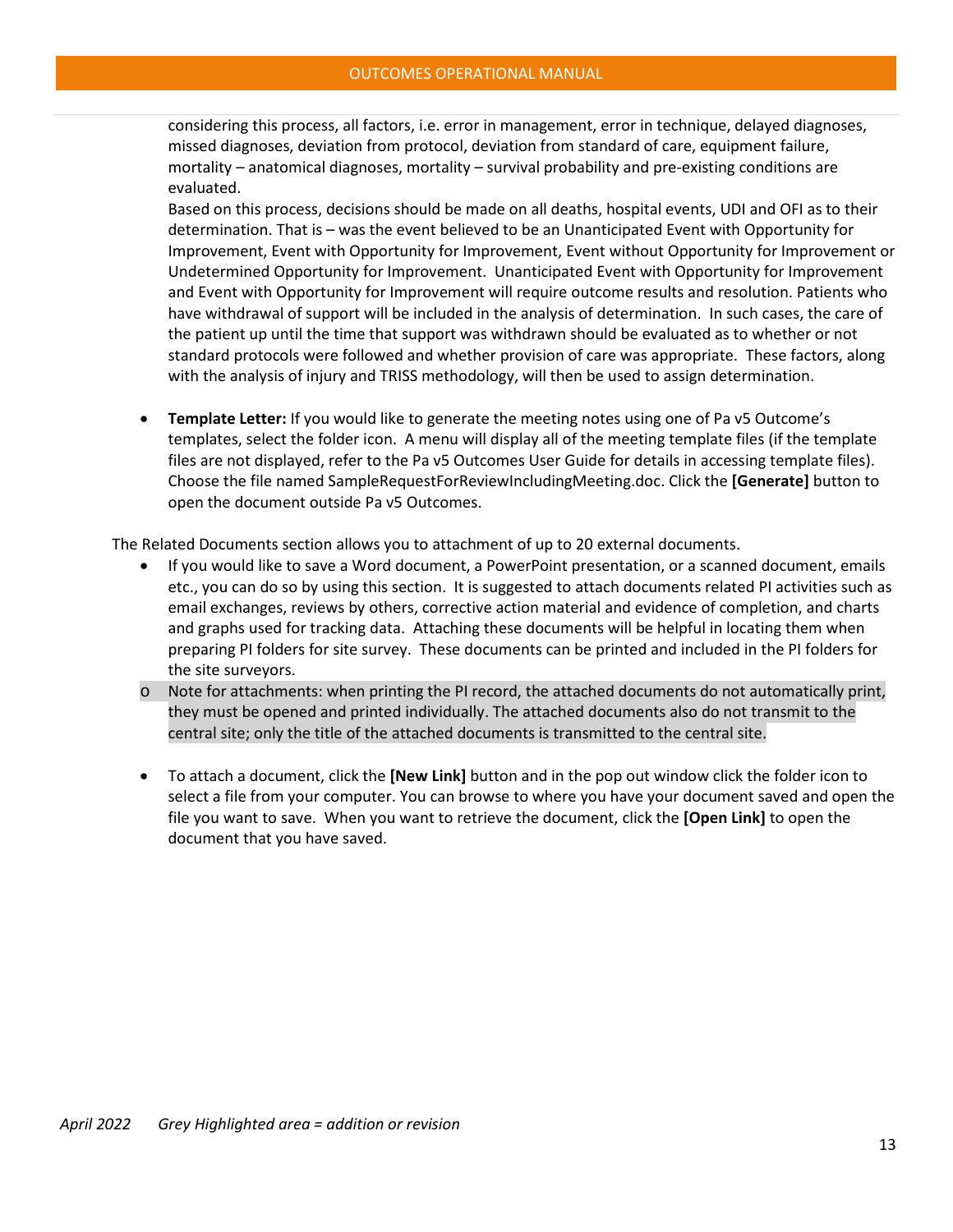considering this process, all factors, i.e. error in management, error in technique, delayed diagnoses, missed diagnoses, deviation from protocol, deviation from standard of care, equipment failure, mortality – anatomical diagnoses, mortality – survival probability and pre-existing conditions are evaluated.

Based on this process, decisions should be made on all deaths, hospital events, UDI and OFI as to their determination. That is – was the event believed to be an Unanticipated Event with Opportunity for Improvement, Event with Opportunity for Improvement, Event without Opportunity for Improvement or Undetermined Opportunity for Improvement. Unanticipated Event with Opportunity for Improvement and Event with Opportunity for Improvement will require outcome results and resolution. Patients who have withdrawal of support will be included in the analysis of determination. In such cases, the care of the patient up until the time that support was withdrawn should be evaluated as to whether or not standard protocols were followed and whether provision of care was appropriate. These factors, along with the analysis of injury and TRISS methodology, will then be used to assign determination.

- **Template Letter:** If you would like to generate the meeting notes using one of Pa v5 Outcome's templates, select the folder icon. A menu will display all of the meeting template files (if the template files are not displayed, refer to the Pa v5 Outcomes User Guide for details in accessing template files). Choose the file named SampleRequestForReviewIncludingMeeting.doc. Click the **[Generate]** button to open the document outside Pa v5 Outcomes.

The Related Documents section allows you to attachment of up to 20 external documents.

- If you would like to save a Word document, a PowerPoint presentation, or a scanned document, emails etc., you can do so by using this section. It is suggested to attach documents related PI activities such as email exchanges, reviews by others, corrective action material and evidence of completion, and charts and graphs used for tracking data. Attaching these documents will be helpful in locating them when preparing PI folders for site survey. These documents can be printed and included in the PI folders for the site surveyors.
  - Note for attachments: when printing the PI record, the attached documents do not automatically print, they must be opened and printed individually. The attached documents also do not transmit to the central site; only the title of the attached documents is transmitted to the central site.
- To attach a document, click the **[New Link]** button and in the pop out window click the folder icon to select a file from your computer. You can browse to where you have your document saved and open the file you want to save. When you want to retrieve the document, click the **[Open Link]** to open the document that you have saved.

*April 2022 Grey Highlighted area = addition or revision*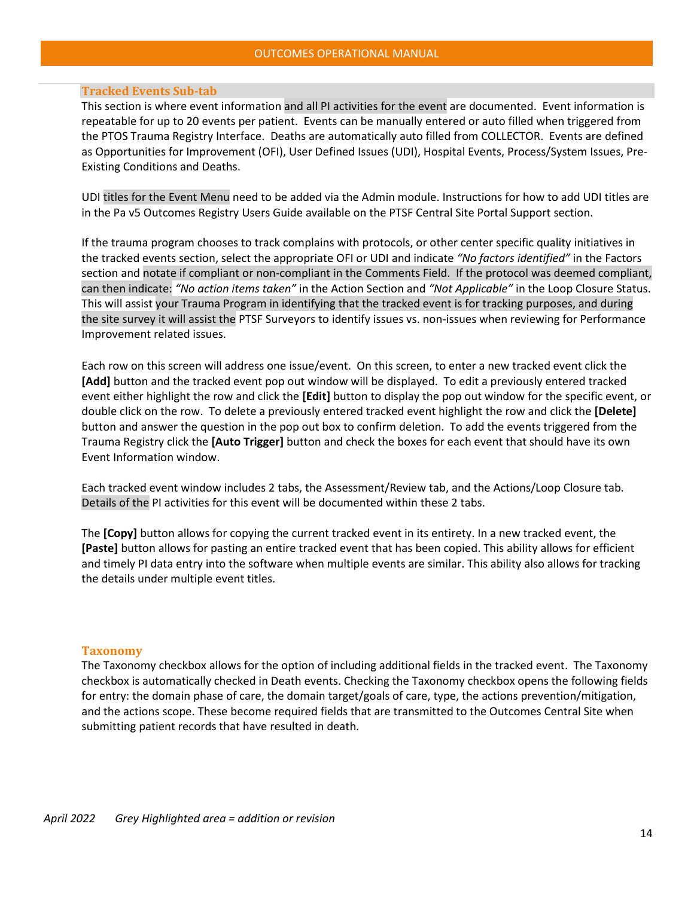### Tracked Events Sub-tab

This section is where event information and all PI activities for the event are documented. Event information is repeatable for up to 20 events per patient. Events can be manually entered or auto filled when triggered from the PTOS Trauma Registry Interface. Deaths are automatically auto filled from COLLECTOR. Events are defined as Opportunities for Improvement (OFI), User Defined Issues (UDI), Hospital Events, Process/System Issues, Pre-Existing Conditions and Deaths.

UDI titles for the Event Menu need to be added via the Admin module. Instructions for how to add UDI titles are in the Pa v5 Outcomes Registry Users Guide available on the PTSF Central Site Portal Support section.

If the trauma program chooses to track complains with protocols, or other center specific quality initiatives in the tracked events section, select the appropriate OFI or UDI and indicate *"No factors identified"* in the Factors section and notate if compliant or non-compliant in the Comments Field. If the protocol was deemed compliant, can then indicate: *"No action items taken"* in the Action Section and *"Not Applicable"* in the Loop Closure Status. This will assist your Trauma Program in identifying that the tracked event is for tracking purposes, and during the site survey it will assist the PTSF Surveyors to identify issues vs. non-issues when reviewing for Performance Improvement related issues.

Each row on this screen will address one issue/event. On this screen, to enter a new tracked event click the **[Add]** button and the tracked event pop out window will be displayed. To edit a previously entered tracked event either highlight the row and click the **[Edit]** button to display the pop out window for the specific event, or double click on the row. To delete a previously entered tracked event highlight the row and click the **[Delete]** button and answer the question in the pop out box to confirm deletion. To add the events triggered from the Trauma Registry click the **[Auto Trigger]** button and check the boxes for each event that should have its own Event Information window.

Each tracked event window includes 2 tabs, the Assessment/Review tab, and the Actions/Loop Closure tab. Details of the PI activities for this event will be documented within these 2 tabs.

The **[Copy]** button allows for copying the current tracked event in its entirety. In a new tracked event, the **[Paste]** button allows for pasting an entire tracked event that has been copied. This ability allows for efficient and timely PI data entry into the software when multiple events are similar. This ability also allows for tracking the details under multiple event titles.

### Taxonomy

The Taxonomy checkbox allows for the option of including additional fields in the tracked event. The Taxonomy checkbox is automatically checked in Death events. Checking the Taxonomy checkbox opens the following fields for entry: the domain phase of care, the domain target/goals of care, type, the actions prevention/mitigation, and the actions scope. These become required fields that are transmitted to the Outcomes Central Site when submitting patient records that have resulted in death.

*April 2022 Grey Highlighted area = addition or revision*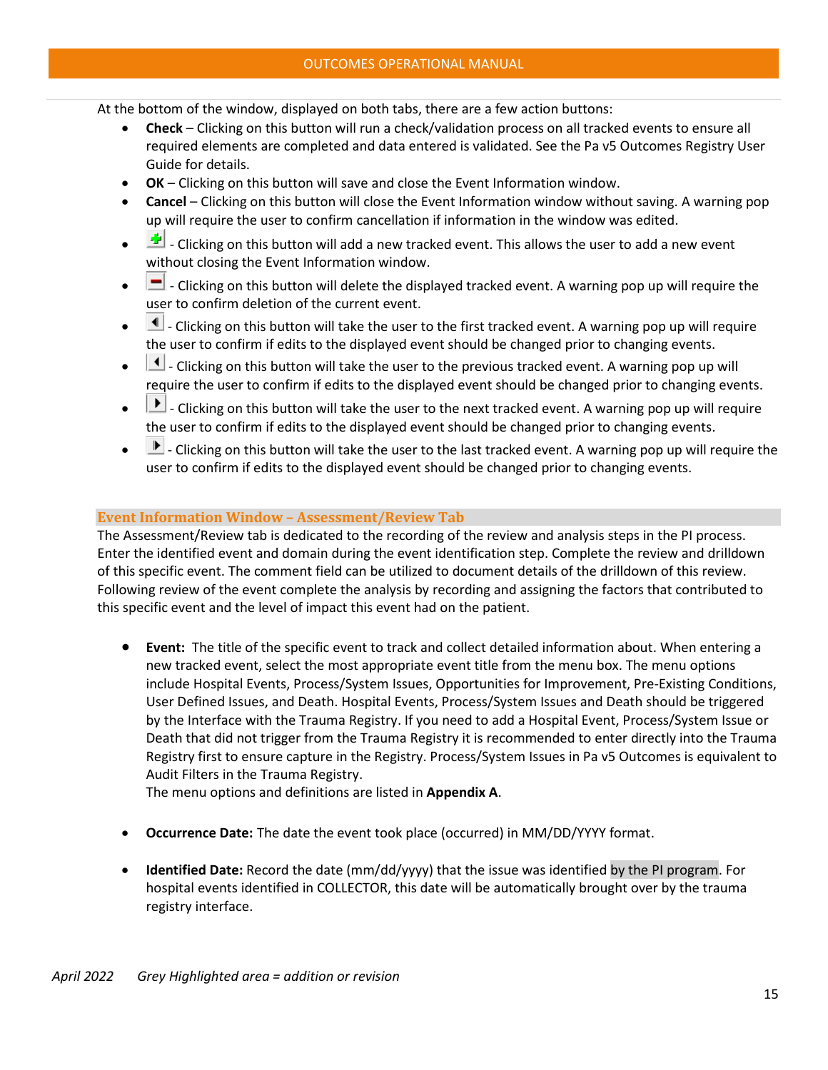At the bottom of the window, displayed on both tabs, there are a few action buttons:

- **Check** – Clicking on this button will run a check/validation process on all tracked events to ensure all required elements are completed and data entered is validated. See the Pa v5 Outcomes Registry User Guide for details.
- **OK** – Clicking on this button will save and close the Event Information window.
- **Cancel** – Clicking on this button will close the Event Information window without saving. A warning pop up will require the user to confirm cancellation if information in the window was edited.
- - Clicking on this button will add a new tracked event. This allows the user to add a new event without closing the Event Information window.
- - Clicking on this button will delete the displayed tracked event. A warning pop up will require the user to confirm deletion of the current event.
- - Clicking on this button will take the user to the first tracked event. A warning pop up will require the user to confirm if edits to the displayed event should be changed prior to changing events.
- - Clicking on this button will take the user to the previous tracked event. A warning pop up will require the user to confirm if edits to the displayed event should be changed prior to changing events.
- - Clicking on this button will take the user to the next tracked event. A warning pop up will require the user to confirm if edits to the displayed event should be changed prior to changing events.
- - Clicking on this button will take the user to the last tracked event. A warning pop up will require the user to confirm if edits to the displayed event should be changed prior to changing events.

### Event Information Window – Assessment/Review Tab

The Assessment/Review tab is dedicated to the recording of the review and analysis steps in the PI process. Enter the identified event and domain during the event identification step. Complete the review and drilldown of this specific event. The comment field can be utilized to document details of the drilldown of this review. Following review of the event complete the analysis by recording and assigning the factors that contributed to this specific event and the level of impact this event had on the patient.

- **Event:** The title of the specific event to track and collect detailed information about. When entering a new tracked event, select the most appropriate event title from the menu box. The menu options include Hospital Events, Process/System Issues, Opportunities for Improvement, Pre-Existing Conditions, User Defined Issues, and Death. Hospital Events, Process/System Issues and Death should be triggered by the Interface with the Trauma Registry. If you need to add a Hospital Event, Process/System Issue or Death that did not trigger from the Trauma Registry it is recommended to enter directly into the Trauma Registry first to ensure capture in the Registry. Process/System Issues in Pa v5 Outcomes is equivalent to Audit Filters in the Trauma Registry.
  The menu options and definitions are listed in **Appendix A**.

- **Occurrence Date:** The date the event took place (occurred) in MM/DD/YYYY format.

- **Identified Date:** Record the date (mm/dd/yyyy) that the issue was identified by the PI program. For hospital events identified in COLLECTOR, this date will be automatically brought over by the trauma registry interface.

*April 2022 Grey Highlighted area = addition or revision*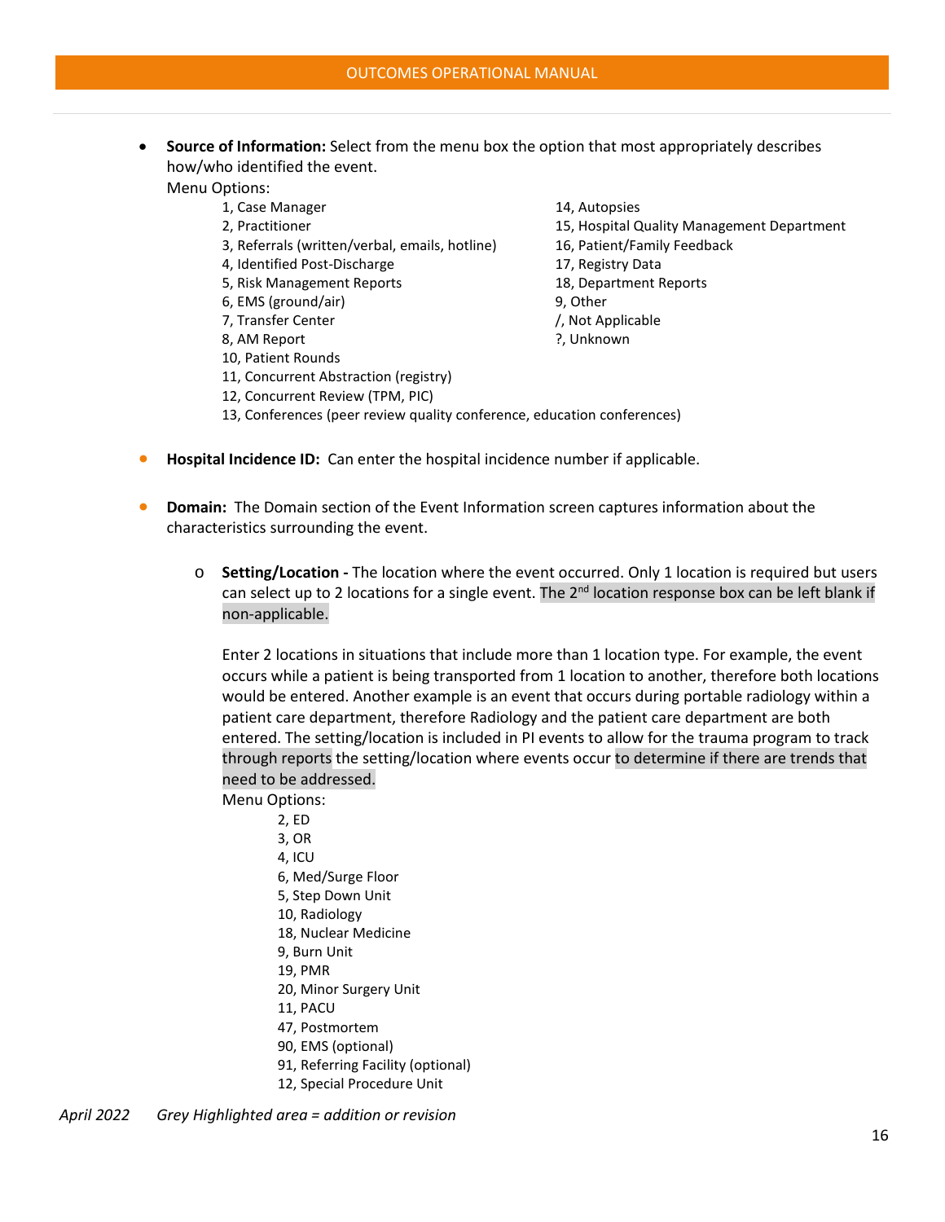- **Source of Information:** Select from the menu box the option that most appropriately describes how/who identified the event.
  Menu Options:
  - 1, Case Manager
  - 2, Practitioner
  - 3, Referrals (written/verbal, emails, hotline)
  - 4, Identified Post-Discharge
  - 5, Risk Management Reports
  - 6, EMS (ground/air)
  - 7, Transfer Center
  - 8, AM Report
  - 10, Patient Rounds
  - 11, Concurrent Abstraction (registry)
  - 12, Concurrent Review (TPM, PIC)
  - 13, Conferences (peer review quality conference, education conferences)
  - 14, Autopsies
  - 15, Hospital Quality Management Department
  - 16, Patient/Family Feedback
  - 17, Registry Data
  - 18, Department Reports
  - 9, Other
  - /, Not Applicable
  - ?, Unknown

- **Hospital Incidence ID:** Can enter the hospital incidence number if applicable.

- **Domain:** The Domain section of the Event Information screen captures information about the characteristics surrounding the event.

  - **Setting/Location -** The location where the event occurred. Only 1 location is required but users can select up to 2 locations for a single event. The 2nd location response box can be left blank if non-applicable.

    Enter 2 locations in situations that include more than 1 location type. For example, the event occurs while a patient is being transported from 1 location to another, therefore both locations would be entered. Another example is an event that occurs during portable radiology within a patient care department, therefore Radiology and the patient care department are both entered. The setting/location is included in PI events to allow for the trauma program to track through reports the setting/location where events occur to determine if there are trends that need to be addressed.
    Menu Options:
    - 2, ED
    - 3, OR
    - 4, ICU
    - 6, Med/Surge Floor
    - 5, Step Down Unit
    - 10, Radiology
    - 18, Nuclear Medicine
    - 9, Burn Unit
    - 19, PMR
    - 20, Minor Surgery Unit
    - 11, PACU
    - 47, Postmortem
    - 90, EMS (optional)
    - 91, Referring Facility (optional)
    - 12, Special Procedure Unit

*April 2022 Grey Highlighted area = addition or revision*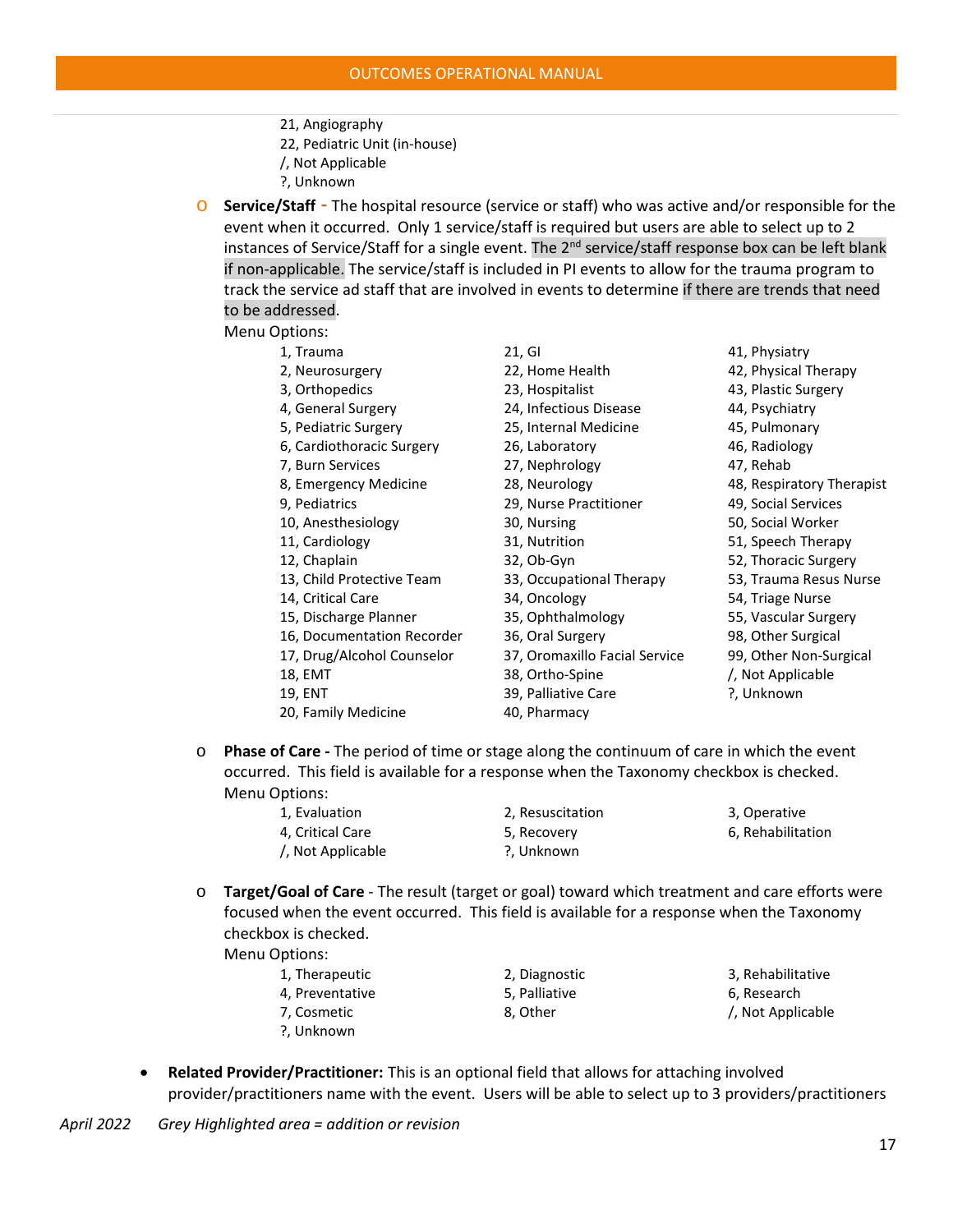21, Angiography
22, Pediatric Unit (in-house)
/, Not Applicable
?, Unknown

- **Service/Staff** - The hospital resource (service or staff) who was active and/or responsible for the event when it occurred. Only 1 service/staff is required but users are able to select up to 2 instances of Service/Staff for a single event. The 2nd service/staff response box can be left blank if non-applicable. The service/staff is included in PI events to allow for the trauma program to track the service ad staff that are involved in events to determine if there are trends that need to be addressed.

  Menu Options:

  1, Trauma
  2, Neurosurgery
  3, Orthopedics
  4, General Surgery
  5, Pediatric Surgery
  6, Cardiothoracic Surgery
  7, Burn Services
  8, Emergency Medicine
  9, Pediatrics
  10, Anesthesiology
  11, Cardiology
  12, Chaplain
  13, Child Protective Team
  14, Critical Care
  15, Discharge Planner
  16, Documentation Recorder
  17, Drug/Alcohol Counselor
  18, EMT
  19, ENT
  20, Family Medicine
  21, GI
  22, Home Health
  23, Hospitalist
  24, Infectious Disease
  25, Internal Medicine
  26, Laboratory
  27, Nephrology
  28, Neurology
  29, Nurse Practitioner
  30, Nursing
  31, Nutrition
  32, Ob-Gyn
  33, Occupational Therapy
  34, Oncology
  35, Ophthalmology
  36, Oral Surgery
  37, Oromaxillo Facial Service
  38, Ortho-Spine
  39, Palliative Care
  40, Pharmacy
  41, Physiatry
  42, Physical Therapy
  43, Plastic Surgery
  44, Psychiatry
  45, Pulmonary
  46, Radiology
  47, Rehab
  48, Respiratory Therapist
  49, Social Services
  50, Social Worker
  51, Speech Therapy
  52, Thoracic Surgery
  53, Trauma Resus Nurse
  54, Triage Nurse
  55, Vascular Surgery
  98, Other Surgical
  99, Other Non-Surgical
  /, Not Applicable
  ?, Unknown

- **Phase of Care -** The period of time or stage along the continuum of care in which the event occurred. This field is available for a response when the Taxonomy checkbox is checked.

  Menu Options:

  1, Evaluation
  2, Resuscitation
  3, Operative
  4, Critical Care
  5, Recovery
  6, Rehabilitation
  /, Not Applicable
  ?, Unknown

- **Target/Goal of Care** - The result (target or goal) toward which treatment and care efforts were focused when the event occurred. This field is available for a response when the Taxonomy checkbox is checked.

  Menu Options:

  1, Therapeutic
  2, Diagnostic
  3, Rehabilitative
  4, Preventative
  5, Palliative
  6, Research
  7, Cosmetic
  8, Other
  /, Not Applicable
  ?, Unknown

- **Related Provider/Practitioner:** This is an optional field that allows for attaching involved provider/practitioners name with the event. Users will be able to select up to 3 providers/practitioners

*April 2022 Grey Highlighted area = addition or revision*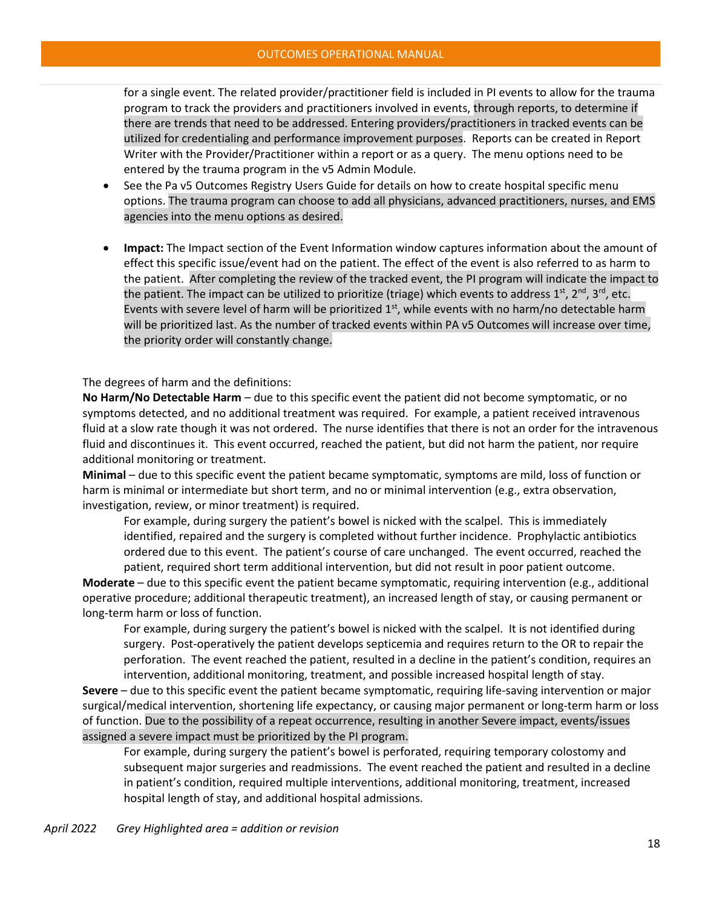for a single event. The related provider/practitioner field is included in PI events to allow for the trauma program to track the providers and practitioners involved in events, through reports, to determine if there are trends that need to be addressed. Entering providers/practitioners in tracked events can be utilized for credentialing and performance improvement purposes. Reports can be created in Report Writer with the Provider/Practitioner within a report or as a query. The menu options need to be entered by the trauma program in the v5 Admin Module.

- See the Pa v5 Outcomes Registry Users Guide for details on how to create hospital specific menu options. The trauma program can choose to add all physicians, advanced practitioners, nurses, and EMS agencies into the menu options as desired.

- **Impact:** The Impact section of the Event Information window captures information about the amount of effect this specific issue/event had on the patient. The effect of the event is also referred to as harm to the patient. After completing the review of the tracked event, the PI program will indicate the impact to the patient. The impact can be utilized to prioritize (triage) which events to address 1st, 2nd, 3rd, etc. Events with severe level of harm will be prioritized 1st, while events with no harm/no detectable harm will be prioritized last. As the number of tracked events within PA v5 Outcomes will increase over time, the priority order will constantly change.

The degrees of harm and the definitions:

**No Harm/No Detectable Harm** – due to this specific event the patient did not become symptomatic, or no symptoms detected, and no additional treatment was required. For example, a patient received intravenous fluid at a slow rate though it was not ordered. The nurse identifies that there is not an order for the intravenous fluid and discontinues it. This event occurred, reached the patient, but did not harm the patient, nor require additional monitoring or treatment.

**Minimal** – due to this specific event the patient became symptomatic, symptoms are mild, loss of function or harm is minimal or intermediate but short term, and no or minimal intervention (e.g., extra observation, investigation, review, or minor treatment) is required.

For example, during surgery the patient's bowel is nicked with the scalpel. This is immediately identified, repaired and the surgery is completed without further incidence. Prophylactic antibiotics ordered due to this event. The patient's course of care unchanged. The event occurred, reached the patient, required short term additional intervention, but did not result in poor patient outcome.

**Moderate** – due to this specific event the patient became symptomatic, requiring intervention (e.g., additional operative procedure; additional therapeutic treatment), an increased length of stay, or causing permanent or long-term harm or loss of function.

For example, during surgery the patient's bowel is nicked with the scalpel. It is not identified during surgery. Post-operatively the patient develops septicemia and requires return to the OR to repair the perforation. The event reached the patient, resulted in a decline in the patient's condition, requires an intervention, additional monitoring, treatment, and possible increased hospital length of stay.

**Severe** – due to this specific event the patient became symptomatic, requiring life-saving intervention or major surgical/medical intervention, shortening life expectancy, or causing major permanent or long-term harm or loss of function. Due to the possibility of a repeat occurrence, resulting in another Severe impact, events/issues assigned a severe impact must be prioritized by the PI program.

For example, during surgery the patient's bowel is perforated, requiring temporary colostomy and subsequent major surgeries and readmissions. The event reached the patient and resulted in a decline in patient's condition, required multiple interventions, additional monitoring, treatment, increased hospital length of stay, and additional hospital admissions.

*April 2022 Grey Highlighted area = addition or revision*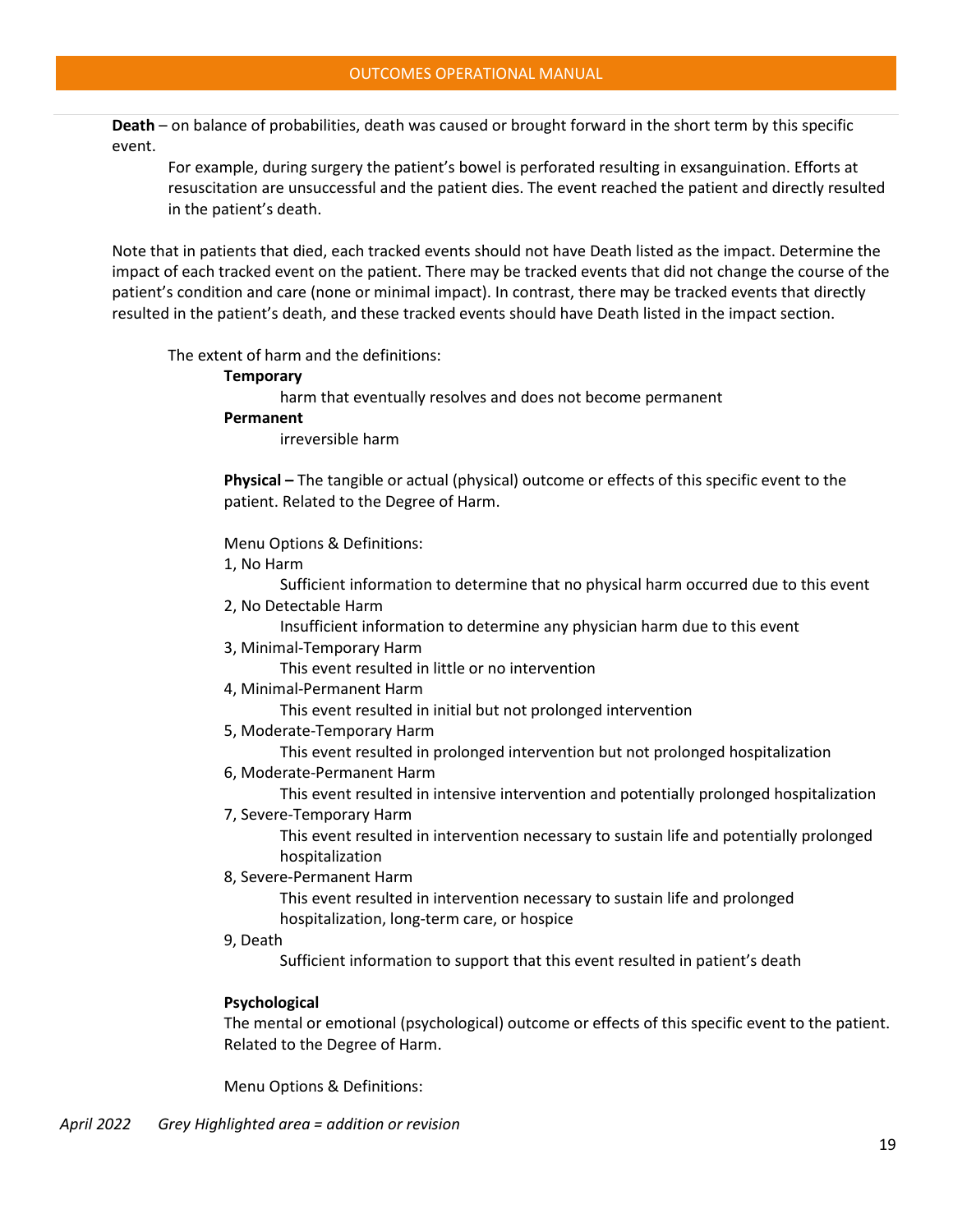**Death** – on balance of probabilities, death was caused or brought forward in the short term by this specific event.

> For example, during surgery the patient's bowel is perforated resulting in exsanguination. Efforts at resuscitation are unsuccessful and the patient dies. The event reached the patient and directly resulted in the patient's death.

Note that in patients that died, each tracked events should not have Death listed as the impact. Determine the impact of each tracked event on the patient. There may be tracked events that did not change the course of the patient's condition and care (none or minimal impact). In contrast, there may be tracked events that directly resulted in the patient's death, and these tracked events should have Death listed in the impact section.

The extent of harm and the definitions:

**Temporary**

harm that eventually resolves and does not become permanent

**Permanent**

irreversible harm

**Physical –** The tangible or actual (physical) outcome or effects of this specific event to the patient. Related to the Degree of Harm.

Menu Options & Definitions:

1, No Harm
   Sufficient information to determine that no physical harm occurred due to this event

2, No Detectable Harm
   Insufficient information to determine any physician harm due to this event

3, Minimal-Temporary Harm
   This event resulted in little or no intervention

4, Minimal-Permanent Harm
   This event resulted in initial but not prolonged intervention

5, Moderate-Temporary Harm
   This event resulted in prolonged intervention but not prolonged hospitalization

6, Moderate-Permanent Harm
   This event resulted in intensive intervention and potentially prolonged hospitalization

7, Severe-Temporary Harm
   This event resulted in intervention necessary to sustain life and potentially prolonged hospitalization

8, Severe-Permanent Harm
   This event resulted in intervention necessary to sustain life and prolonged hospitalization, long-term care, or hospice

9, Death
   Sufficient information to support that this event resulted in patient's death

**Psychological**

The mental or emotional (psychological) outcome or effects of this specific event to the patient. Related to the Degree of Harm.

Menu Options & Definitions:

*April 2022 Grey Highlighted area = addition or revision*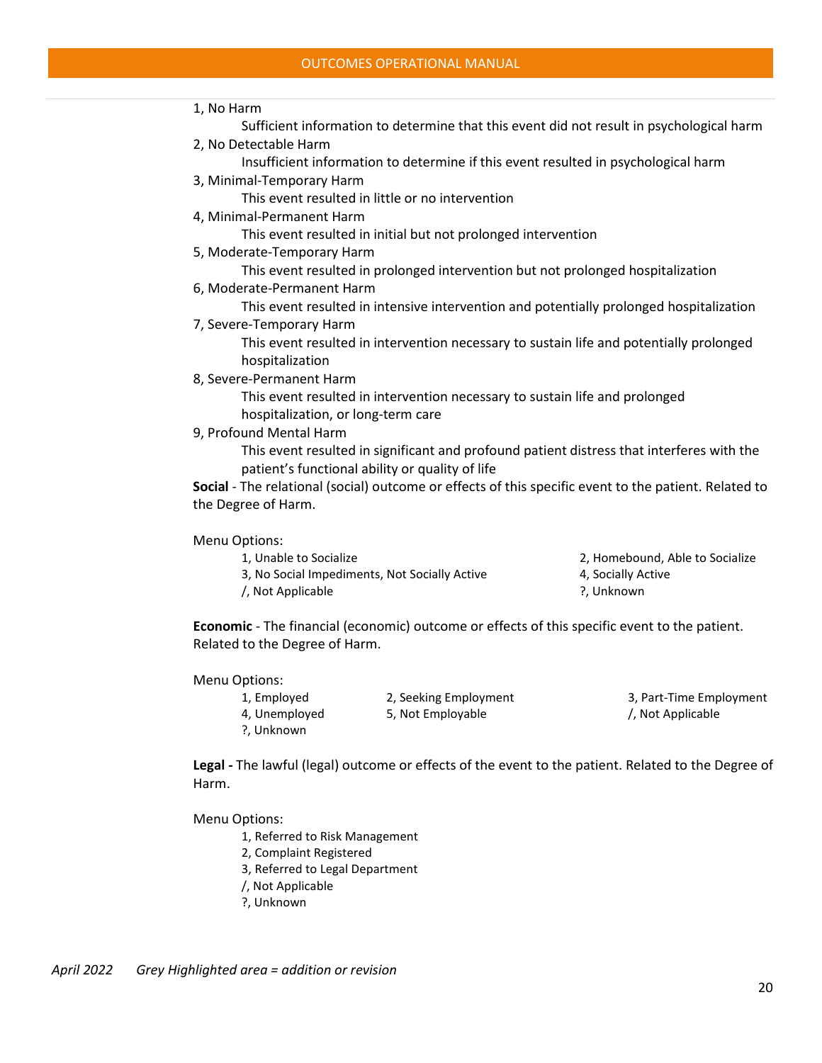1, No Harm
    Sufficient information to determine that this event did not result in psychological harm

2, No Detectable Harm
    Insufficient information to determine if this event resulted in psychological harm

3, Minimal-Temporary Harm
    This event resulted in little or no intervention

4, Minimal-Permanent Harm
    This event resulted in initial but not prolonged intervention

5, Moderate-Temporary Harm
    This event resulted in prolonged intervention but not prolonged hospitalization

6, Moderate-Permanent Harm
    This event resulted in intensive intervention and potentially prolonged hospitalization

7, Severe-Temporary Harm
    This event resulted in intervention necessary to sustain life and potentially prolonged hospitalization

8, Severe-Permanent Harm
    This event resulted in intervention necessary to sustain life and prolonged hospitalization, or long-term care

9, Profound Mental Harm
    This event resulted in significant and profound patient distress that interferes with the patient's functional ability or quality of life

**Social** - The relational (social) outcome or effects of this specific event to the patient. Related to the Degree of Harm.

Menu Options:

- 1, Unable to Socialize
- 2, Homebound, Able to Socialize
- 3, No Social Impediments, Not Socially Active
- 4, Socially Active
- /, Not Applicable
- ?, Unknown

**Economic** - The financial (economic) outcome or effects of this specific event to the patient. Related to the Degree of Harm.

Menu Options:

- 1, Employed
- 2, Seeking Employment
- 3, Part-Time Employment
- 4, Unemployed
- 5, Not Employable
- /, Not Applicable
- ?, Unknown

**Legal -** The lawful (legal) outcome or effects of the event to the patient. Related to the Degree of Harm.

Menu Options:

- 1, Referred to Risk Management
- 2, Complaint Registered
- 3, Referred to Legal Department
- /, Not Applicable
- ?, Unknown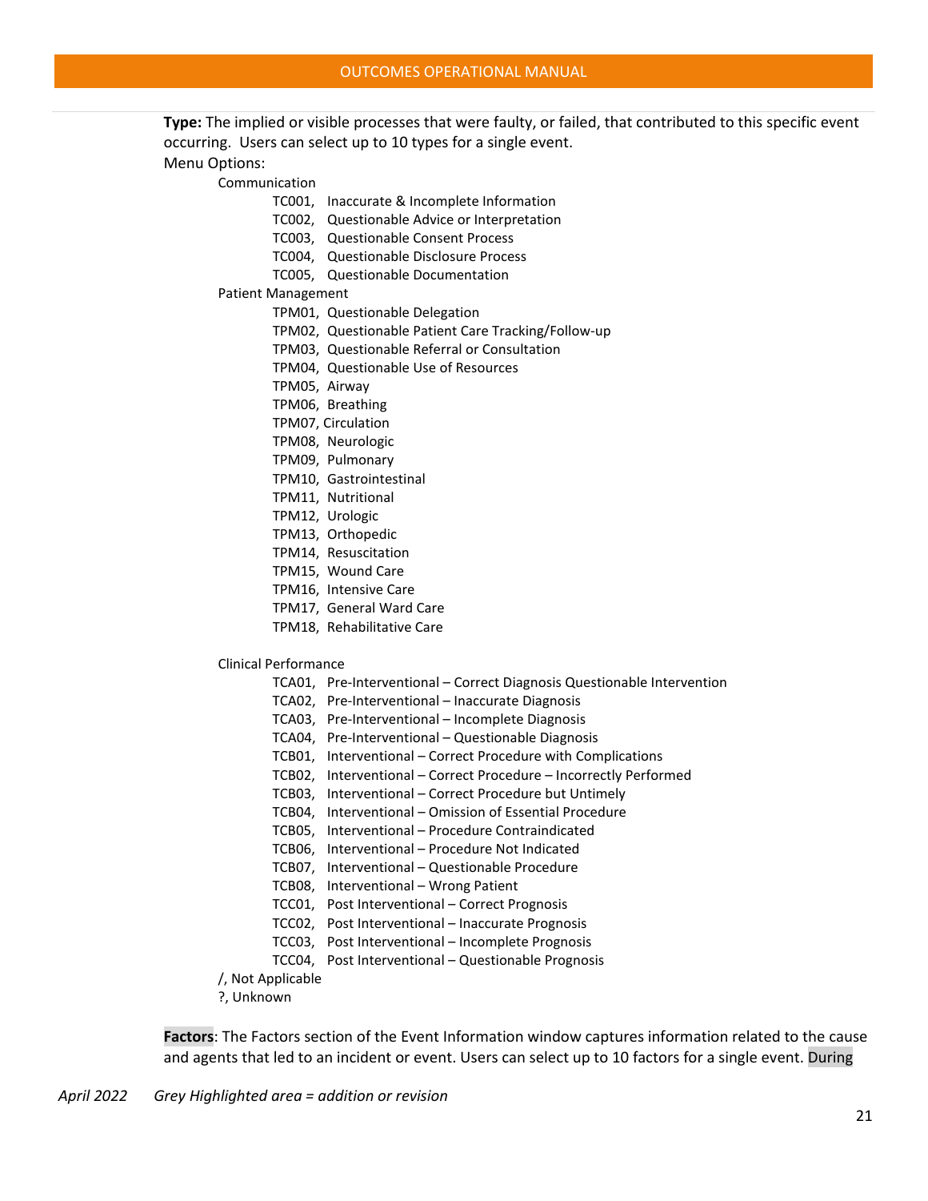**Type:** The implied or visible processes that were faulty, or failed, that contributed to this specific event occurring. Users can select up to 10 types for a single event.

Menu Options:

- Communication
  - TC001, Inaccurate & Incomplete Information
  - TC002, Questionable Advice or Interpretation
  - TC003, Questionable Consent Process
  - TC004, Questionable Disclosure Process
  - TC005, Questionable Documentation
- Patient Management
  - TPM01, Questionable Delegation
  - TPM02, Questionable Patient Care Tracking/Follow-up
  - TPM03, Questionable Referral or Consultation
  - TPM04, Questionable Use of Resources
  - TPM05, Airway
  - TPM06, Breathing
  - TPM07, Circulation
  - TPM08, Neurologic
  - TPM09, Pulmonary
  - TPM10, Gastrointestinal
  - TPM11, Nutritional
  - TPM12, Urologic
  - TPM13, Orthopedic
  - TPM14, Resuscitation
  - TPM15, Wound Care
  - TPM16, Intensive Care
  - TPM17, General Ward Care
  - TPM18, Rehabilitative Care
- Clinical Performance
  - TCA01, Pre-Interventional – Correct Diagnosis Questionable Intervention
  - TCA02, Pre-Interventional – Inaccurate Diagnosis
  - TCA03, Pre-Interventional – Incomplete Diagnosis
  - TCA04, Pre-Interventional – Questionable Diagnosis
  - TCB01, Interventional – Correct Procedure with Complications
  - TCB02, Interventional – Correct Procedure – Incorrectly Performed
  - TCB03, Interventional – Correct Procedure but Untimely
  - TCB04, Interventional – Omission of Essential Procedure
  - TCB05, Interventional – Procedure Contraindicated
  - TCB06, Interventional – Procedure Not Indicated
  - TCB07, Interventional – Questionable Procedure
  - TCB08, Interventional – Wrong Patient
  - TCC01, Post Interventional – Correct Prognosis
  - TCC02, Post Interventional – Inaccurate Prognosis
  - TCC03, Post Interventional – Incomplete Prognosis
  - TCC04, Post Interventional – Questionable Prognosis
- /, Not Applicable
- ?, Unknown

**Factors**: The Factors section of the Event Information window captures information related to the cause and agents that led to an incident or event. Users can select up to 10 factors for a single event. During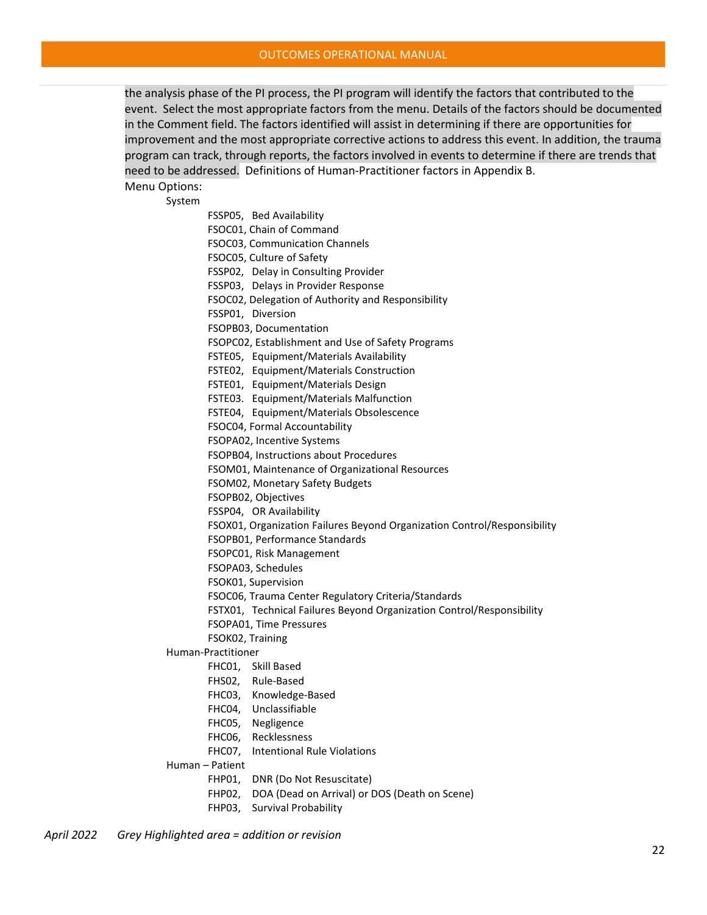the analysis phase of the PI process, the PI program will identify the factors that contributed to the event. Select the most appropriate factors from the menu. Details of the factors should be documented in the Comment field. The factors identified will assist in determining if there are opportunities for improvement and the most appropriate corrective actions to address this event. In addition, the trauma program can track, through reports, the factors involved in events to determine if there are trends that need to be addressed. Definitions of Human-Practitioner factors in Appendix B.

Menu Options:

- System
  - FSSP05, Bed Availability
  - FSOC01, Chain of Command
  - FSOC03, Communication Channels
  - FSOC05, Culture of Safety
  - FSSP02, Delay in Consulting Provider
  - FSSP03, Delays in Provider Response
  - FSOC02, Delegation of Authority and Responsibility
  - FSSP01, Diversion
  - FSOPB03, Documentation
  - FSOPC02, Establishment and Use of Safety Programs
  - FSTE05, Equipment/Materials Availability
  - FSTE02, Equipment/Materials Construction
  - FSTE01, Equipment/Materials Design
  - FSTE03. Equipment/Materials Malfunction
  - FSTE04, Equipment/Materials Obsolescence
  - FSOC04, Formal Accountability
  - FSOPA02, Incentive Systems
  - FSOPB04, Instructions about Procedures
  - FSOM01, Maintenance of Organizational Resources
  - FSOM02, Monetary Safety Budgets
  - FSOPB02, Objectives
  - FSSP04, OR Availability
  - FSOX01, Organization Failures Beyond Organization Control/Responsibility
  - FSOPB01, Performance Standards
  - FSOPC01, Risk Management
  - FSOPA03, Schedules
  - FSOK01, Supervision
  - FSOC06, Trauma Center Regulatory Criteria/Standards
  - FSTX01, Technical Failures Beyond Organization Control/Responsibility
  - FSOPA01, Time Pressures
  - FSOK02, Training
- Human-Practitioner
  - FHC01, Skill Based
  - FHS02, Rule-Based
  - FHC03, Knowledge-Based
  - FHC04, Unclassifiable
  - FHC05, Negligence
  - FHC06, Recklessness
  - FHC07, Intentional Rule Violations
- Human – Patient
  - FHP01, DNR (Do Not Resuscitate)
  - FHP02, DOA (Dead on Arrival) or DOS (Death on Scene)
  - FHP03, Survival Probability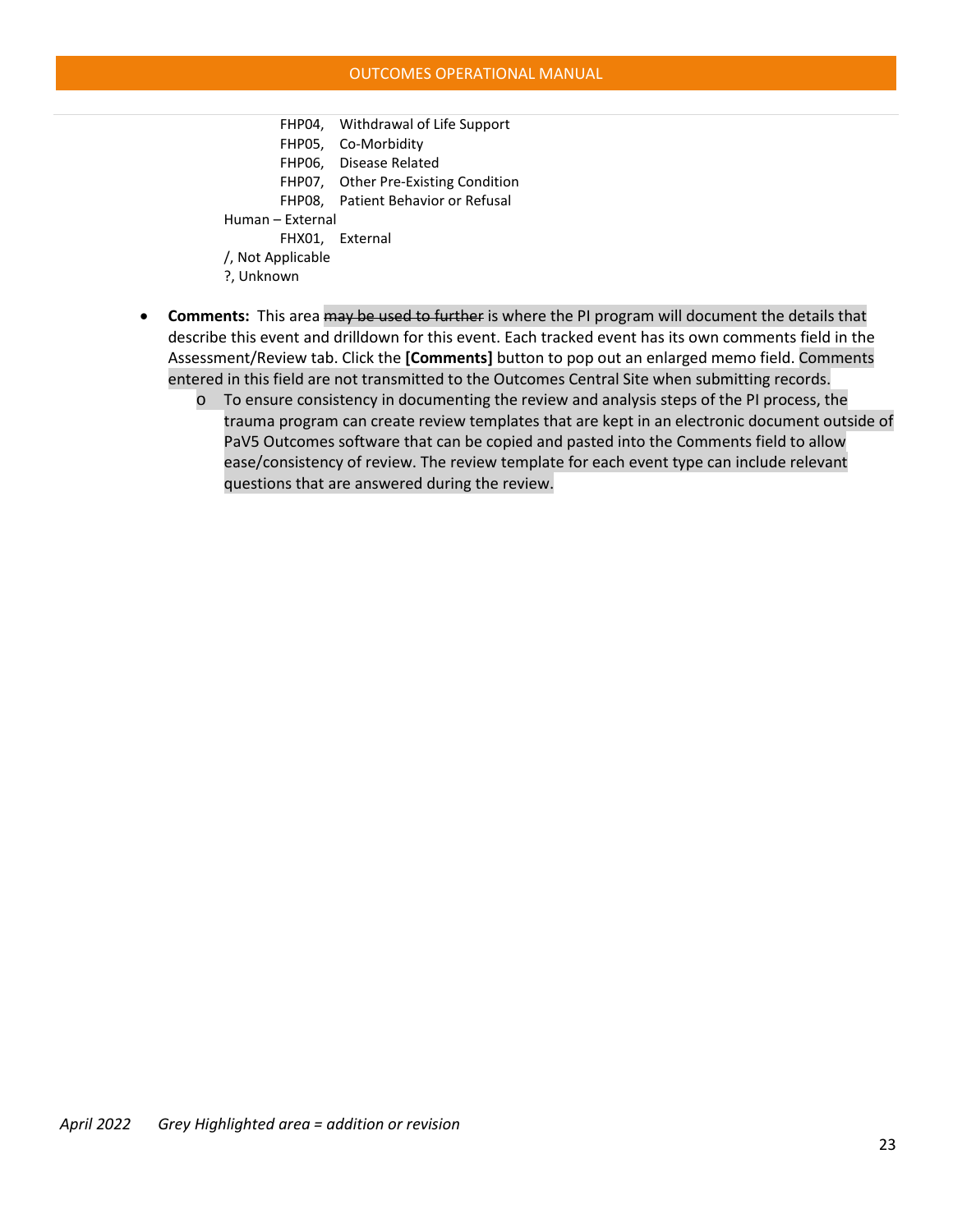FHP04, Withdrawal of Life Support
FHP05, Co-Morbidity
FHP06, Disease Related
FHP07, Other Pre-Existing Condition
FHP08, Patient Behavior or Refusal

Human – External

FHX01, External

/, Not Applicable

?, Unknown

- **Comments:** This area ~~may be used to further~~ is where the PI program will document the details that describe this event and drilldown for this event. Each tracked event has its own comments field in the Assessment/Review tab. Click the **[Comments]** button to pop out an enlarged memo field. Comments entered in this field are not transmitted to the Outcomes Central Site when submitting records.
    - To ensure consistency in documenting the review and analysis steps of the PI process, the trauma program can create review templates that are kept in an electronic document outside of PaV5 Outcomes software that can be copied and pasted into the Comments field to allow ease/consistency of review. The review template for each event type can include relevant questions that are answered during the review.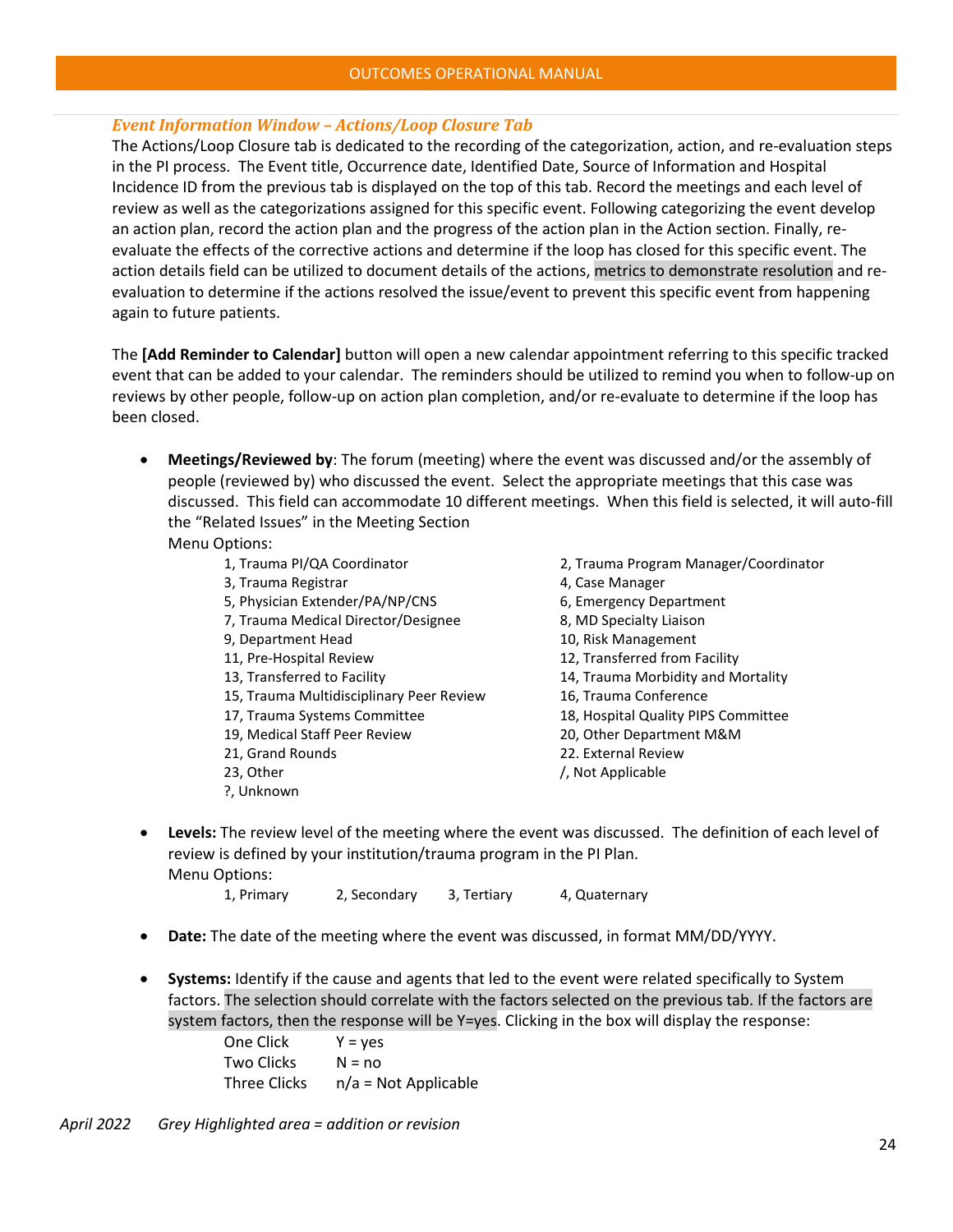### *Event Information Window – Actions/Loop Closure Tab*

The Actions/Loop Closure tab is dedicated to the recording of the categorization, action, and re-evaluation steps in the PI process. The Event title, Occurrence date, Identified Date, Source of Information and Hospital Incidence ID from the previous tab is displayed on the top of this tab. Record the meetings and each level of review as well as the categorizations assigned for this specific event. Following categorizing the event develop an action plan, record the action plan and the progress of the action plan in the Action section. Finally, re-evaluate the effects of the corrective actions and determine if the loop has closed for this specific event. The action details field can be utilized to document details of the actions, metrics to demonstrate resolution and re-evaluation to determine if the actions resolved the issue/event to prevent this specific event from happening again to future patients.

The **[Add Reminder to Calendar]** button will open a new calendar appointment referring to this specific tracked event that can be added to your calendar. The reminders should be utilized to remind you when to follow-up on reviews by other people, follow-up on action plan completion, and/or re-evaluate to determine if the loop has been closed.

- **Meetings/Reviewed by**: The forum (meeting) where the event was discussed and/or the assembly of people (reviewed by) who discussed the event. Select the appropriate meetings that this case was discussed. This field can accommodate 10 different meetings. When this field is selected, it will auto-fill the "Related Issues" in the Meeting Section

  Menu Options:

  | | |
  |---|---|
  | 1, Trauma PI/QA Coordinator | 2, Trauma Program Manager/Coordinator |
  | 3, Trauma Registrar | 4, Case Manager |
  | 5, Physician Extender/PA/NP/CNS | 6, Emergency Department |
  | 7, Trauma Medical Director/Designee | 8, MD Specialty Liaison |
  | 9, Department Head | 10, Risk Management |
  | 11, Pre-Hospital Review | 12, Transferred from Facility |
  | 13, Transferred to Facility | 14, Trauma Morbidity and Mortality |
  | 15, Trauma Multidisciplinary Peer Review | 16, Trauma Conference |
  | 17, Trauma Systems Committee | 18, Hospital Quality PIPS Committee |
  | 19, Medical Staff Peer Review | 20, Other Department M&M |
  | 21, Grand Rounds | 22. External Review |
  | 23, Other | /, Not Applicable |
  | ?, Unknown | |

- **Levels:** The review level of the meeting where the event was discussed. The definition of each level of review is defined by your institution/trauma program in the PI Plan.

  Menu Options:

  1, Primary    2, Secondary    3, Tertiary    4, Quaternary

- **Date:** The date of the meeting where the event was discussed, in format MM/DD/YYYY.

- **Systems:** Identify if the cause and agents that led to the event were related specifically to System factors. The selection should correlate with the factors selected on the previous tab. If the factors are system factors, then the response will be Y=yes. Clicking in the box will display the response:

  | | |
  |---|---|
  | One Click | Y = yes |
  | Two Clicks | N = no |
  | Three Clicks | n/a = Not Applicable |

*April 2022    Grey Highlighted area = addition or revision*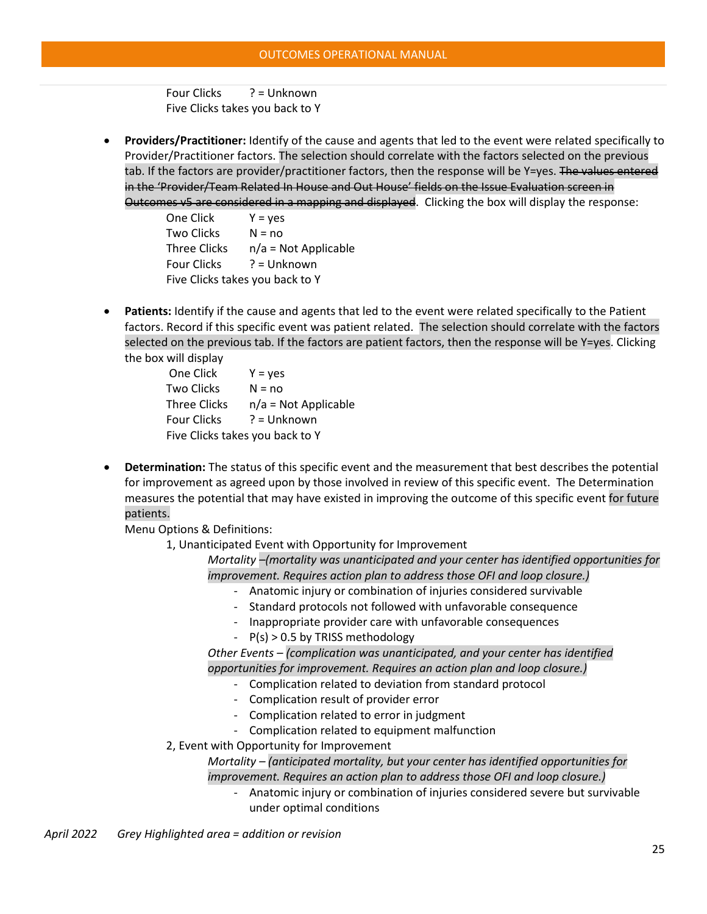Four Clicks ? = Unknown
Five Clicks takes you back to Y

- **Providers/Practitioner:** Identify of the cause and agents that led to the event were related specifically to Provider/Practitioner factors. The selection should correlate with the factors selected on the previous tab. If the factors are provider/practitioner factors, then the response will be Y=yes. ~~The values entered in the 'Provider/Team Related In House and Out House' fields on the Issue Evaluation screen in Outcomes v5 are considered in a mapping and displayed~~. Clicking the box will display the response:

  One Click Y = yes
  Two Clicks N = no
  Three Clicks n/a = Not Applicable
  Four Clicks ? = Unknown
  Five Clicks takes you back to Y

- **Patients:** Identify if the cause and agents that led to the event were related specifically to the Patient factors. Record if this specific event was patient related. The selection should correlate with the factors selected on the previous tab. If the factors are patient factors, then the response will be Y=yes. Clicking the box will display

  One Click Y = yes
  Two Clicks N = no
  Three Clicks n/a = Not Applicable
  Four Clicks ? = Unknown
  Five Clicks takes you back to Y

- **Determination:** The status of this specific event and the measurement that best describes the potential for improvement as agreed upon by those involved in review of this specific event. The Determination measures the potential that may have existed in improving the outcome of this specific event for future patients.

  Menu Options & Definitions:

  1, Unanticipated Event with Opportunity for Improvement

  *Mortality –(mortality was unanticipated and your center has identified opportunities for improvement. Requires action plan to address those OFI and loop closure.)*

  - Anatomic injury or combination of injuries considered survivable
  - Standard protocols not followed with unfavorable consequence
  - Inappropriate provider care with unfavorable consequences
  - P(s) > 0.5 by TRISS methodology

  *Other Events – (complication was unanticipated, and your center has identified opportunities for improvement. Requires an action plan and loop closure.)*

  - Complication related to deviation from standard protocol
  - Complication result of provider error
  - Complication related to error in judgment
  - Complication related to equipment malfunction

  2, Event with Opportunity for Improvement

  *Mortality – (anticipated mortality, but your center has identified opportunities for improvement. Requires an action plan to address those OFI and loop closure.)*

  - Anatomic injury or combination of injuries considered severe but survivable under optimal conditions

*April 2022 Grey Highlighted area = addition or revision*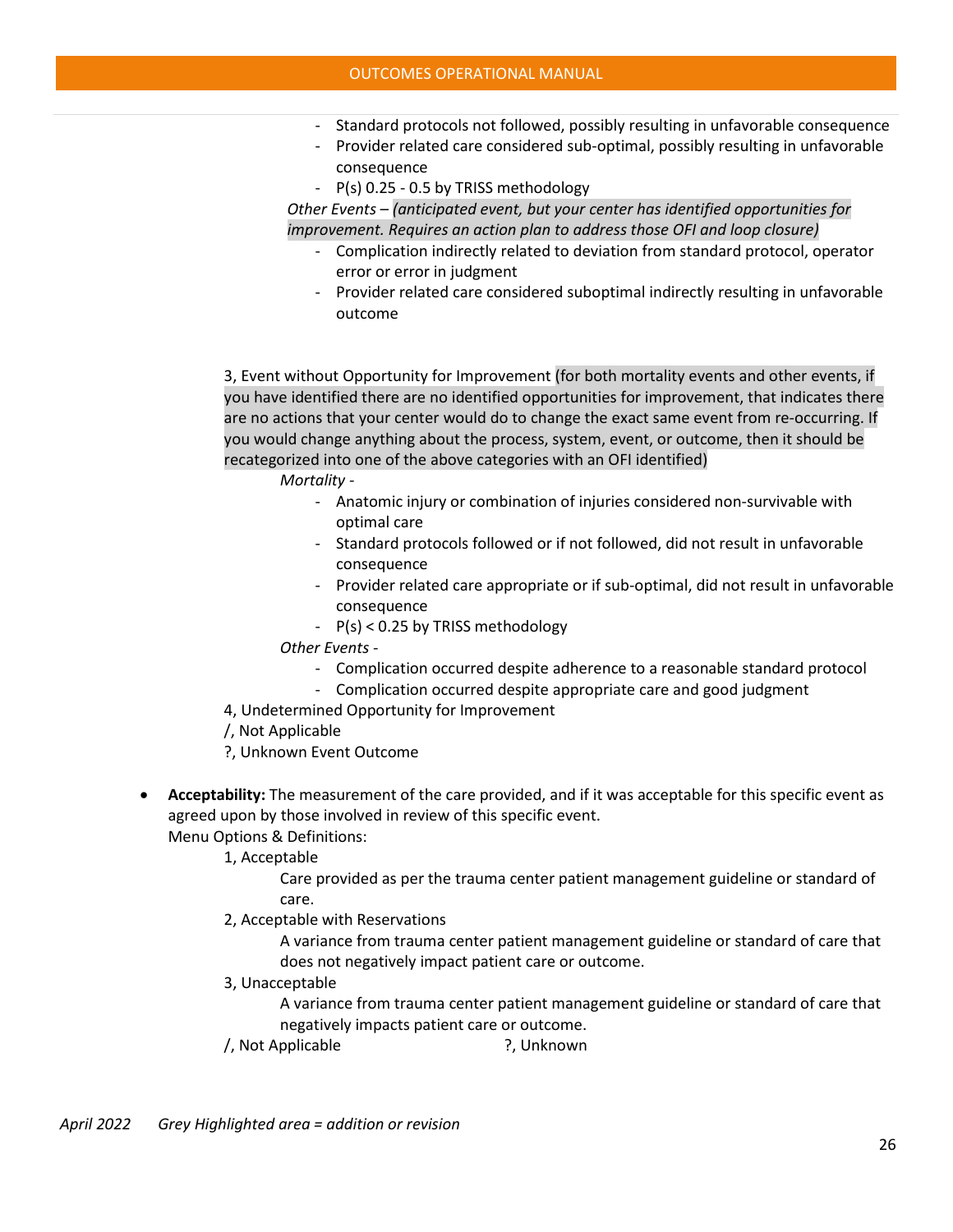- Standard protocols not followed, possibly resulting in unfavorable consequence
- Provider related care considered sub-optimal, possibly resulting in unfavorable consequence
- P(s) 0.25 - 0.5 by TRISS methodology

*Other Events – (anticipated event, but your center has identified opportunities for improvement. Requires an action plan to address those OFI and loop closure)*

- Complication indirectly related to deviation from standard protocol, operator error or error in judgment
- Provider related care considered suboptimal indirectly resulting in unfavorable outcome

3, Event without Opportunity for Improvement (for both mortality events and other events, if you have identified there are no identified opportunities for improvement, that indicates there are no actions that your center would do to change the exact same event from re-occurring. If you would change anything about the process, system, event, or outcome, then it should be recategorized into one of the above categories with an OFI identified)

*Mortality -*

- Anatomic injury or combination of injuries considered non-survivable with optimal care
- Standard protocols followed or if not followed, did not result in unfavorable consequence
- Provider related care appropriate or if sub-optimal, did not result in unfavorable consequence
- P(s) < 0.25 by TRISS methodology

*Other Events -*

- Complication occurred despite adherence to a reasonable standard protocol
- Complication occurred despite appropriate care and good judgment

4, Undetermined Opportunity for Improvement

/, Not Applicable

?, Unknown Event Outcome

- **Acceptability:** The measurement of the care provided, and if it was acceptable for this specific event as agreed upon by those involved in review of this specific event.
  Menu Options & Definitions:

  1, Acceptable

  Care provided as per the trauma center patient management guideline or standard of care.

  2, Acceptable with Reservations

  A variance from trauma center patient management guideline or standard of care that does not negatively impact patient care or outcome.

  3, Unacceptable

  A variance from trauma center patient management guideline or standard of care that negatively impacts patient care or outcome.

  /, Not Applicable

  ?, Unknown

*April 2022 Grey Highlighted area = addition or revision*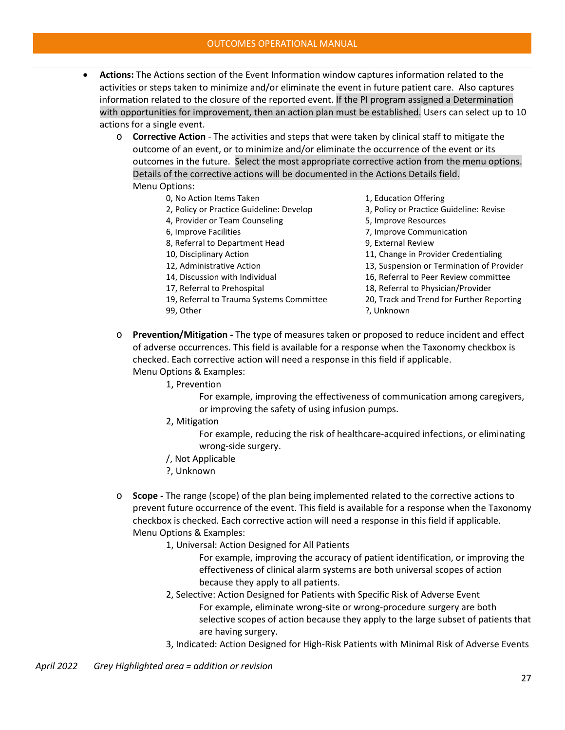- **Actions:** The Actions section of the Event Information window captures information related to the activities or steps taken to minimize and/or eliminate the event in future patient care. Also captures information related to the closure of the reported event. If the PI program assigned a Determination with opportunities for improvement, then an action plan must be established. Users can select up to 10 actions for a single event.
  - **Corrective Action** - The activities and steps that were taken by clinical staff to mitigate the outcome of an event, or to minimize and/or eliminate the occurrence of the event or its outcomes in the future. Select the most appropriate corrective action from the menu options. Details of the corrective actions will be documented in the Actions Details field.

    Menu Options:

    0, No Action Items Taken
    1, Education Offering
    2, Policy or Practice Guideline: Develop
    3, Policy or Practice Guideline: Revise
    4, Provider or Team Counseling
    5, Improve Resources
    6, Improve Facilities
    7, Improve Communication
    8, Referral to Department Head
    9, External Review
    10, Disciplinary Action
    11, Change in Provider Credentialing
    12, Administrative Action
    13, Suspension or Termination of Provider
    14, Discussion with Individual
    16, Referral to Peer Review committee
    17, Referral to Prehospital
    18, Referral to Physician/Provider
    19, Referral to Trauma Systems Committee
    20, Track and Trend for Further Reporting
    99, Other
    ?, Unknown

  - **Prevention/Mitigation -** The type of measures taken or proposed to reduce incident and effect of adverse occurrences. This field is available for a response when the Taxonomy checkbox is checked. Each corrective action will need a response in this field if applicable.

    Menu Options & Examples:

    1, Prevention
    
    For example, improving the effectiveness of communication among caregivers, or improving the safety of using infusion pumps.

    2, Mitigation
    
    For example, reducing the risk of healthcare-acquired infections, or eliminating wrong-side surgery.

    /, Not Applicable
    
    ?, Unknown

  - **Scope -** The range (scope) of the plan being implemented related to the corrective actions to prevent future occurrence of the event. This field is available for a response when the Taxonomy checkbox is checked. Each corrective action will need a response in this field if applicable.

    Menu Options & Examples:

    1, Universal: Action Designed for All Patients
    
    For example, improving the accuracy of patient identification, or improving the effectiveness of clinical alarm systems are both universal scopes of action because they apply to all patients.

    2, Selective: Action Designed for Patients with Specific Risk of Adverse Event
    
    For example, eliminate wrong-site or wrong-procedure surgery are both selective scopes of action because they apply to the large subset of patients that are having surgery.

    3, Indicated: Action Designed for High-Risk Patients with Minimal Risk of Adverse Events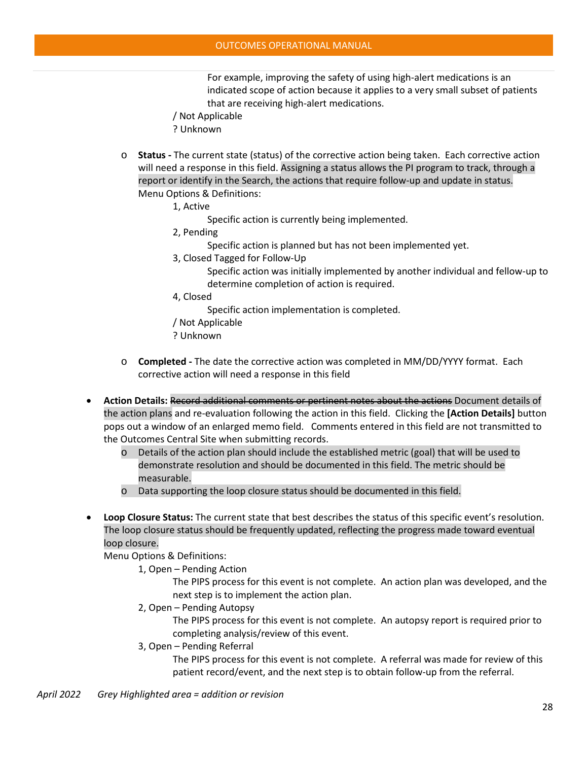For example, improving the safety of using high-alert medications is an indicated scope of action because it applies to a very small subset of patients that are receiving high-alert medications.

/ Not Applicable

? Unknown

- **Status -** The current state (status) of the corrective action being taken. Each corrective action will need a response in this field. Assigning a status allows the PI program to track, through a report or identify in the Search, the actions that require follow-up and update in status.

  Menu Options & Definitions:

  1, Active
  
  Specific action is currently being implemented.

  2, Pending
  
  Specific action is planned but has not been implemented yet.

  3, Closed Tagged for Follow-Up
  
  Specific action was initially implemented by another individual and fellow-up to determine completion of action is required.

  4, Closed
  
  Specific action implementation is completed.

  / Not Applicable

  ? Unknown

- **Completed -** The date the corrective action was completed in MM/DD/YYYY format. Each corrective action will need a response in this field

- **Action Details:** ~~Record additional comments or pertinent notes about the actions~~ Document details of the action plans and re-evaluation following the action in this field. Clicking the **[Action Details]** button pops out a window of an enlarged memo field. Comments entered in this field are not transmitted to the Outcomes Central Site when submitting records.
  - Details of the action plan should include the established metric (goal) that will be used to demonstrate resolution and should be documented in this field. The metric should be measurable.
  - Data supporting the loop closure status should be documented in this field.

- **Loop Closure Status:** The current state that best describes the status of this specific event's resolution. The loop closure status should be frequently updated, reflecting the progress made toward eventual loop closure.

  Menu Options & Definitions:

  1, Open – Pending Action
  
  The PIPS process for this event is not complete. An action plan was developed, and the next step is to implement the action plan.

  2, Open – Pending Autopsy
  
  The PIPS process for this event is not complete. An autopsy report is required prior to completing analysis/review of this event.

  3, Open – Pending Referral
  
  The PIPS process for this event is not complete. A referral was made for review of this patient record/event, and the next step is to obtain follow-up from the referral.

*April 2022 Grey Highlighted area = addition or revision*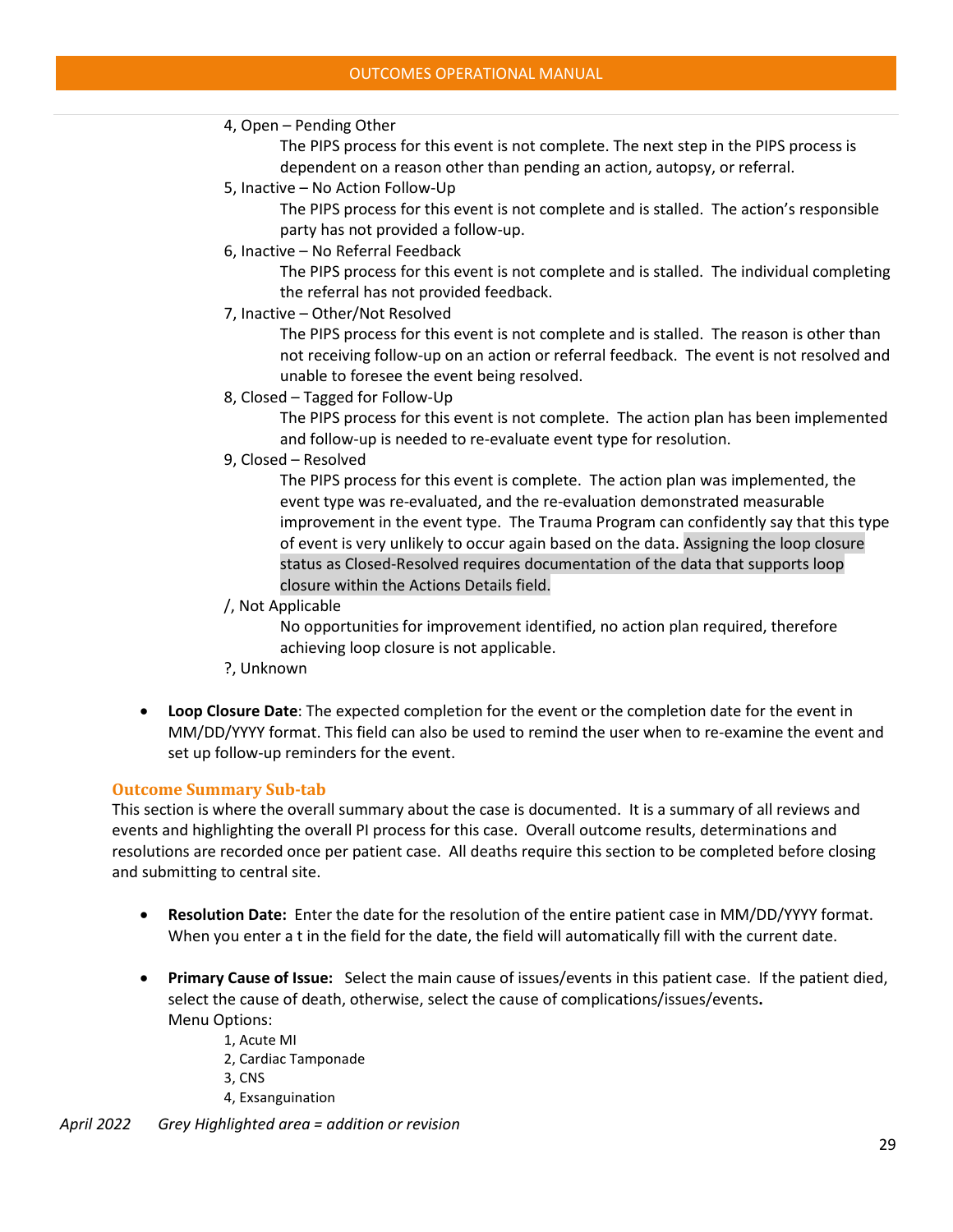4, Open – Pending Other
: The PIPS process for this event is not complete. The next step in the PIPS process is dependent on a reason other than pending an action, autopsy, or referral.

5, Inactive – No Action Follow-Up
: The PIPS process for this event is not complete and is stalled. The action's responsible party has not provided a follow-up.

6, Inactive – No Referral Feedback
: The PIPS process for this event is not complete and is stalled. The individual completing the referral has not provided feedback.

7, Inactive – Other/Not Resolved
: The PIPS process for this event is not complete and is stalled. The reason is other than not receiving follow-up on an action or referral feedback. The event is not resolved and unable to foresee the event being resolved.

8, Closed – Tagged for Follow-Up
: The PIPS process for this event is not complete. The action plan has been implemented and follow-up is needed to re-evaluate event type for resolution.

9, Closed – Resolved
: The PIPS process for this event is complete. The action plan was implemented, the event type was re-evaluated, and the re-evaluation demonstrated measurable improvement in the event type. The Trauma Program can confidently say that this type of event is very unlikely to occur again based on the data. Assigning the loop closure status as Closed-Resolved requires documentation of the data that supports loop closure within the Actions Details field.

/, Not Applicable
: No opportunities for improvement identified, no action plan required, therefore achieving loop closure is not applicable.

?, Unknown

- **Loop Closure Date**: The expected completion for the event or the completion date for the event in MM/DD/YYYY format. This field can also be used to remind the user when to re-examine the event and set up follow-up reminders for the event.

### Outcome Summary Sub-tab

This section is where the overall summary about the case is documented. It is a summary of all reviews and events and highlighting the overall PI process for this case. Overall outcome results, determinations and resolutions are recorded once per patient case. All deaths require this section to be completed before closing and submitting to central site.

- **Resolution Date:** Enter the date for the resolution of the entire patient case in MM/DD/YYYY format. When you enter a t in the field for the date, the field will automatically fill with the current date.

- **Primary Cause of Issue:** Select the main cause of issues/events in this patient case. If the patient died, select the cause of death, otherwise, select the cause of complications/issues/events.
  Menu Options:
  - 1, Acute MI
  - 2, Cardiac Tamponade
  - 3, CNS
  - 4, Exsanguination

*April 2022 Grey Highlighted area = addition or revision*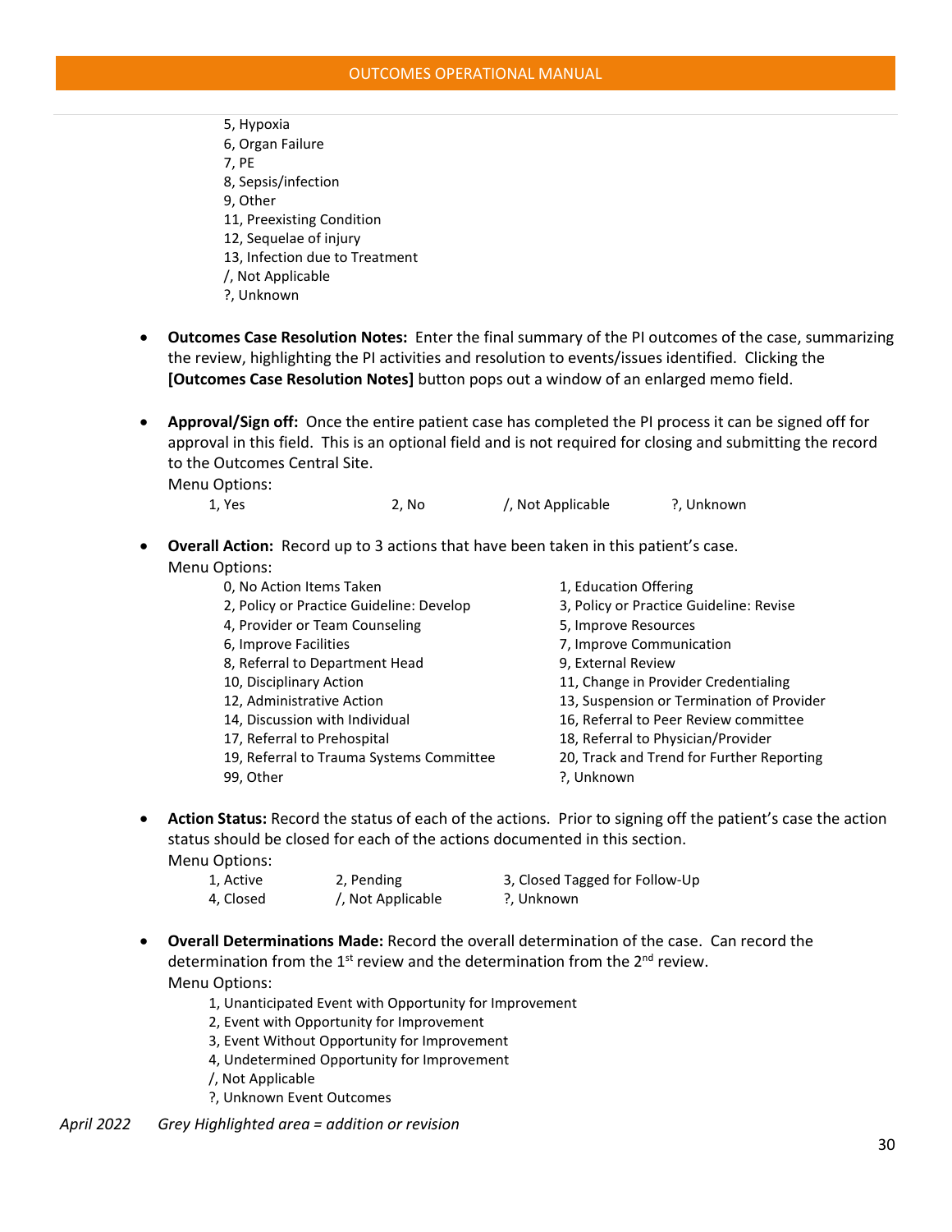5, Hypoxia
6, Organ Failure
7, PE
8, Sepsis/infection
9, Other
11, Preexisting Condition
12, Sequelae of injury
13, Infection due to Treatment
/, Not Applicable
?, Unknown

- **Outcomes Case Resolution Notes:** Enter the final summary of the PI outcomes of the case, summarizing the review, highlighting the PI activities and resolution to events/issues identified. Clicking the **[Outcomes Case Resolution Notes]** button pops out a window of an enlarged memo field.

- **Approval/Sign off:** Once the entire patient case has completed the PI process it can be signed off for approval in this field. This is an optional field and is not required for closing and submitting the record to the Outcomes Central Site.
  Menu Options:

  | | | | |
  |---|---|---|---|
  | 1, Yes | 2, No | /, Not Applicable | ?, Unknown |

- **Overall Action:** Record up to 3 actions that have been taken in this patient's case.
  Menu Options:

  | | |
  |---|---|
  | 0, No Action Items Taken | 1, Education Offering |
  | 2, Policy or Practice Guideline: Develop | 3, Policy or Practice Guideline: Revise |
  | 4, Provider or Team Counseling | 5, Improve Resources |
  | 6, Improve Facilities | 7, Improve Communication |
  | 8, Referral to Department Head | 9, External Review |
  | 10, Disciplinary Action | 11, Change in Provider Credentialing |
  | 12, Administrative Action | 13, Suspension or Termination of Provider |
  | 14, Discussion with Individual | 16, Referral to Peer Review committee |
  | 17, Referral to Prehospital | 18, Referral to Physician/Provider |
  | 19, Referral to Trauma Systems Committee | 20, Track and Trend for Further Reporting |
  | 99, Other | ?, Unknown |

- **Action Status:** Record the status of each of the actions. Prior to signing off the patient's case the action status should be closed for each of the actions documented in this section.
  Menu Options:

  | | | |
  |---|---|---|
  | 1, Active | 2, Pending | 3, Closed Tagged for Follow-Up |
  | 4, Closed | /, Not Applicable | ?, Unknown |

- **Overall Determinations Made:** Record the overall determination of the case. Can record the determination from the 1st review and the determination from the 2nd review.
  Menu Options:
  1, Unanticipated Event with Opportunity for Improvement
  2, Event with Opportunity for Improvement
  3, Event Without Opportunity for Improvement
  4, Undetermined Opportunity for Improvement
  /, Not Applicable
  ?, Unknown Event Outcomes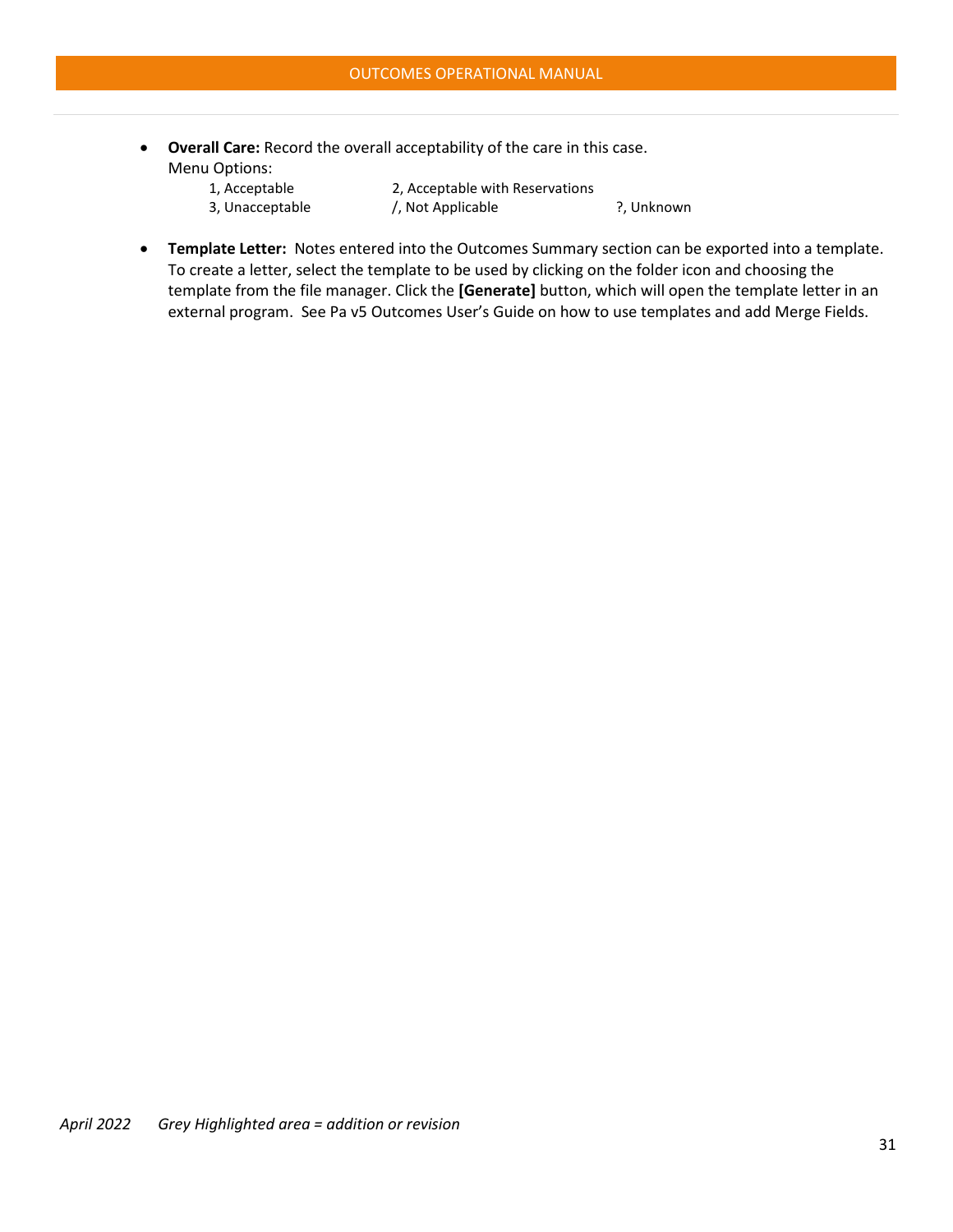- **Overall Care:** Record the overall acceptability of the care in this case.
  Menu Options:

  | | | |
  |---|---|---|
  | 1, Acceptable | 2, Acceptable with Reservations | |
  | 3, Unacceptable | /, Not Applicable | ?, Unknown |

- **Template Letter:** Notes entered into the Outcomes Summary section can be exported into a template. To create a letter, select the template to be used by clicking on the folder icon and choosing the template from the file manager. Click the **[Generate]** button, which will open the template letter in an external program. See Pa v5 Outcomes User's Guide on how to use templates and add Merge Fields.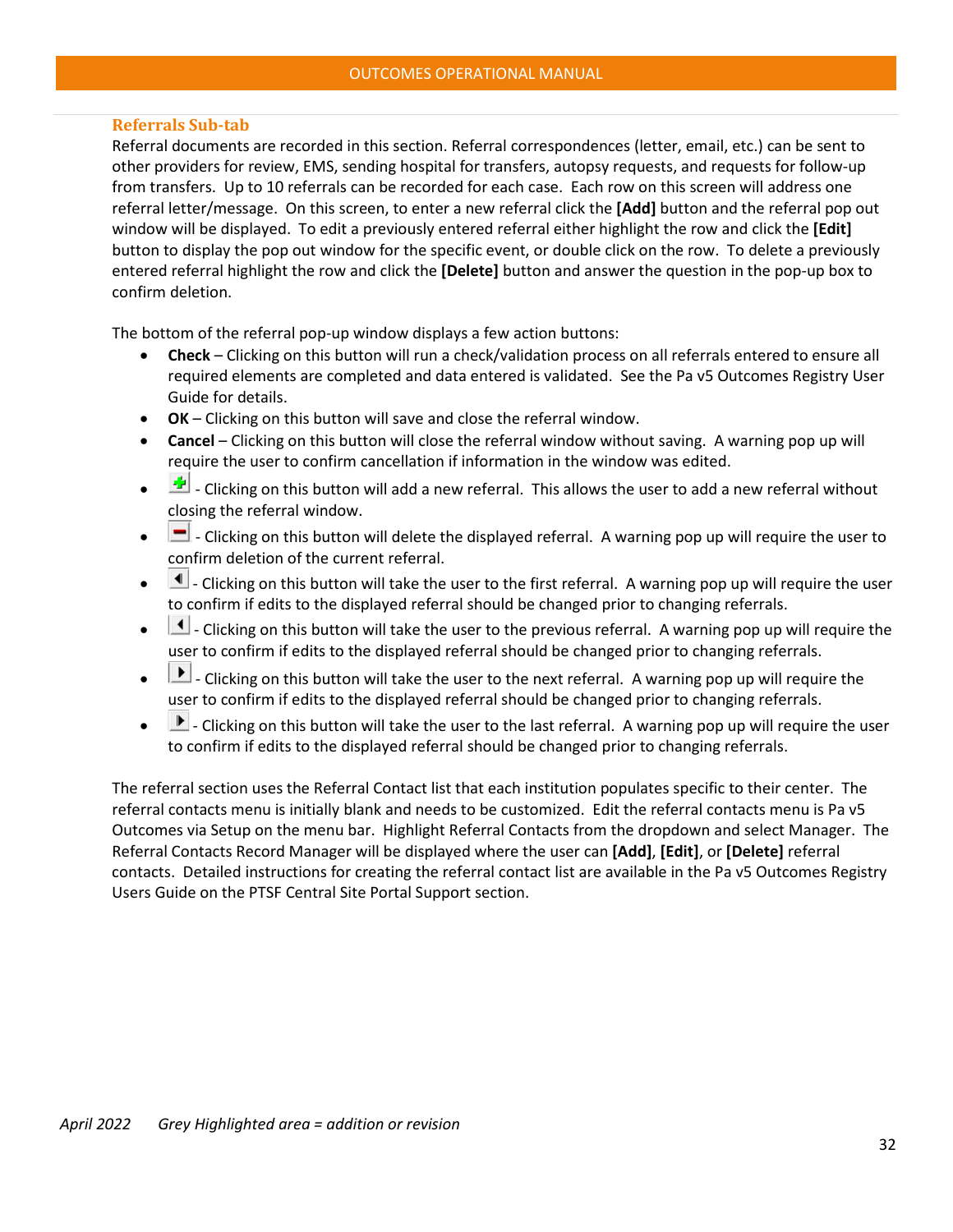### Referrals Sub-tab

Referral documents are recorded in this section. Referral correspondences (letter, email, etc.) can be sent to other providers for review, EMS, sending hospital for transfers, autopsy requests, and requests for follow-up from transfers. Up to 10 referrals can be recorded for each case. Each row on this screen will address one referral letter/message. On this screen, to enter a new referral click the **[Add]** button and the referral pop out window will be displayed. To edit a previously entered referral either highlight the row and click the **[Edit]** button to display the pop out window for the specific event, or double click on the row. To delete a previously entered referral highlight the row and click the **[Delete]** button and answer the question in the pop-up box to confirm deletion.

The bottom of the referral pop-up window displays a few action buttons:

- **Check** – Clicking on this button will run a check/validation process on all referrals entered to ensure all required elements are completed and data entered is validated. See the Pa v5 Outcomes Registry User Guide for details.
- **OK** – Clicking on this button will save and close the referral window.
- **Cancel** – Clicking on this button will close the referral window without saving. A warning pop up will require the user to confirm cancellation if information in the window was edited.
- - Clicking on this button will add a new referral. This allows the user to add a new referral without closing the referral window.
- - Clicking on this button will delete the displayed referral. A warning pop up will require the user to confirm deletion of the current referral.
- - Clicking on this button will take the user to the first referral. A warning pop up will require the user to confirm if edits to the displayed referral should be changed prior to changing referrals.
- - Clicking on this button will take the user to the previous referral. A warning pop up will require the user to confirm if edits to the displayed referral should be changed prior to changing referrals.
- - Clicking on this button will take the user to the next referral. A warning pop up will require the user to confirm if edits to the displayed referral should be changed prior to changing referrals.
- - Clicking on this button will take the user to the last referral. A warning pop up will require the user to confirm if edits to the displayed referral should be changed prior to changing referrals.

The referral section uses the Referral Contact list that each institution populates specific to their center. The referral contacts menu is initially blank and needs to be customized. Edit the referral contacts menu is Pa v5 Outcomes via Setup on the menu bar. Highlight Referral Contacts from the dropdown and select Manager. The Referral Contacts Record Manager will be displayed where the user can **[Add]**, **[Edit]**, or **[Delete]** referral contacts. Detailed instructions for creating the referral contact list are available in the Pa v5 Outcomes Registry Users Guide on the PTSF Central Site Portal Support section.

*April 2022 Grey Highlighted area = addition or revision*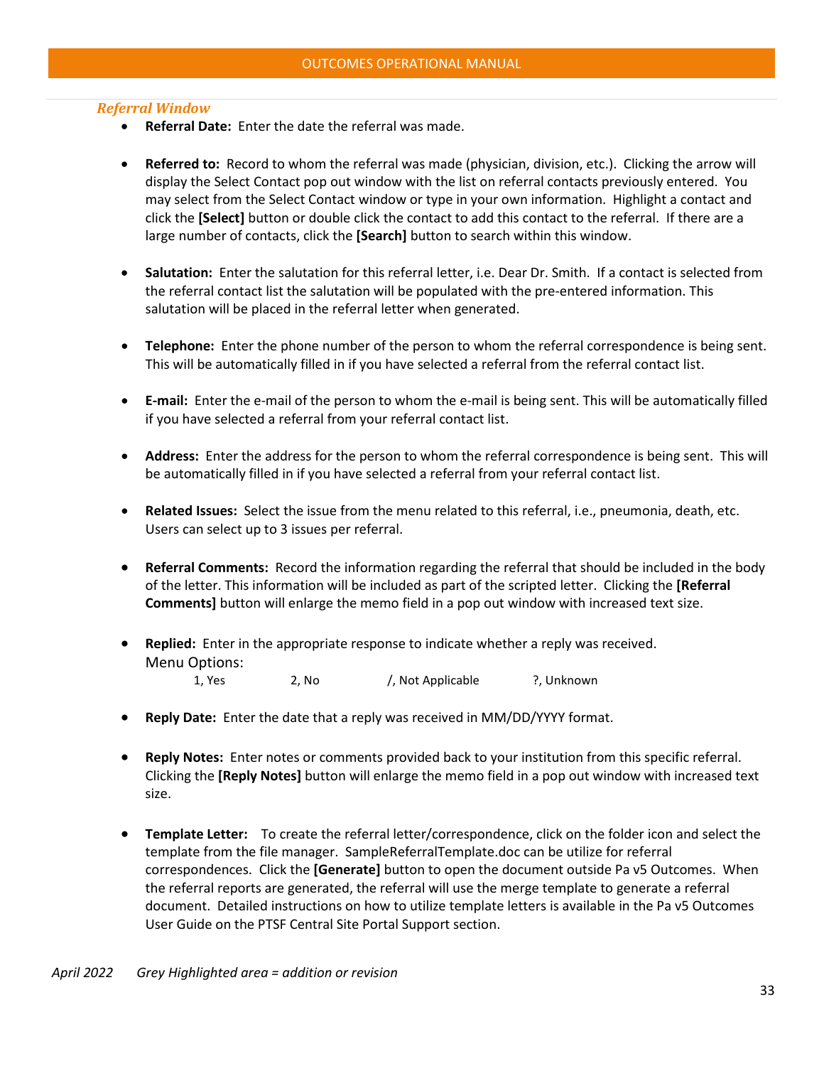### *Referral Window*

- **Referral Date:** Enter the date the referral was made.

- **Referred to:** Record to whom the referral was made (physician, division, etc.). Clicking the arrow will display the Select Contact pop out window with the list on referral contacts previously entered. You may select from the Select Contact window or type in your own information. Highlight a contact and click the **[Select]** button or double click the contact to add this contact to the referral. If there are a large number of contacts, click the **[Search]** button to search within this window.

- **Salutation:** Enter the salutation for this referral letter, i.e. Dear Dr. Smith. If a contact is selected from the referral contact list the salutation will be populated with the pre-entered information. This salutation will be placed in the referral letter when generated.

- **Telephone:** Enter the phone number of the person to whom the referral correspondence is being sent. This will be automatically filled in if you have selected a referral from the referral contact list.

- **E-mail:** Enter the e-mail of the person to whom the e-mail is being sent. This will be automatically filled if you have selected a referral from your referral contact list.

- **Address:** Enter the address for the person to whom the referral correspondence is being sent. This will be automatically filled in if you have selected a referral from your referral contact list.

- **Related Issues:** Select the issue from the menu related to this referral, i.e., pneumonia, death, etc. Users can select up to 3 issues per referral.

- **Referral Comments:** Record the information regarding the referral that should be included in the body of the letter. This information will be included as part of the scripted letter. Clicking the **[Referral Comments]** button will enlarge the memo field in a pop out window with increased text size.

- **Replied:** Enter in the appropriate response to indicate whether a reply was received.
  Menu Options:
  1, Yes  2, No  /, Not Applicable  ?, Unknown

- **Reply Date:** Enter the date that a reply was received in MM/DD/YYYY format.

- **Reply Notes:** Enter notes or comments provided back to your institution from this specific referral. Clicking the **[Reply Notes]** button will enlarge the memo field in a pop out window with increased text size.

- **Template Letter:** To create the referral letter/correspondence, click on the folder icon and select the template from the file manager. SampleReferralTemplate.doc can be utilize for referral correspondences. Click the **[Generate]** button to open the document outside Pa v5 Outcomes. When the referral reports are generated, the referral will use the merge template to generate a referral document. Detailed instructions on how to utilize template letters is available in the Pa v5 Outcomes User Guide on the PTSF Central Site Portal Support section.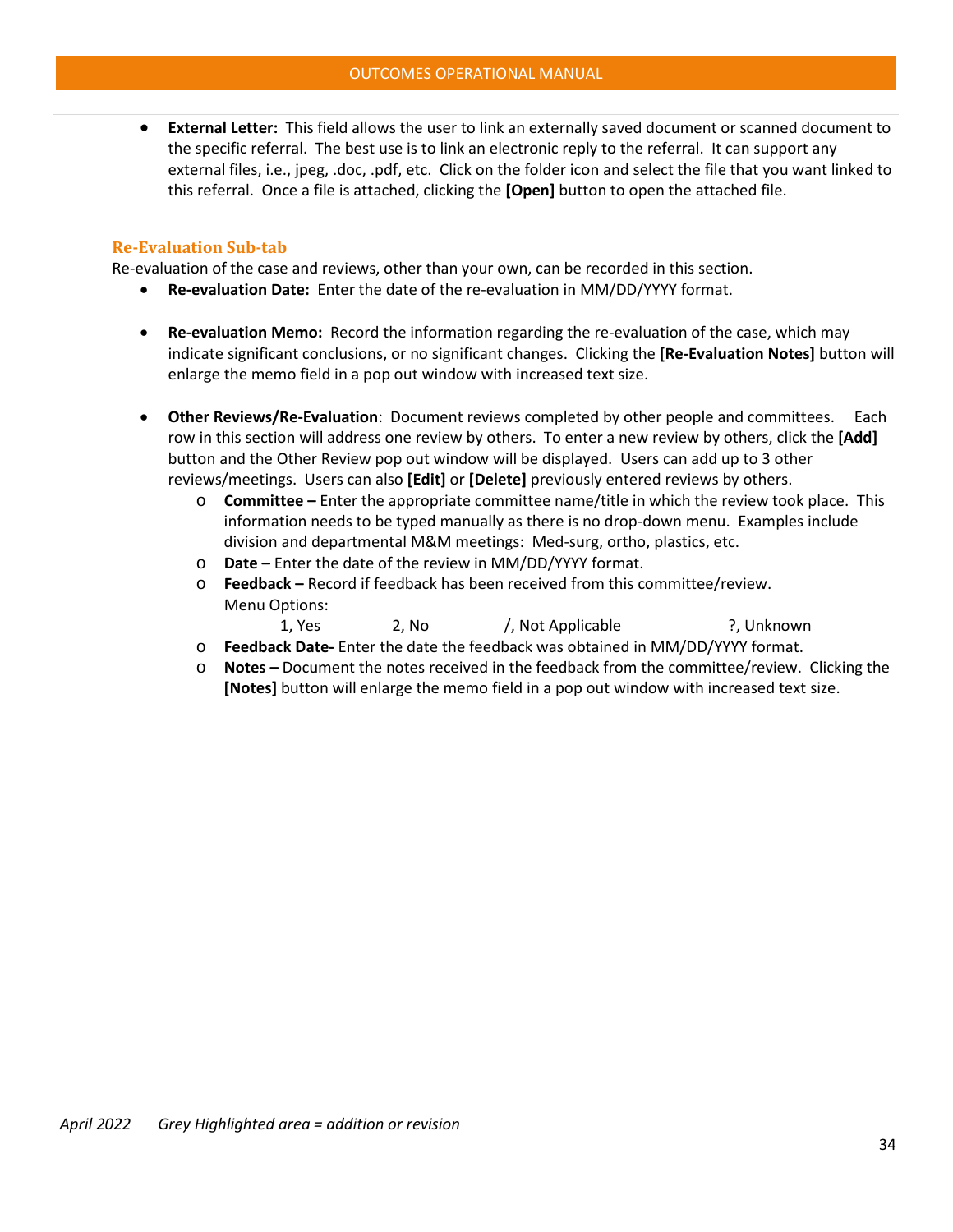- **External Letter:** This field allows the user to link an externally saved document or scanned document to the specific referral. The best use is to link an electronic reply to the referral. It can support any external files, i.e., jpeg, .doc, .pdf, etc. Click on the folder icon and select the file that you want linked to this referral. Once a file is attached, clicking the **[Open]** button to open the attached file.

### Re-Evaluation Sub-tab

Re-evaluation of the case and reviews, other than your own, can be recorded in this section.

- **Re-evaluation Date:** Enter the date of the re-evaluation in MM/DD/YYYY format.

- **Re-evaluation Memo:** Record the information regarding the re-evaluation of the case, which may indicate significant conclusions, or no significant changes. Clicking the **[Re-Evaluation Notes]** button will enlarge the memo field in a pop out window with increased text size.

- **Other Reviews/Re-Evaluation**: Document reviews completed by other people and committees. Each row in this section will address one review by others. To enter a new review by others, click the **[Add]** button and the Other Review pop out window will be displayed. Users can add up to 3 other reviews/meetings. Users can also **[Edit]** or **[Delete]** previously entered reviews by others.
    - **Committee –** Enter the appropriate committee name/title in which the review took place. This information needs to be typed manually as there is no drop-down menu. Examples include division and departmental M&M meetings: Med-surg, ortho, plastics, etc.
    - **Date –** Enter the date of the review in MM/DD/YYYY format.
    - **Feedback –** Record if feedback has been received from this committee/review.
      Menu Options:
      1, Yes     2, No     /, Not Applicable     ?, Unknown
    - **Feedback Date-** Enter the date the feedback was obtained in MM/DD/YYYY format.
    - **Notes –** Document the notes received in the feedback from the committee/review. Clicking the **[Notes]** button will enlarge the memo field in a pop out window with increased text size.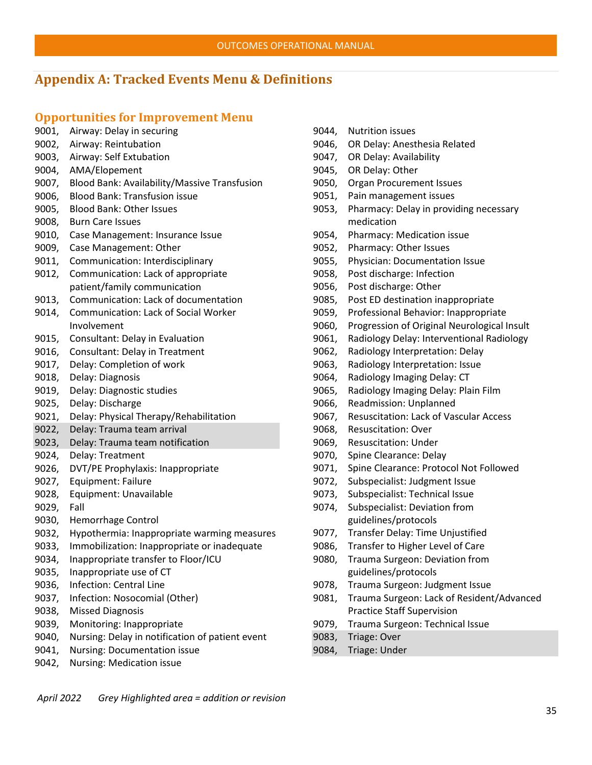## Appendix A: Tracked Events Menu & Definitions

### Opportunities for Improvement Menu

9001, Airway: Delay in securing
9002, Airway: Reintubation
9003, Airway: Self Extubation
9004, AMA/Elopement
9007, Blood Bank: Availability/Massive Transfusion
9006, Blood Bank: Transfusion issue
9005, Blood Bank: Other Issues
9008, Burn Care Issues
9010, Case Management: Insurance Issue
9009, Case Management: Other
9011, Communication: Interdisciplinary
9012, Communication: Lack of appropriate patient/family communication
9013, Communication: Lack of documentation
9014, Communication: Lack of Social Worker Involvement
9015, Consultant: Delay in Evaluation
9016, Consultant: Delay in Treatment
9017, Delay: Completion of work
9018, Delay: Diagnosis
9019, Delay: Diagnostic studies
9025, Delay: Discharge
9021, Delay: Physical Therapy/Rehabilitation
9022, Delay: Trauma team arrival
9023, Delay: Trauma team notification
9024, Delay: Treatment
9026, DVT/PE Prophylaxis: Inappropriate
9027, Equipment: Failure
9028, Equipment: Unavailable
9029, Fall
9030, Hemorrhage Control
9032, Hypothermia: Inappropriate warming measures
9033, Immobilization: Inappropriate or inadequate
9034, Inappropriate transfer to Floor/ICU
9035, Inappropriate use of CT
9036, Infection: Central Line
9037, Infection: Nosocomial (Other)
9038, Missed Diagnosis
9039, Monitoring: Inappropriate
9040, Nursing: Delay in notification of patient event
9041, Nursing: Documentation issue
9042, Nursing: Medication issue
9044, Nutrition issues
9046, OR Delay: Anesthesia Related
9047, OR Delay: Availability
9045, OR Delay: Other
9050, Organ Procurement Issues
9051, Pain management issues
9053, Pharmacy: Delay in providing necessary medication
9054, Pharmacy: Medication issue
9052, Pharmacy: Other Issues
9055, Physician: Documentation Issue
9058, Post discharge: Infection
9056, Post discharge: Other
9085, Post ED destination inappropriate
9059, Professional Behavior: Inappropriate
9060, Progression of Original Neurological Insult
9061, Radiology Delay: Interventional Radiology
9062, Radiology Interpretation: Delay
9063, Radiology Interpretation: Issue
9064, Radiology Imaging Delay: CT
9065, Radiology Imaging Delay: Plain Film
9066, Readmission: Unplanned
9067, Resuscitation: Lack of Vascular Access
9068, Resuscitation: Over
9069, Resuscitation: Under
9070, Spine Clearance: Delay
9071, Spine Clearance: Protocol Not Followed
9072, Subspecialist: Judgment Issue
9073, Subspecialist: Technical Issue
9074, Subspecialist: Deviation from guidelines/protocols
9077, Transfer Delay: Time Unjustified
9086, Transfer to Higher Level of Care
9080, Trauma Surgeon: Deviation from guidelines/protocols
9078, Trauma Surgeon: Judgment Issue
9081, Trauma Surgeon: Lack of Resident/Advanced Practice Staff Supervision
9079, Trauma Surgeon: Technical Issue
9083, Triage: Over
9084, Triage: Under

*April 2022 Grey Highlighted area = addition or revision*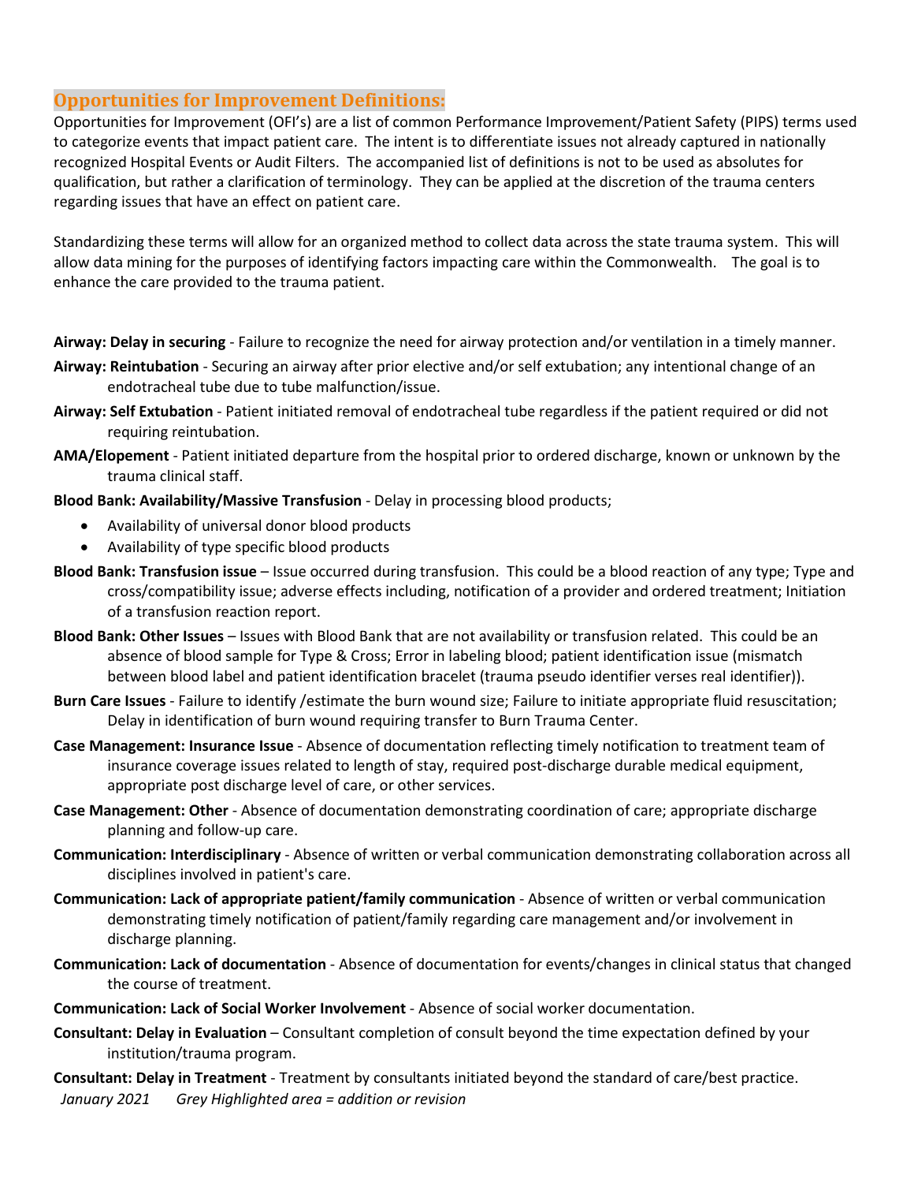## Opportunities for Improvement Definitions:

Opportunities for Improvement (OFI's) are a list of common Performance Improvement/Patient Safety (PIPS) terms used to categorize events that impact patient care. The intent is to differentiate issues not already captured in nationally recognized Hospital Events or Audit Filters. The accompanied list of definitions is not to be used as absolutes for qualification, but rather a clarification of terminology. They can be applied at the discretion of the trauma centers regarding issues that have an effect on patient care.

Standardizing these terms will allow for an organized method to collect data across the state trauma system. This will allow data mining for the purposes of identifying factors impacting care within the Commonwealth. The goal is to enhance the care provided to the trauma patient.

**Airway: Delay in securing** - Failure to recognize the need for airway protection and/or ventilation in a timely manner.

**Airway: Reintubation** - Securing an airway after prior elective and/or self extubation; any intentional change of an endotracheal tube due to tube malfunction/issue.

**Airway: Self Extubation** - Patient initiated removal of endotracheal tube regardless if the patient required or did not requiring reintubation.

**AMA/Elopement** - Patient initiated departure from the hospital prior to ordered discharge, known or unknown by the trauma clinical staff.

**Blood Bank: Availability/Massive Transfusion** - Delay in processing blood products;

- Availability of universal donor blood products
- Availability of type specific blood products

**Blood Bank: Transfusion issue** – Issue occurred during transfusion. This could be a blood reaction of any type; Type and cross/compatibility issue; adverse effects including, notification of a provider and ordered treatment; Initiation of a transfusion reaction report.

**Blood Bank: Other Issues** – Issues with Blood Bank that are not availability or transfusion related. This could be an absence of blood sample for Type & Cross; Error in labeling blood; patient identification issue (mismatch between blood label and patient identification bracelet (trauma pseudo identifier verses real identifier)).

**Burn Care Issues** - Failure to identify /estimate the burn wound size; Failure to initiate appropriate fluid resuscitation; Delay in identification of burn wound requiring transfer to Burn Trauma Center.

**Case Management: Insurance Issue** - Absence of documentation reflecting timely notification to treatment team of insurance coverage issues related to length of stay, required post-discharge durable medical equipment, appropriate post discharge level of care, or other services.

**Case Management: Other** - Absence of documentation demonstrating coordination of care; appropriate discharge planning and follow-up care.

**Communication: Interdisciplinary** - Absence of written or verbal communication demonstrating collaboration across all disciplines involved in patient's care.

**Communication: Lack of appropriate patient/family communication** - Absence of written or verbal communication demonstrating timely notification of patient/family regarding care management and/or involvement in discharge planning.

**Communication: Lack of documentation** - Absence of documentation for events/changes in clinical status that changed the course of treatment.

**Communication: Lack of Social Worker Involvement** - Absence of social worker documentation.

**Consultant: Delay in Evaluation** – Consultant completion of consult beyond the time expectation defined by your institution/trauma program.

**Consultant: Delay in Treatment** - Treatment by consultants initiated beyond the standard of care/best practice.

*January 2021 Grey Highlighted area = addition or revision*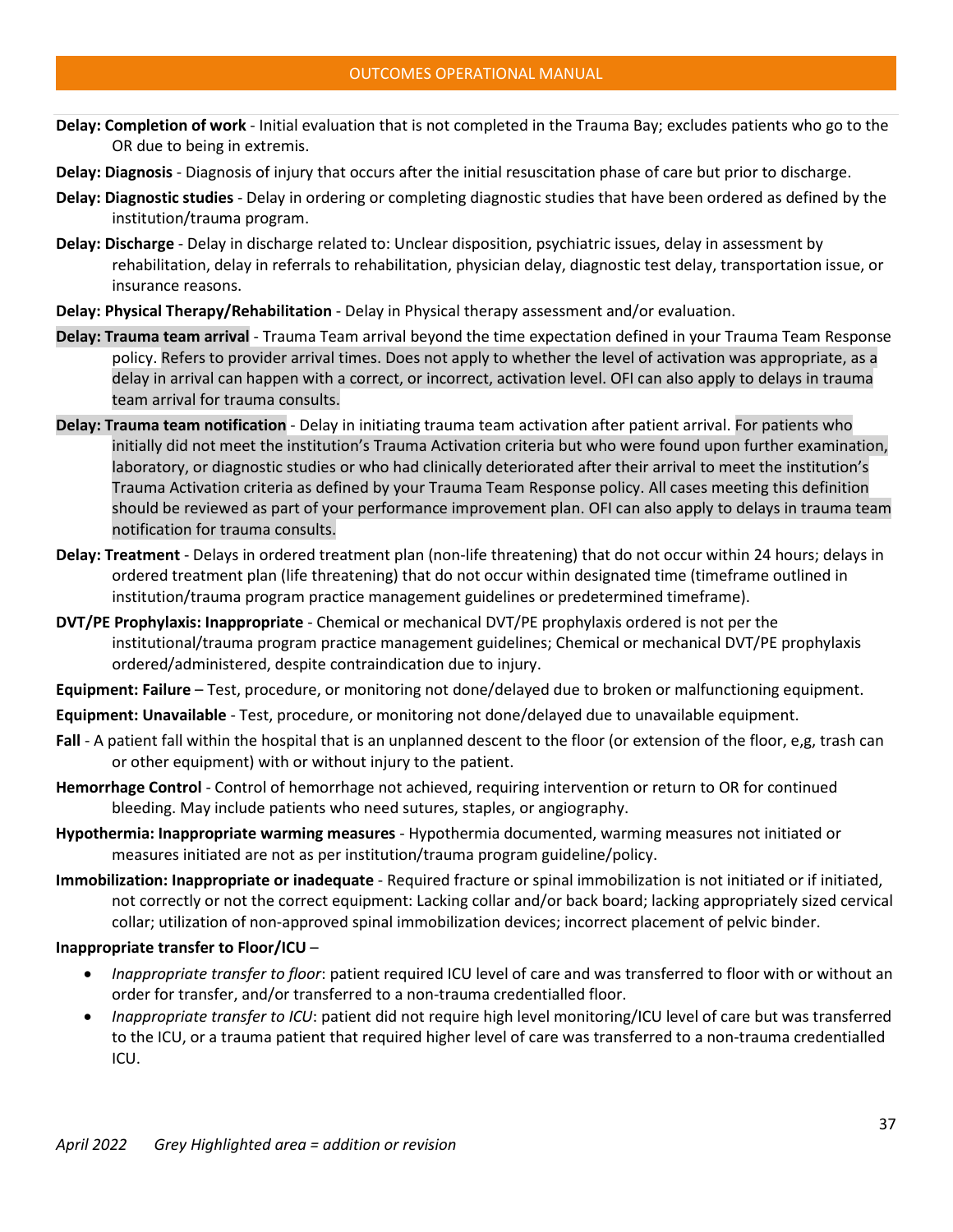**Delay: Completion of work** - Initial evaluation that is not completed in the Trauma Bay; excludes patients who go to the OR due to being in extremis.

**Delay: Diagnosis** - Diagnosis of injury that occurs after the initial resuscitation phase of care but prior to discharge.

**Delay: Diagnostic studies** - Delay in ordering or completing diagnostic studies that have been ordered as defined by the institution/trauma program.

**Delay: Discharge** - Delay in discharge related to: Unclear disposition, psychiatric issues, delay in assessment by rehabilitation, delay in referrals to rehabilitation, physician delay, diagnostic test delay, transportation issue, or insurance reasons.

**Delay: Physical Therapy/Rehabilitation** - Delay in Physical therapy assessment and/or evaluation.

**Delay: Trauma team arrival** - Trauma Team arrival beyond the time expectation defined in your Trauma Team Response policy. Refers to provider arrival times. Does not apply to whether the level of activation was appropriate, as a delay in arrival can happen with a correct, or incorrect, activation level. OFI can also apply to delays in trauma team arrival for trauma consults.

**Delay: Trauma team notification** - Delay in initiating trauma team activation after patient arrival. For patients who initially did not meet the institution's Trauma Activation criteria but who were found upon further examination, laboratory, or diagnostic studies or who had clinically deteriorated after their arrival to meet the institution's Trauma Activation criteria as defined by your Trauma Team Response policy. All cases meeting this definition should be reviewed as part of your performance improvement plan. OFI can also apply to delays in trauma team notification for trauma consults.

**Delay: Treatment** - Delays in ordered treatment plan (non-life threatening) that do not occur within 24 hours; delays in ordered treatment plan (life threatening) that do not occur within designated time (timeframe outlined in institution/trauma program practice management guidelines or predetermined timeframe).

**DVT/PE Prophylaxis: Inappropriate** - Chemical or mechanical DVT/PE prophylaxis ordered is not per the institutional/trauma program practice management guidelines; Chemical or mechanical DVT/PE prophylaxis ordered/administered, despite contraindication due to injury.

**Equipment: Failure** – Test, procedure, or monitoring not done/delayed due to broken or malfunctioning equipment.

**Equipment: Unavailable** - Test, procedure, or monitoring not done/delayed due to unavailable equipment.

**Fall** - A patient fall within the hospital that is an unplanned descent to the floor (or extension of the floor, e,g, trash can or other equipment) with or without injury to the patient.

**Hemorrhage Control** - Control of hemorrhage not achieved, requiring intervention or return to OR for continued bleeding. May include patients who need sutures, staples, or angiography.

**Hypothermia: Inappropriate warming measures** - Hypothermia documented, warming measures not initiated or measures initiated are not as per institution/trauma program guideline/policy.

**Immobilization: Inappropriate or inadequate** - Required fracture or spinal immobilization is not initiated or if initiated, not correctly or not the correct equipment: Lacking collar and/or back board; lacking appropriately sized cervical collar; utilization of non-approved spinal immobilization devices; incorrect placement of pelvic binder.

**Inappropriate transfer to Floor/ICU** –

- *Inappropriate transfer to floor*: patient required ICU level of care and was transferred to floor with or without an order for transfer, and/or transferred to a non-trauma credentialled floor.
- *Inappropriate transfer to ICU*: patient did not require high level monitoring/ICU level of care but was transferred to the ICU, or a trauma patient that required higher level of care was transferred to a non-trauma credentialled ICU.

*April 2022 Grey Highlighted area = addition or revision*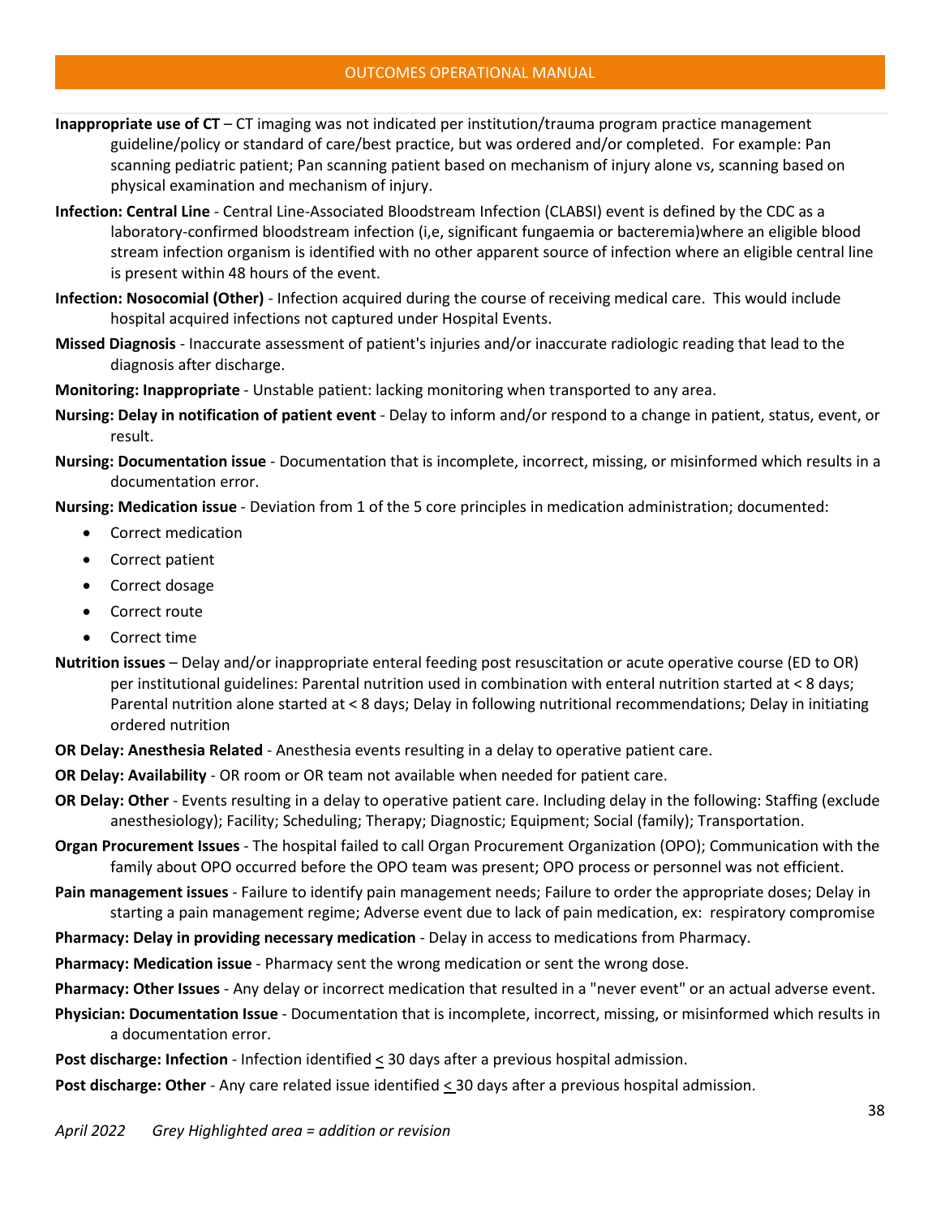**Inappropriate use of CT** – CT imaging was not indicated per institution/trauma program practice management guideline/policy or standard of care/best practice, but was ordered and/or completed. For example: Pan scanning pediatric patient; Pan scanning patient based on mechanism of injury alone vs, scanning based on physical examination and mechanism of injury.

**Infection: Central Line** - Central Line-Associated Bloodstream Infection (CLABSI) event is defined by the CDC as a laboratory-confirmed bloodstream infection (i,e, significant fungaemia or bacteremia)where an eligible blood stream infection organism is identified with no other apparent source of infection where an eligible central line is present within 48 hours of the event.

**Infection: Nosocomial (Other)** - Infection acquired during the course of receiving medical care. This would include hospital acquired infections not captured under Hospital Events.

**Missed Diagnosis** - Inaccurate assessment of patient's injuries and/or inaccurate radiologic reading that lead to the diagnosis after discharge.

**Monitoring: Inappropriate** - Unstable patient: lacking monitoring when transported to any area.

**Nursing: Delay in notification of patient event** - Delay to inform and/or respond to a change in patient, status, event, or result.

**Nursing: Documentation issue** - Documentation that is incomplete, incorrect, missing, or misinformed which results in a documentation error.

**Nursing: Medication issue** - Deviation from 1 of the 5 core principles in medication administration; documented:

- Correct medication
- Correct patient
- Correct dosage
- Correct route
- Correct time

**Nutrition issues** – Delay and/or inappropriate enteral feeding post resuscitation or acute operative course (ED to OR) per institutional guidelines: Parental nutrition used in combination with enteral nutrition started at < 8 days; Parental nutrition alone started at < 8 days; Delay in following nutritional recommendations; Delay in initiating ordered nutrition

**OR Delay: Anesthesia Related** - Anesthesia events resulting in a delay to operative patient care.

**OR Delay: Availability** - OR room or OR team not available when needed for patient care.

**OR Delay: Other** - Events resulting in a delay to operative patient care. Including delay in the following: Staffing (exclude anesthesiology); Facility; Scheduling; Therapy; Diagnostic; Equipment; Social (family); Transportation.

**Organ Procurement Issues** - The hospital failed to call Organ Procurement Organization (OPO); Communication with the family about OPO occurred before the OPO team was present; OPO process or personnel was not efficient.

**Pain management issues** - Failure to identify pain management needs; Failure to order the appropriate doses; Delay in starting a pain management regime; Adverse event due to lack of pain medication, ex: respiratory compromise

**Pharmacy: Delay in providing necessary medication** - Delay in access to medications from Pharmacy.

**Pharmacy: Medication issue** - Pharmacy sent the wrong medication or sent the wrong dose.

**Pharmacy: Other Issues** - Any delay or incorrect medication that resulted in a "never event" or an actual adverse event.

**Physician: Documentation Issue** - Documentation that is incomplete, incorrect, missing, or misinformed which results in a documentation error.

**Post discharge: Infection** - Infection identified ≤ 30 days after a previous hospital admission.

**Post discharge: Other** - Any care related issue identified ≤ 30 days after a previous hospital admission.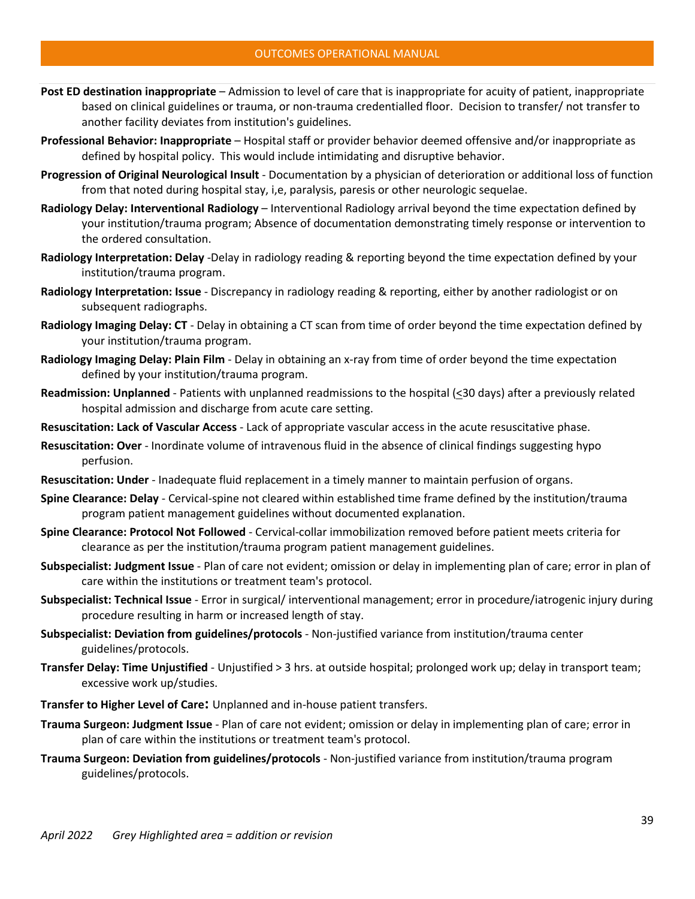**Post ED destination inappropriate** – Admission to level of care that is inappropriate for acuity of patient, inappropriate based on clinical guidelines or trauma, or non-trauma credentialled floor. Decision to transfer/ not transfer to another facility deviates from institution's guidelines.

**Professional Behavior: Inappropriate** – Hospital staff or provider behavior deemed offensive and/or inappropriate as defined by hospital policy. This would include intimidating and disruptive behavior.

**Progression of Original Neurological Insult** - Documentation by a physician of deterioration or additional loss of function from that noted during hospital stay, i,e, paralysis, paresis or other neurologic sequelae.

**Radiology Delay: Interventional Radiology** – Interventional Radiology arrival beyond the time expectation defined by your institution/trauma program; Absence of documentation demonstrating timely response or intervention to the ordered consultation.

**Radiology Interpretation: Delay** -Delay in radiology reading & reporting beyond the time expectation defined by your institution/trauma program.

**Radiology Interpretation: Issue** - Discrepancy in radiology reading & reporting, either by another radiologist or on subsequent radiographs.

**Radiology Imaging Delay: CT** - Delay in obtaining a CT scan from time of order beyond the time expectation defined by your institution/trauma program.

**Radiology Imaging Delay: Plain Film** - Delay in obtaining an x-ray from time of order beyond the time expectation defined by your institution/trauma program.

**Readmission: Unplanned** - Patients with unplanned readmissions to the hospital (≤30 days) after a previously related hospital admission and discharge from acute care setting.

**Resuscitation: Lack of Vascular Access** - Lack of appropriate vascular access in the acute resuscitative phase.

**Resuscitation: Over** - Inordinate volume of intravenous fluid in the absence of clinical findings suggesting hypo perfusion.

**Resuscitation: Under** - Inadequate fluid replacement in a timely manner to maintain perfusion of organs.

**Spine Clearance: Delay** - Cervical-spine not cleared within established time frame defined by the institution/trauma program patient management guidelines without documented explanation.

**Spine Clearance: Protocol Not Followed** - Cervical-collar immobilization removed before patient meets criteria for clearance as per the institution/trauma program patient management guidelines.

**Subspecialist: Judgment Issue** - Plan of care not evident; omission or delay in implementing plan of care; error in plan of care within the institutions or treatment team's protocol.

**Subspecialist: Technical Issue** - Error in surgical/ interventional management; error in procedure/iatrogenic injury during procedure resulting in harm or increased length of stay.

**Subspecialist: Deviation from guidelines/protocols** - Non-justified variance from institution/trauma center guidelines/protocols.

**Transfer Delay: Time Unjustified** - Unjustified > 3 hrs. at outside hospital; prolonged work up; delay in transport team; excessive work up/studies.

**Transfer to Higher Level of Care:** Unplanned and in-house patient transfers.

**Trauma Surgeon: Judgment Issue** - Plan of care not evident; omission or delay in implementing plan of care; error in plan of care within the institutions or treatment team's protocol.

**Trauma Surgeon: Deviation from guidelines/protocols** - Non-justified variance from institution/trauma program guidelines/protocols.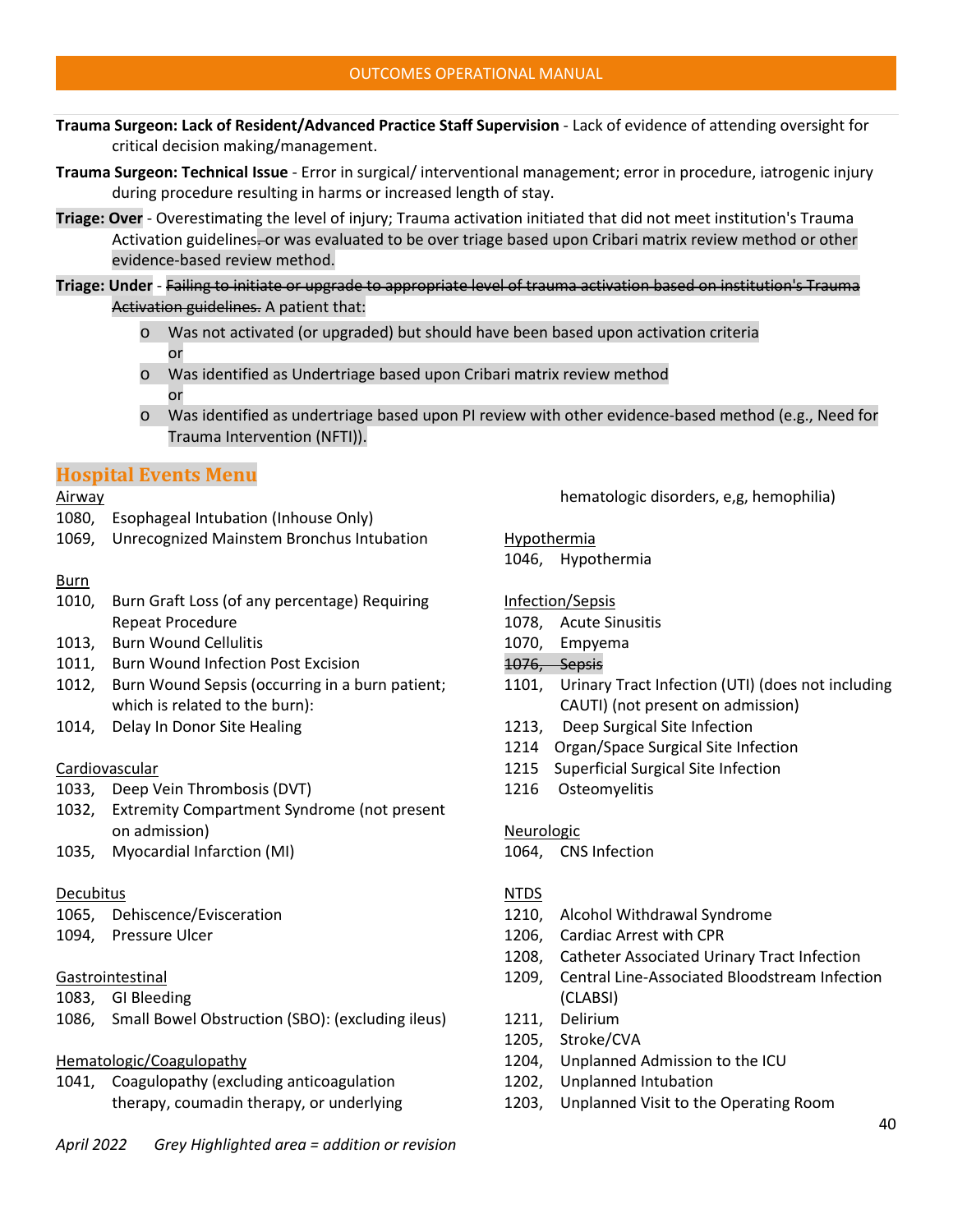**Trauma Surgeon: Lack of Resident/Advanced Practice Staff Supervision** - Lack of evidence of attending oversight for critical decision making/management.

**Trauma Surgeon: Technical Issue** - Error in surgical/ interventional management; error in procedure, iatrogenic injury during procedure resulting in harms or increased length of stay.

**Triage: Over** - Overestimating the level of injury; Trauma activation initiated that did not meet institution's Trauma Activation guidelines~~.~~ or was evaluated to be over triage based upon Cribari matrix review method or other evidence-based review method.

**Triage: Under** - ~~Failing to initiate or upgrade to appropriate level of trauma activation based on institution's Trauma Activation guidelines.~~ A patient that:

- Was not activated (or upgraded) but should have been based upon activation criteria
  or
- Was identified as Undertriage based upon Cribari matrix review method
  or
- Was identified as undertriage based upon PI review with other evidence-based method (e.g., Need for Trauma Intervention (NFTI)).

## Hospital Events Menu

Airway

- 1080, Esophageal Intubation (Inhouse Only)
- 1069, Unrecognized Mainstem Bronchus Intubation

Burn

- 1010, Burn Graft Loss (of any percentage) Requiring Repeat Procedure
- 1013, Burn Wound Cellulitis
- 1011, Burn Wound Infection Post Excision
- 1012, Burn Wound Sepsis (occurring in a burn patient; which is related to the burn):
- 1014, Delay In Donor Site Healing

Cardiovascular

- 1033, Deep Vein Thrombosis (DVT)
- 1032, Extremity Compartment Syndrome (not present on admission)
- 1035, Myocardial Infarction (MI)

Decubitus

- 1065, Dehiscence/Evisceration
- 1094, Pressure Ulcer

Gastrointestinal

- 1083, GI Bleeding
- 1086, Small Bowel Obstruction (SBO): (excluding ileus)

Hematologic/Coagulopathy

- 1041, Coagulopathy (excluding anticoagulation therapy, coumadin therapy, or underlying hematologic disorders, e,g, hemophilia)

Hypothermia

- 1046, Hypothermia

Infection/Sepsis

- 1078, Acute Sinusitis
- 1070, Empyema
- ~~1076, Sepsis~~
- 1101, Urinary Tract Infection (UTI) (does not including CAUTI) (not present on admission)
- 1213, Deep Surgical Site Infection
- 1214 Organ/Space Surgical Site Infection
- 1215 Superficial Surgical Site Infection
- 1216 Osteomyelitis

Neurologic

- 1064, CNS Infection

NTDS

- 1210, Alcohol Withdrawal Syndrome
- 1206, Cardiac Arrest with CPR
- 1208, Catheter Associated Urinary Tract Infection
- 1209, Central Line-Associated Bloodstream Infection (CLABSI)
- 1211, Delirium
- 1205, Stroke/CVA
- 1204, Unplanned Admission to the ICU
- 1202, Unplanned Intubation
- 1203, Unplanned Visit to the Operating Room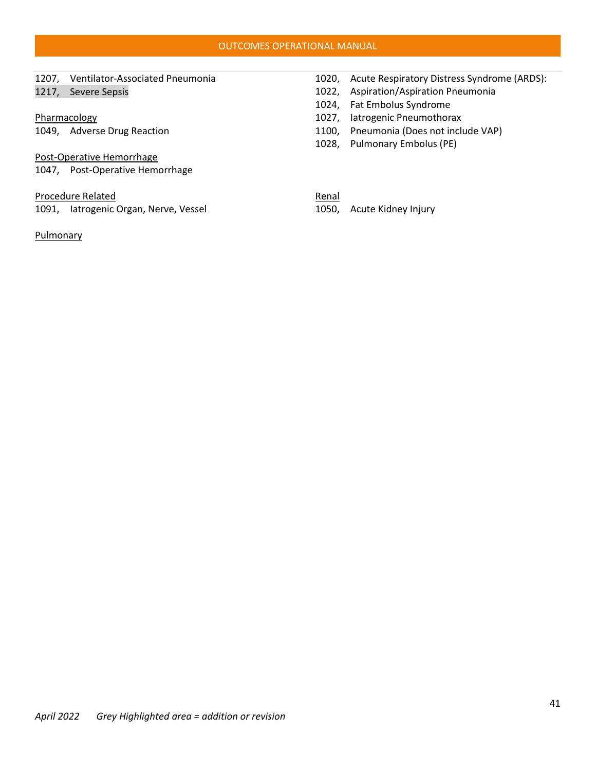1207, Ventilator-Associated Pneumonia
1217, Severe Sepsis

Pharmacology
1049, Adverse Drug Reaction

Post-Operative Hemorrhage
1047, Post-Operative Hemorrhage

Procedure Related
1091, Iatrogenic Organ, Nerve, Vessel

Pulmonary
1020, Acute Respiratory Distress Syndrome (ARDS):
1022, Aspiration/Aspiration Pneumonia
1024, Fat Embolus Syndrome
1027, Iatrogenic Pneumothorax
1100, Pneumonia (Does not include VAP)
1028, Pulmonary Embolus (PE)

Renal
1050, Acute Kidney Injury

*April 2022 Grey Highlighted area = addition or revision*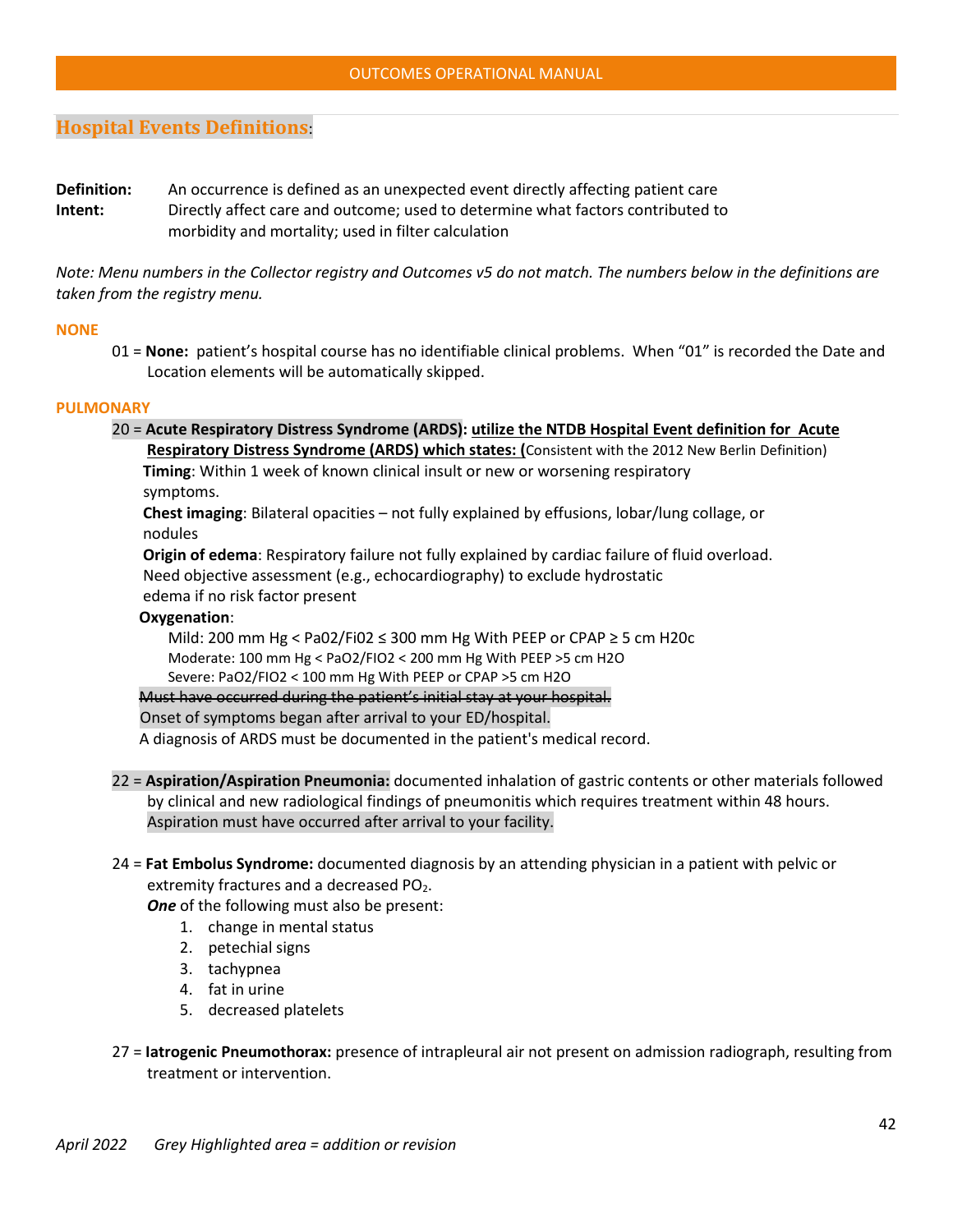## Hospital Events Definitions:

**Definition:** An occurrence is defined as an unexpected event directly affecting patient care

**Intent:** Directly affect care and outcome; used to determine what factors contributed to morbidity and mortality; used in filter calculation

*Note: Menu numbers in the Collector registry and Outcomes v5 do not match. The numbers below in the definitions are taken from the registry menu.*

### NONE

01 = **None:** patient's hospital course has no identifiable clinical problems. When "01" is recorded the Date and Location elements will be automatically skipped.

### PULMONARY

20 = **Acute Respiratory Distress Syndrome (ARDS): utilize the NTDB Hospital Event definition for Acute Respiratory Distress Syndrome (ARDS) which states: (**Consistent with the 2012 New Berlin Definition)

**Timing**: Within 1 week of known clinical insult or new or worsening respiratory symptoms.

**Chest imaging**: Bilateral opacities – not fully explained by effusions, lobar/lung collage, or nodules

**Origin of edema**: Respiratory failure not fully explained by cardiac failure of fluid overload. Need objective assessment (e.g., echocardiography) to exclude hydrostatic edema if no risk factor present

**Oxygenation**:

Mild: 200 mm Hg < Pa02/Fi02 ≤ 300 mm Hg With PEEP or CPAP ≥ 5 cm H20c

Moderate: 100 mm Hg < PaO2/FIO2 < 200 mm Hg With PEEP >5 cm H2O

Severe: PaO2/FIO2 < 100 mm Hg With PEEP or CPAP >5 cm H2O

~~Must have occurred during the patient's initial stay at your hospital.~~

Onset of symptoms began after arrival to your ED/hospital.

A diagnosis of ARDS must be documented in the patient's medical record.

22 = **Aspiration/Aspiration Pneumonia:** documented inhalation of gastric contents or other materials followed by clinical and new radiological findings of pneumonitis which requires treatment within 48 hours. Aspiration must have occurred after arrival to your facility.

24 = **Fat Embolus Syndrome:** documented diagnosis by an attending physician in a patient with pelvic or extremity fractures and a decreased $PO_2$.

***One*** of the following must also be present:

1. change in mental status
2. petechial signs
3. tachypnea
4. fat in urine
5. decreased platelets

27 = **Iatrogenic Pneumothorax:** presence of intrapleural air not present on admission radiograph, resulting from treatment or intervention.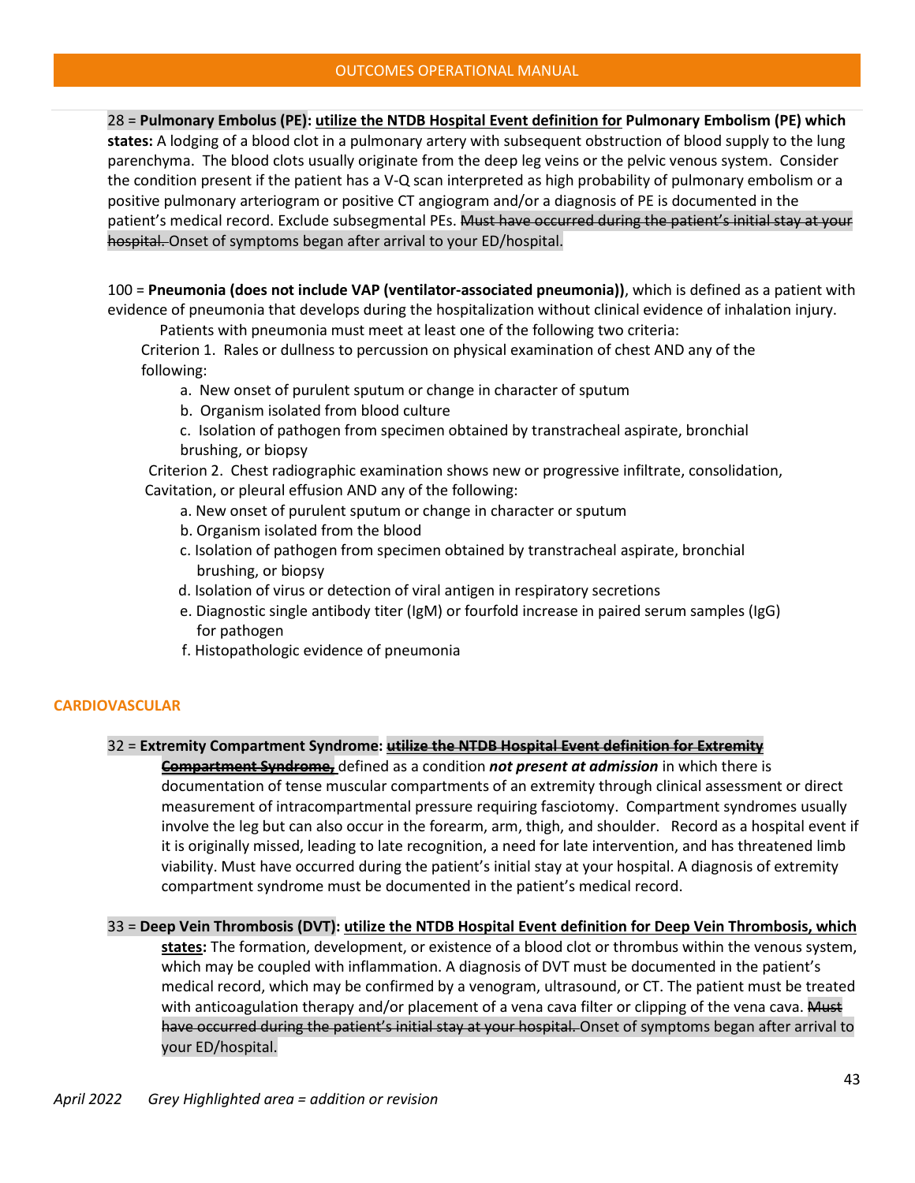28 = **Pulmonary Embolus (PE): utilize the NTDB Hospital Event definition for Pulmonary Embolism (PE) which states:** A lodging of a blood clot in a pulmonary artery with subsequent obstruction of blood supply to the lung parenchyma. The blood clots usually originate from the deep leg veins or the pelvic venous system. Consider the condition present if the patient has a V-Q scan interpreted as high probability of pulmonary embolism or a positive pulmonary arteriogram or positive CT angiogram and/or a diagnosis of PE is documented in the patient's medical record. Exclude subsegmental PEs. ~~Must have occurred during the patient's initial stay at your hospital.~~ Onset of symptoms began after arrival to your ED/hospital.

100 = **Pneumonia (does not include VAP (ventilator-associated pneumonia))**, which is defined as a patient with evidence of pneumonia that develops during the hospitalization without clinical evidence of inhalation injury.

Patients with pneumonia must meet at least one of the following two criteria:

Criterion 1. Rales or dullness to percussion on physical examination of chest AND any of the following:

a. New onset of purulent sputum or change in character of sputum
b. Organism isolated from blood culture
c. Isolation of pathogen from specimen obtained by transtracheal aspirate, bronchial brushing, or biopsy

Criterion 2. Chest radiographic examination shows new or progressive infiltrate, consolidation, Cavitation, or pleural effusion AND any of the following:

a. New onset of purulent sputum or change in character or sputum
b. Organism isolated from the blood
c. Isolation of pathogen from specimen obtained by transtracheal aspirate, bronchial brushing, or biopsy
d. Isolation of virus or detection of viral antigen in respiratory secretions
e. Diagnostic single antibody titer (IgM) or fourfold increase in paired serum samples (IgG) for pathogen
f. Histopathologic evidence of pneumonia

## CARDIOVASCULAR

32 = **Extremity Compartment Syndrome: ~~utilize the NTDB Hospital Event definition for Extremity Compartment Syndrome,~~** defined as a condition ***not present at admission*** in which there is documentation of tense muscular compartments of an extremity through clinical assessment or direct measurement of intracompartmental pressure requiring fasciotomy. Compartment syndromes usually involve the leg but can also occur in the forearm, arm, thigh, and shoulder. Record as a hospital event if it is originally missed, leading to late recognition, a need for late intervention, and has threatened limb viability. Must have occurred during the patient's initial stay at your hospital. A diagnosis of extremity compartment syndrome must be documented in the patient's medical record.

33 = **Deep Vein Thrombosis (DVT): utilize the NTDB Hospital Event definition for Deep Vein Thrombosis, which states:** The formation, development, or existence of a blood clot or thrombus within the venous system, which may be coupled with inflammation. A diagnosis of DVT must be documented in the patient's medical record, which may be confirmed by a venogram, ultrasound, or CT. The patient must be treated with anticoagulation therapy and/or placement of a vena cava filter or clipping of the vena cava. ~~Must have occurred during the patient's initial stay at your hospital.~~ Onset of symptoms began after arrival to your ED/hospital.

*April 2022 Grey Highlighted area = addition or revision*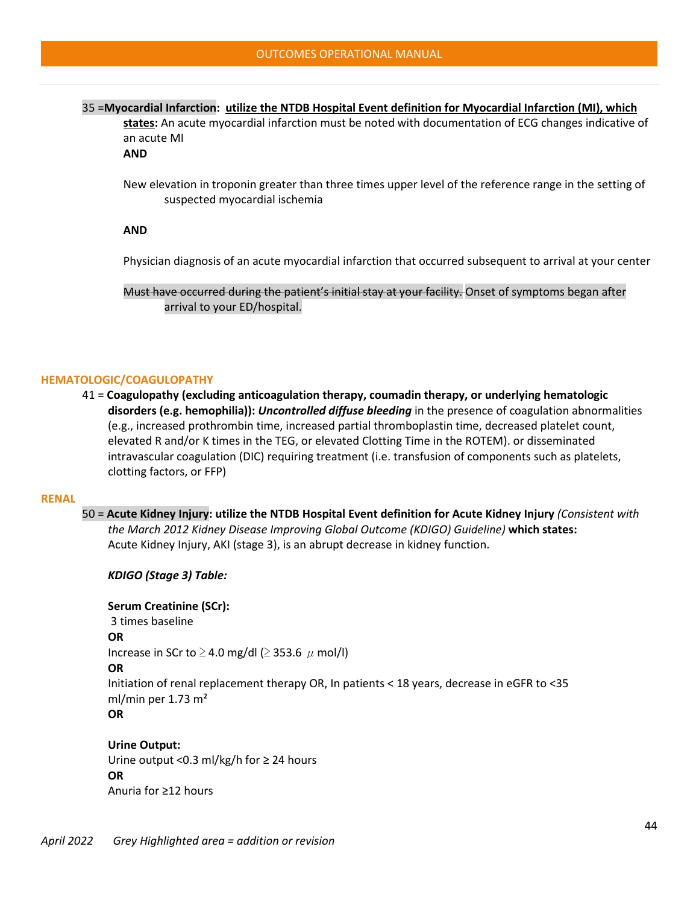35 =**Myocardial Infarction:** **utilize the NTDB Hospital Event definition for Myocardial Infarction (MI), which states:** An acute myocardial infarction must be noted with documentation of ECG changes indicative of an acute MI

**AND**

New elevation in troponin greater than three times upper level of the reference range in the setting of suspected myocardial ischemia

**AND**

Physician diagnosis of an acute myocardial infarction that occurred subsequent to arrival at your center

~~Must have occurred during the patient's initial stay at your facility.~~ Onset of symptoms began after arrival to your ED/hospital.

## HEMATOLOGIC/COAGULOPATHY

41 = **Coagulopathy (excluding anticoagulation therapy, coumadin therapy, or underlying hematologic disorders (e.g. hemophilia)):** ***Uncontrolled diffuse bleeding*** in the presence of coagulation abnormalities (e.g., increased prothrombin time, increased partial thromboplastin time, decreased platelet count, elevated R and/or K times in the TEG, or elevated Clotting Time in the ROTEM). or disseminated intravascular coagulation (DIC) requiring treatment (i.e. transfusion of components such as platelets, clotting factors, or FFP)

## RENAL

50 = **Acute Kidney Injury: utilize the NTDB Hospital Event definition for Acute Kidney Injury** *(Consistent with the March 2012 Kidney Disease Improving Global Outcome (KDIGO) Guideline)* **which states:** Acute Kidney Injury, AKI (stage 3), is an abrupt decrease in kidney function.

***KDIGO (Stage 3) Table:***

**Serum Creatinine (SCr):**
3 times baseline
**OR**
Increase in SCr to ≥ 4.0 mg/dl (≥ 353.6 μ mol/l)
**OR**
Initiation of renal replacement therapy OR, In patients < 18 years, decrease in eGFR to <35 ml/min per 1.73 m²
**OR**

**Urine Output:**
Urine output <0.3 ml/kg/h for ≥ 24 hours
**OR**
Anuria for ≥12 hours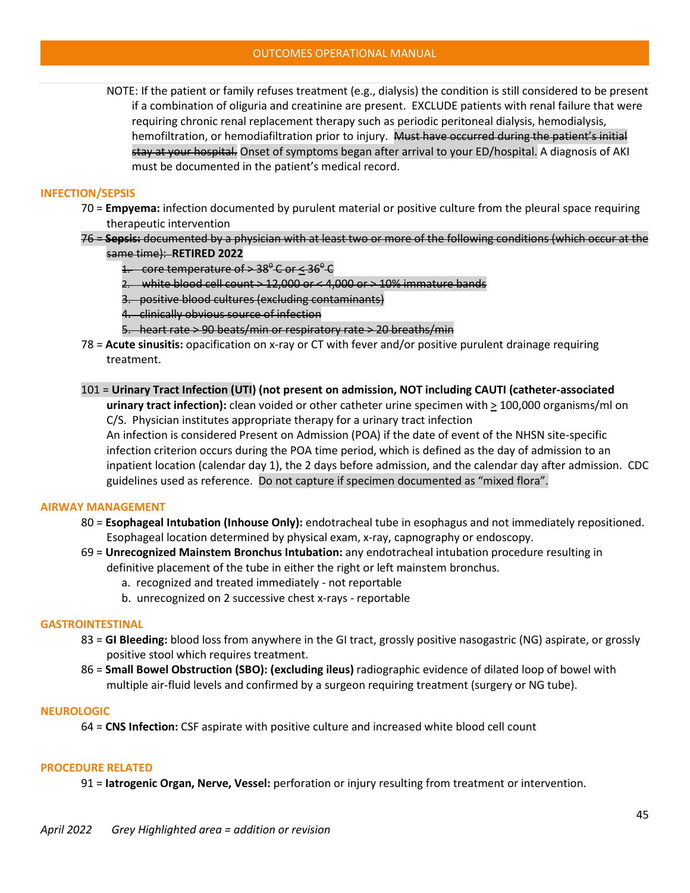NOTE: If the patient or family refuses treatment (e.g., dialysis) the condition is still considered to be present if a combination of oliguria and creatinine are present. EXCLUDE patients with renal failure that were requiring chronic renal replacement therapy such as periodic peritoneal dialysis, hemodialysis, hemofiltration, or hemodiafiltration prior to injury. ~~Must have occurred during the patient's initial stay at your hospital.~~ Onset of symptoms began after arrival to your ED/hospital. A diagnosis of AKI must be documented in the patient's medical record.

## INFECTION/SEPSIS

70 = **Empyema:** infection documented by purulent material or positive culture from the pleural space requiring therapeutic intervention

~~76 = **Sepsis:** documented by a physician with at least two or more of the following conditions (which occur at the same time):~~ **RETIRED 2022**

1. ~~core temperature of > 38$^{0}$ C or ≤ 36$^{0}$ C~~
2. ~~white blood cell count > 12,000 or < 4,000 or > 10% immature bands~~
3. ~~positive blood cultures (excluding contaminants)~~
4. ~~clinically obvious source of infection~~
5. ~~heart rate > 90 beats/min or respiratory rate > 20 breaths/min~~

78 = **Acute sinusitis:** opacification on x-ray or CT with fever and/or positive purulent drainage requiring treatment.

101 = **Urinary Tract Infection (UTI) (not present on admission, NOT including CAUTI (catheter-associated urinary tract infection):** clean voided or other catheter urine specimen with ≥ 100,000 organisms/ml on C/S. Physician institutes appropriate therapy for a urinary tract infection
An infection is considered Present on Admission (POA) if the date of event of the NHSN site-specific infection criterion occurs during the POA time period, which is defined as the day of admission to an inpatient location (calendar day 1), the 2 days before admission, and the calendar day after admission. CDC guidelines used as reference. Do not capture if specimen documented as "mixed flora".

## AIRWAY MANAGEMENT

80 = **Esophageal Intubation (Inhouse Only):** endotracheal tube in esophagus and not immediately repositioned. Esophageal location determined by physical exam, x-ray, capnography or endoscopy.

69 = **Unrecognized Mainstem Bronchus Intubation:** any endotracheal intubation procedure resulting in definitive placement of the tube in either the right or left mainstem bronchus.

a. recognized and treated immediately - not reportable
b. unrecognized on 2 successive chest x-rays - reportable

## GASTROINTESTINAL

83 = **GI Bleeding:** blood loss from anywhere in the GI tract, grossly positive nasogastric (NG) aspirate, or grossly positive stool which requires treatment.

86 = **Small Bowel Obstruction (SBO): (excluding ileus)** radiographic evidence of dilated loop of bowel with multiple air-fluid levels and confirmed by a surgeon requiring treatment (surgery or NG tube).

## NEUROLOGIC

64 = **CNS Infection:** CSF aspirate with positive culture and increased white blood cell count

## PROCEDURE RELATED

91 = **Iatrogenic Organ, Nerve, Vessel:** perforation or injury resulting from treatment or intervention.

*April 2022 Grey Highlighted area = addition or revision*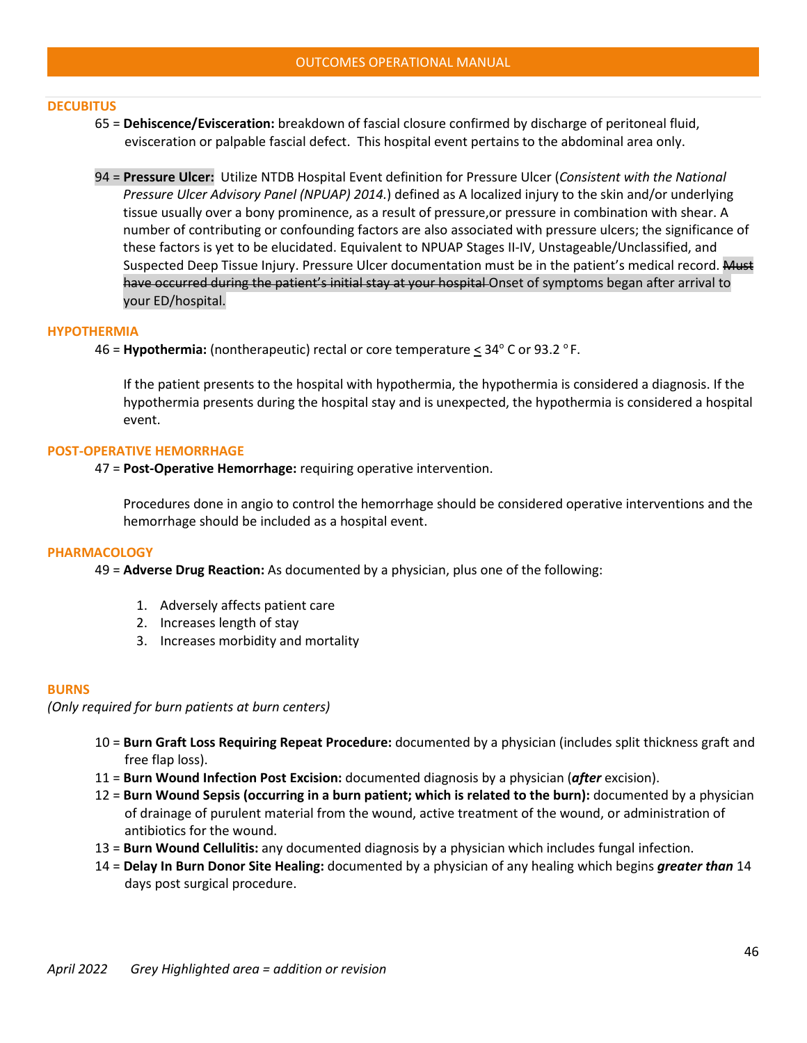### DECUBITUS

65 = **Dehiscence/Evisceration:** breakdown of fascial closure confirmed by discharge of peritoneal fluid, evisceration or palpable fascial defect. This hospital event pertains to the abdominal area only.

94 = **Pressure Ulcer:** Utilize NTDB Hospital Event definition for Pressure Ulcer (*Consistent with the National Pressure Ulcer Advisory Panel (NPUAP) 2014.*) defined as A localized injury to the skin and/or underlying tissue usually over a bony prominence, as a result of pressure,or pressure in combination with shear. A number of contributing or confounding factors are also associated with pressure ulcers; the significance of these factors is yet to be elucidated. Equivalent to NPUAP Stages II-IV, Unstageable/Unclassified, and Suspected Deep Tissue Injury. Pressure Ulcer documentation must be in the patient's medical record. ~~Must have occurred during the patient's initial stay at your hospital~~ Onset of symptoms began after arrival to your ED/hospital.

### HYPOTHERMIA

46 = **Hypothermia:** (nontherapeutic) rectal or core temperature $\leq$ 34° C or 93.2 °F.

If the patient presents to the hospital with hypothermia, the hypothermia is considered a diagnosis. If the hypothermia presents during the hospital stay and is unexpected, the hypothermia is considered a hospital event.

### POST-OPERATIVE HEMORRHAGE

47 = **Post-Operative Hemorrhage:** requiring operative intervention.

Procedures done in angio to control the hemorrhage should be considered operative interventions and the hemorrhage should be included as a hospital event.

### PHARMACOLOGY

49 = **Adverse Drug Reaction:** As documented by a physician, plus one of the following:

1. Adversely affects patient care
2. Increases length of stay
3. Increases morbidity and mortality

### BURNS

*(Only required for burn patients at burn centers)*

10 = **Burn Graft Loss Requiring Repeat Procedure:** documented by a physician (includes split thickness graft and free flap loss).
11 = **Burn Wound Infection Post Excision:** documented diagnosis by a physician (***after*** excision).
12 = **Burn Wound Sepsis (occurring in a burn patient; which is related to the burn):** documented by a physician of drainage of purulent material from the wound, active treatment of the wound, or administration of antibiotics for the wound.
13 = **Burn Wound Cellulitis:** any documented diagnosis by a physician which includes fungal infection.
14 = **Delay In Burn Donor Site Healing:** documented by a physician of any healing which begins ***greater than*** 14 days post surgical procedure.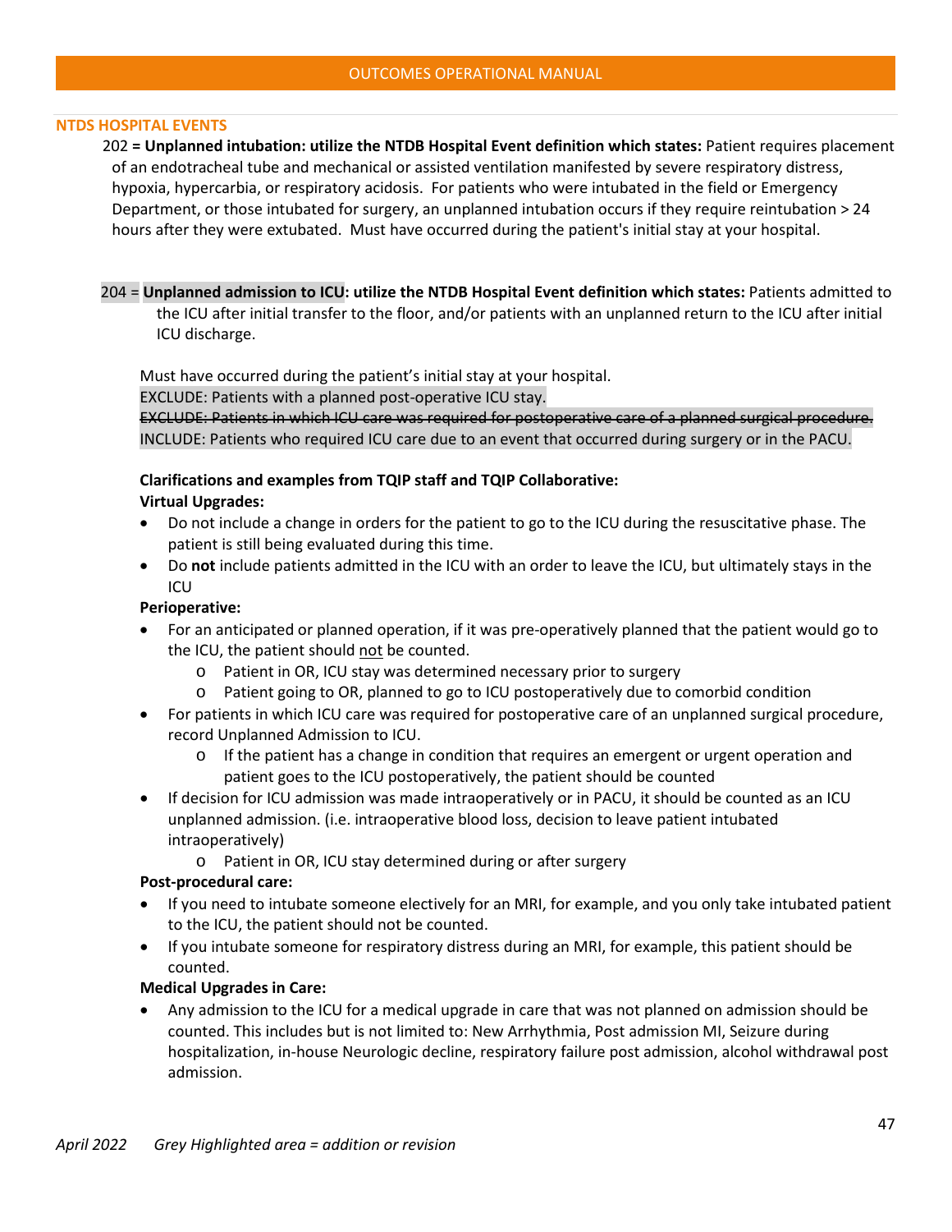## NTDS HOSPITAL EVENTS

202 = **Unplanned intubation: utilize the NTDB Hospital Event definition which states:** Patient requires placement of an endotracheal tube and mechanical or assisted ventilation manifested by severe respiratory distress, hypoxia, hypercarbia, or respiratory acidosis. For patients who were intubated in the field or Emergency Department, or those intubated for surgery, an unplanned intubation occurs if they require reintubation > 24 hours after they were extubated. Must have occurred during the patient's initial stay at your hospital.

204 = **Unplanned admission to ICU: utilize the NTDB Hospital Event definition which states:** Patients admitted to the ICU after initial transfer to the floor, and/or patients with an unplanned return to the ICU after initial ICU discharge.

Must have occurred during the patient's initial stay at your hospital.
EXCLUDE: Patients with a planned post-operative ICU stay.
~~EXCLUDE: Patients in which ICU care was required for postoperative care of a planned surgical procedure.~~
INCLUDE: Patients who required ICU care due to an event that occurred during surgery or in the PACU.

**Clarifications and examples from TQIP staff and TQIP Collaborative:**

**Virtual Upgrades:**

- Do not include a change in orders for the patient to go to the ICU during the resuscitative phase. The patient is still being evaluated during this time.
- Do **not** include patients admitted in the ICU with an order to leave the ICU, but ultimately stays in the ICU

**Perioperative:**

- For an anticipated or planned operation, if it was pre-operatively planned that the patient would go to the ICU, the patient should not be counted.
  - Patient in OR, ICU stay was determined necessary prior to surgery
  - Patient going to OR, planned to go to ICU postoperatively due to comorbid condition
- For patients in which ICU care was required for postoperative care of an unplanned surgical procedure, record Unplanned Admission to ICU.
  - If the patient has a change in condition that requires an emergent or urgent operation and patient goes to the ICU postoperatively, the patient should be counted
- If decision for ICU admission was made intraoperatively or in PACU, it should be counted as an ICU unplanned admission. (i.e. intraoperative blood loss, decision to leave patient intubated intraoperatively)
  - Patient in OR, ICU stay determined during or after surgery

**Post-procedural care:**

- If you need to intubate someone electively for an MRI, for example, and you only take intubated patient to the ICU, the patient should not be counted.
- If you intubate someone for respiratory distress during an MRI, for example, this patient should be counted.

**Medical Upgrades in Care:**

- Any admission to the ICU for a medical upgrade in care that was not planned on admission should be counted. This includes but is not limited to: New Arrhythmia, Post admission MI, Seizure during hospitalization, in-house Neurologic decline, respiratory failure post admission, alcohol withdrawal post admission.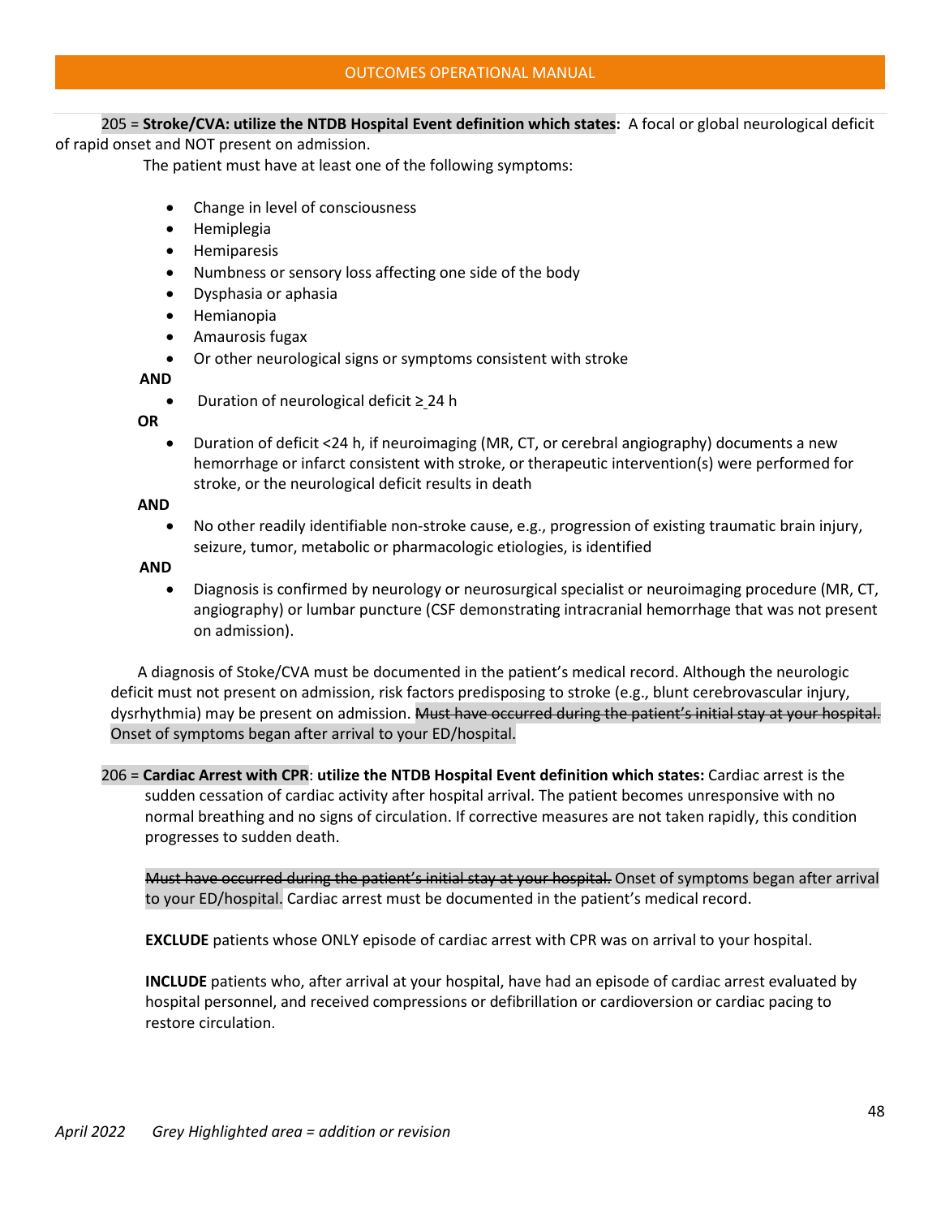205 = **Stroke/CVA: utilize the NTDB Hospital Event definition which states:** A focal or global neurological deficit of rapid onset and NOT present on admission.

The patient must have at least one of the following symptoms:

- Change in level of consciousness
- Hemiplegia
- Hemiparesis
- Numbness or sensory loss affecting one side of the body
- Dysphasia or aphasia
- Hemianopia
- Amaurosis fugax
- Or other neurological signs or symptoms consistent with stroke

**AND**

- Duration of neurological deficit ≥ 24 h

**OR**

- Duration of deficit <24 h, if neuroimaging (MR, CT, or cerebral angiography) documents a new hemorrhage or infarct consistent with stroke, or therapeutic intervention(s) were performed for stroke, or the neurological deficit results in death

**AND**

- No other readily identifiable non-stroke cause, e.g., progression of existing traumatic brain injury, seizure, tumor, metabolic or pharmacologic etiologies, is identified

**AND**

- Diagnosis is confirmed by neurology or neurosurgical specialist or neuroimaging procedure (MR, CT, angiography) or lumbar puncture (CSF demonstrating intracranial hemorrhage that was not present on admission).

A diagnosis of Stoke/CVA must be documented in the patient's medical record. Although the neurologic deficit must not present on admission, risk factors predisposing to stroke (e.g., blunt cerebrovascular injury, dysrhythmia) may be present on admission. ~~Must have occurred during the patient's initial stay at your hospital.~~ Onset of symptoms began after arrival to your ED/hospital.

206 = **Cardiac Arrest with CPR**: **utilize the NTDB Hospital Event definition which states:** Cardiac arrest is the sudden cessation of cardiac activity after hospital arrival. The patient becomes unresponsive with no normal breathing and no signs of circulation. If corrective measures are not taken rapidly, this condition progresses to sudden death.

~~Must have occurred during the patient's initial stay at your hospital.~~ Onset of symptoms began after arrival to your ED/hospital. Cardiac arrest must be documented in the patient's medical record.

**EXCLUDE** patients whose ONLY episode of cardiac arrest with CPR was on arrival to your hospital.

**INCLUDE** patients who, after arrival at your hospital, have had an episode of cardiac arrest evaluated by hospital personnel, and received compressions or defibrillation or cardioversion or cardiac pacing to restore circulation.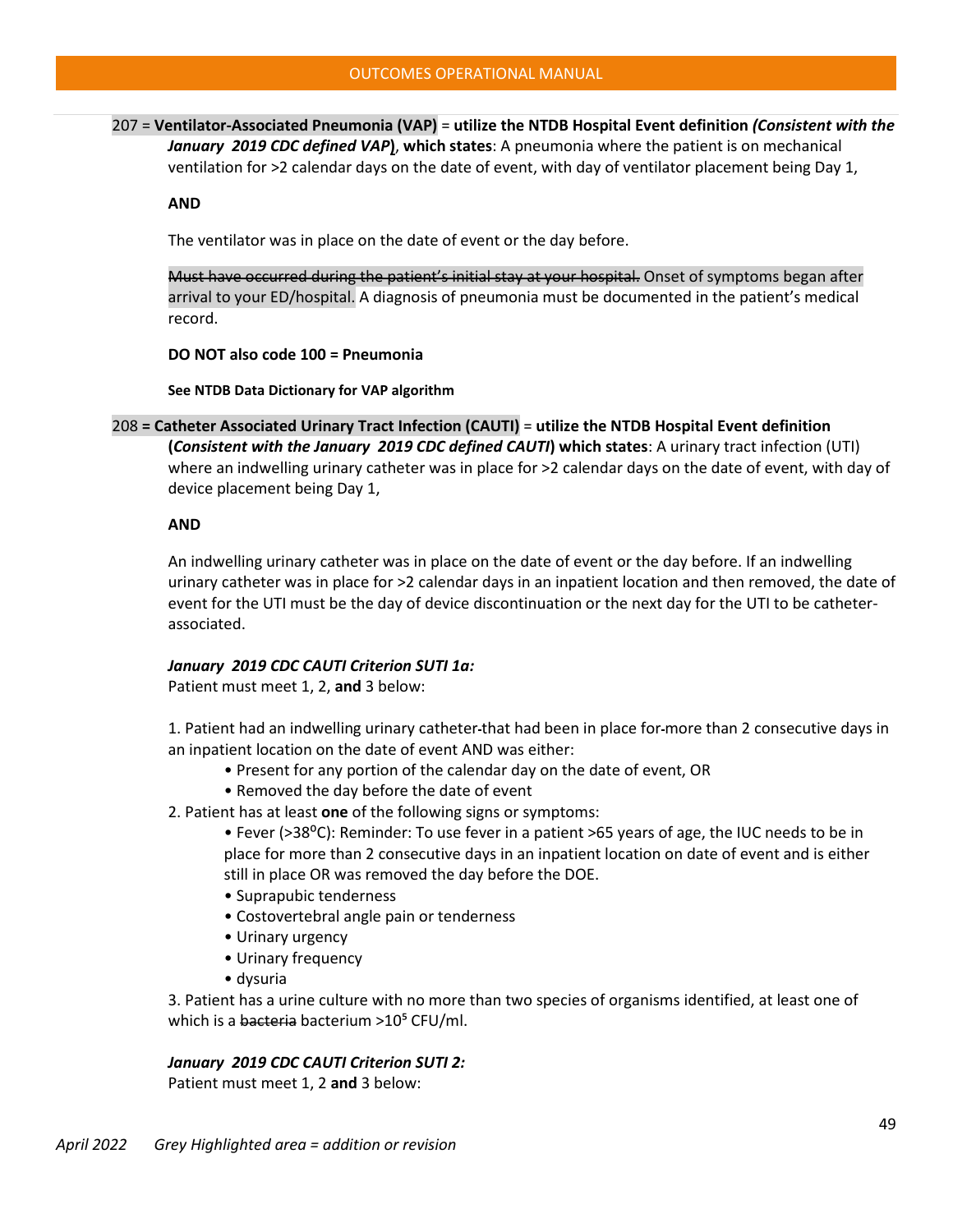207 = **Ventilator-Associated Pneumonia (VAP)** = **utilize the NTDB Hospital Event definition** ***(Consistent with the January 2019 CDC defined VAP)***, **which states**: A pneumonia where the patient is on mechanical ventilation for >2 calendar days on the date of event, with day of ventilator placement being Day 1,

**AND**

The ventilator was in place on the date of event or the day before.

~~Must have occurred during the patient's initial stay at your hospital.~~ Onset of symptoms began after arrival to your ED/hospital. A diagnosis of pneumonia must be documented in the patient's medical record.

**DO NOT also code 100 = Pneumonia**

**See NTDB Data Dictionary for VAP algorithm**

208 **= Catheter Associated Urinary Tract Infection (CAUTI)** = **utilize the NTDB Hospital Event definition (*Consistent with the January 2019 CDC defined CAUTI*) which states**: A urinary tract infection (UTI) where an indwelling urinary catheter was in place for >2 calendar days on the date of event, with day of device placement being Day 1,

**AND**

An indwelling urinary catheter was in place on the date of event or the day before. If an indwelling urinary catheter was in place for >2 calendar days in an inpatient location and then removed, the date of event for the UTI must be the day of device discontinuation or the next day for the UTI to be catheter-associated.

***January 2019 CDC CAUTI Criterion SUTI 1a:***
Patient must meet 1, 2, **and** 3 below:

1. Patient had an indwelling urinary catheter that had been in place for more than 2 consecutive days in an inpatient location on the date of event AND was either:
   - Present for any portion of the calendar day on the date of event, OR
   - Removed the day before the date of event
2. Patient has at least **one** of the following signs or symptoms:
   - Fever (>38$^{o}$C): Reminder: To use fever in a patient >65 years of age, the IUC needs to be in place for more than 2 consecutive days in an inpatient location on date of event and is either still in place OR was removed the day before the DOE.
   - Suprapubic tenderness
   - Costovertebral angle pain or tenderness
   - Urinary urgency
   - Urinary frequency
   - dysuria
3. Patient has a urine culture with no more than two species of organisms identified, at least one of which is a ~~bacteria~~ bacterium >$10^5$ CFU/ml.

***January 2019 CDC CAUTI Criterion SUTI 2:***
Patient must meet 1, 2 **and** 3 below: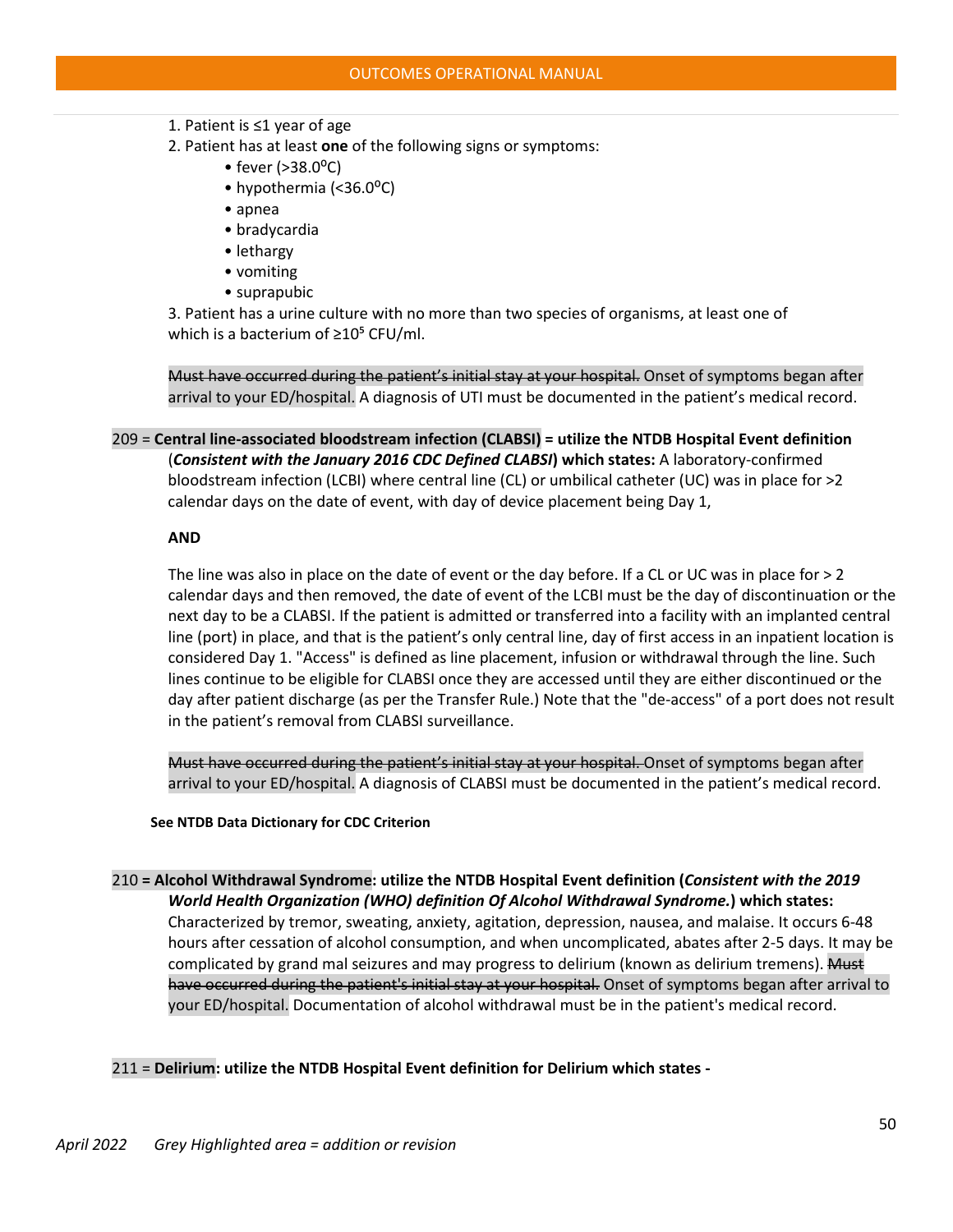1. Patient is ≤1 year of age
2. Patient has at least **one** of the following signs or symptoms:
   - fever (>38.0°C)
   - hypothermia (<36.0°C)
   - apnea
   - bradycardia
   - lethargy
   - vomiting
   - suprapubic
3. Patient has a urine culture with no more than two species of organisms, at least one of which is a bacterium of ≥$10^5$ CFU/ml.

~~Must have occurred during the patient's initial stay at your hospital.~~ Onset of symptoms began after arrival to your ED/hospital. A diagnosis of UTI must be documented in the patient's medical record.

209 = **Central line-associated bloodstream infection (CLABSI) = utilize the NTDB Hospital Event definition** (***Consistent with the January 2016 CDC Defined CLABSI***) **which states:** A laboratory-confirmed bloodstream infection (LCBI) where central line (CL) or umbilical catheter (UC) was in place for >2 calendar days on the date of event, with day of device placement being Day 1,

**AND**

The line was also in place on the date of event or the day before. If a CL or UC was in place for > 2 calendar days and then removed, the date of event of the LCBI must be the day of discontinuation or the next day to be a CLABSI. If the patient is admitted or transferred into a facility with an implanted central line (port) in place, and that is the patient's only central line, day of first access in an inpatient location is considered Day 1. "Access" is defined as line placement, infusion or withdrawal through the line. Such lines continue to be eligible for CLABSI once they are accessed until they are either discontinued or the day after patient discharge (as per the Transfer Rule.) Note that the "de-access" of a port does not result in the patient's removal from CLABSI surveillance.

~~Must have occurred during the patient's initial stay at your hospital.~~ Onset of symptoms began after arrival to your ED/hospital. A diagnosis of CLABSI must be documented in the patient's medical record.

**See NTDB Data Dictionary for CDC Criterion**

210 = **Alcohol Withdrawal Syndrome: utilize the NTDB Hospital Event definition (*Consistent with the 2019 World Health Organization (WHO) definition Of Alcohol Withdrawal Syndrome.*) which states:** Characterized by tremor, sweating, anxiety, agitation, depression, nausea, and malaise. It occurs 6-48 hours after cessation of alcohol consumption, and when uncomplicated, abates after 2-5 days. It may be complicated by grand mal seizures and may progress to delirium (known as delirium tremens). ~~Must have occurred during the patient's initial stay at your hospital.~~ Onset of symptoms began after arrival to your ED/hospital. Documentation of alcohol withdrawal must be in the patient's medical record.

211 = **Delirium: utilize the NTDB Hospital Event definition for Delirium which states -**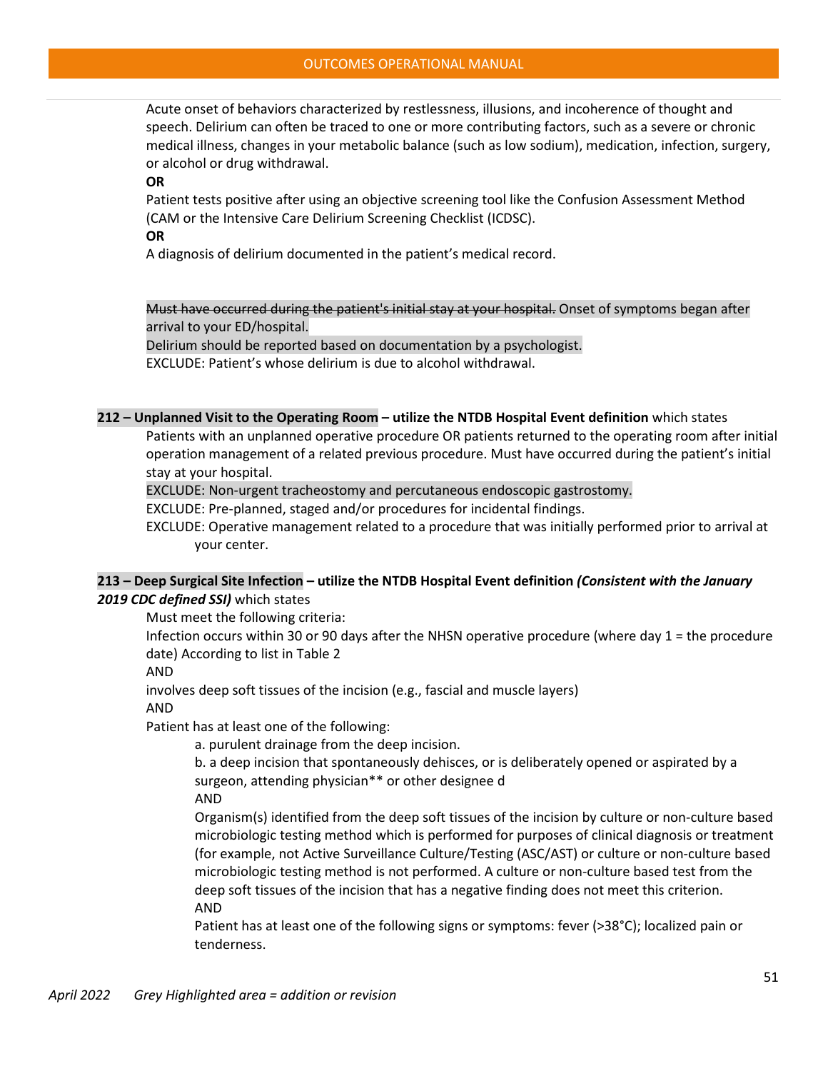Acute onset of behaviors characterized by restlessness, illusions, and incoherence of thought and speech. Delirium can often be traced to one or more contributing factors, such as a severe or chronic medical illness, changes in your metabolic balance (such as low sodium), medication, infection, surgery, or alcohol or drug withdrawal.

**OR**

Patient tests positive after using an objective screening tool like the Confusion Assessment Method (CAM or the Intensive Care Delirium Screening Checklist (ICDSC).

**OR**

A diagnosis of delirium documented in the patient's medical record.

~~Must have occurred during the patient's initial stay at your hospital.~~ Onset of symptoms began after arrival to your ED/hospital.

Delirium should be reported based on documentation by a psychologist.

EXCLUDE: Patient's whose delirium is due to alcohol withdrawal.

**212 – Unplanned Visit to the Operating Room – utilize the NTDB Hospital Event definition** which states

Patients with an unplanned operative procedure OR patients returned to the operating room after initial operation management of a related previous procedure. Must have occurred during the patient's initial stay at your hospital.

EXCLUDE: Non-urgent tracheostomy and percutaneous endoscopic gastrostomy.

EXCLUDE: Pre-planned, staged and/or procedures for incidental findings.

EXCLUDE: Operative management related to a procedure that was initially performed prior to arrival at your center.

**213 – Deep Surgical Site Infection – utilize the NTDB Hospital Event definition *(Consistent with the January 2019 CDC defined SSI)*** which states

Must meet the following criteria:

Infection occurs within 30 or 90 days after the NHSN operative procedure (where day 1 = the procedure date) According to list in Table 2

AND

involves deep soft tissues of the incision (e.g., fascial and muscle layers)

AND

Patient has at least one of the following:

a. purulent drainage from the deep incision.

b. a deep incision that spontaneously dehisces, or is deliberately opened or aspirated by a surgeon, attending physician** or other designee d

AND

Organism(s) identified from the deep soft tissues of the incision by culture or non-culture based microbiologic testing method which is performed for purposes of clinical diagnosis or treatment (for example, not Active Surveillance Culture/Testing (ASC/AST) or culture or non-culture based microbiologic testing method is not performed. A culture or non-culture based test from the deep soft tissues of the incision that has a negative finding does not meet this criterion.

AND

Patient has at least one of the following signs or symptoms: fever (>38°C); localized pain or tenderness.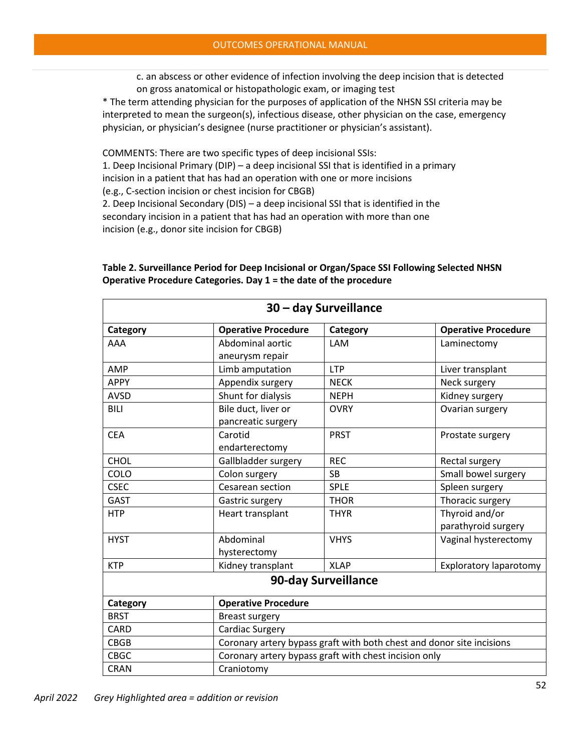c. an abscess or other evidence of infection involving the deep incision that is detected on gross anatomical or histopathologic exam, or imaging test

* The term attending physician for the purposes of application of the NHSN SSI criteria may be interpreted to mean the surgeon(s), infectious disease, other physician on the case, emergency physician, or physician's designee (nurse practitioner or physician's assistant).

COMMENTS: There are two specific types of deep incisional SSIs:
1. Deep Incisional Primary (DIP) – a deep incisional SSI that is identified in a primary incision in a patient that has had an operation with one or more incisions (e.g., C-section incision or chest incision for CBGB)
2. Deep Incisional Secondary (DIS) – a deep incisional SSI that is identified in the secondary incision in a patient that has had an operation with more than one incision (e.g., donor site incision for CBGB)

**Table 2. Surveillance Period for Deep Incisional or Organ/Space SSI Following Selected NHSN Operative Procedure Categories. Day 1 = the date of the procedure**

| **30 – day Surveillance** | | | |
|---|---|---|---|
| **Category** | **Operative Procedure** | **Category** | **Operative Procedure** |
| AAA | Abdominal aortic aneurysm repair | LAM | Laminectomy |
| AMP | Limb amputation | LTP | Liver transplant |
| APPY | Appendix surgery | NECK | Neck surgery |
| AVSD | Shunt for dialysis | NEPH | Kidney surgery |
| BILI | Bile duct, liver or pancreatic surgery | OVRY | Ovarian surgery |
| CEA | Carotid endarterectomy | PRST | Prostate surgery |
| CHOL | Gallbladder surgery | REC | Rectal surgery |
| COLO | Colon surgery | SB | Small bowel surgery |
| CSEC | Cesarean section | SPLE | Spleen surgery |
| GAST | Gastric surgery | THOR | Thoracic surgery |
| HTP | Heart transplant | THYR | Thyroid and/or parathyroid surgery |
| HYST | Abdominal hysterectomy | VHYS | Vaginal hysterectomy |
| KTP | Kidney transplant | XLAP | Exploratory laparotomy |
| **90-day Surveillance** | | | |
| **Category** | **Operative Procedure** | | |
| BRST | Breast surgery | | |
| CARD | Cardiac Surgery | | |
| CBGB | Coronary artery bypass graft with both chest and donor site incisions | | |
| CBGC | Coronary artery bypass graft with chest incision only | | |
| CRAN | Craniotomy | | |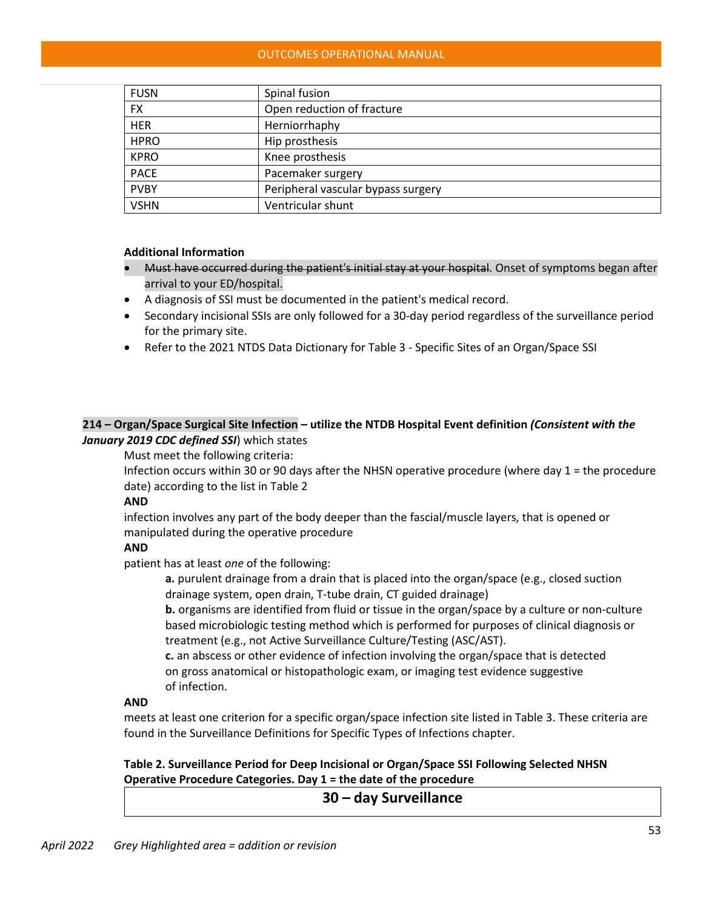| FUSN | Spinal fusion |
|---|---|
| FX | Open reduction of fracture |
| HER | Herniorrhaphy |
| HPRO | Hip prosthesis |
| KPRO | Knee prosthesis |
| PACE | Pacemaker surgery |
| PVBY | Peripheral vascular bypass surgery |
| VSHN | Ventricular shunt |

**Additional Information**

- ~~Must have occurred during the patient's initial stay at your hospital~~. Onset of symptoms began after arrival to your ED/hospital.
- A diagnosis of SSI must be documented in the patient's medical record.
- Secondary incisional SSIs are only followed for a 30-day period regardless of the surveillance period for the primary site.
- Refer to the 2021 NTDS Data Dictionary for Table 3 - Specific Sites of an Organ/Space SSI

**214 – Organ/Space Surgical Site Infection – utilize the NTDB Hospital Event definition *(Consistent with the January 2019 CDC defined SSI*)** which states

Must meet the following criteria:

Infection occurs within 30 or 90 days after the NHSN operative procedure (where day 1 = the procedure date) according to the list in Table 2

**AND**

infection involves any part of the body deeper than the fascial/muscle layers, that is opened or manipulated during the operative procedure

**AND**

patient has at least *one* of the following:

**a.** purulent drainage from a drain that is placed into the organ/space (e.g., closed suction drainage system, open drain, T-tube drain, CT guided drainage)

**b.** organisms are identified from fluid or tissue in the organ/space by a culture or non-culture based microbiologic testing method which is performed for purposes of clinical diagnosis or treatment (e.g., not Active Surveillance Culture/Testing (ASC/AST).

**c.** an abscess or other evidence of infection involving the organ/space that is detected on gross anatomical or histopathologic exam, or imaging test evidence suggestive of infection.

**AND**

meets at least one criterion for a specific organ/space infection site listed in Table 3. These criteria are found in the Surveillance Definitions for Specific Types of Infections chapter.

**Table 2. Surveillance Period for Deep Incisional or Organ/Space SSI Following Selected NHSN Operative Procedure Categories. Day 1 = the date of the procedure**

| **30 – day Surveillance** |
|---|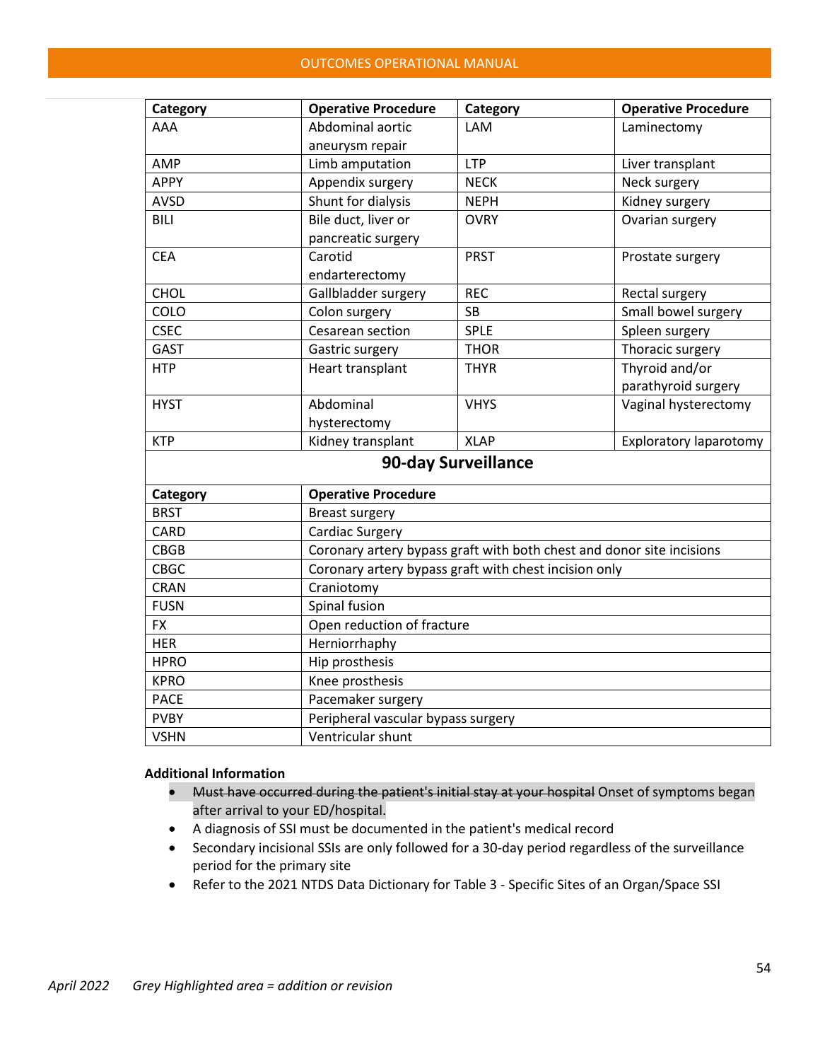| Category | Operative Procedure | Category | Operative Procedure |
|---|---|---|---|
| AAA | Abdominal aortic aneurysm repair | LAM | Laminectomy |
| AMP | Limb amputation | LTP | Liver transplant |
| APPY | Appendix surgery | NECK | Neck surgery |
| AVSD | Shunt for dialysis | NEPH | Kidney surgery |
| BILI | Bile duct, liver or pancreatic surgery | OVRY | Ovarian surgery |
| CEA | Carotid endarterectomy | PRST | Prostate surgery |
| CHOL | Gallbladder surgery | REC | Rectal surgery |
| COLO | Colon surgery | SB | Small bowel surgery |
| CSEC | Cesarean section | SPLE | Spleen surgery |
| GAST | Gastric surgery | THOR | Thoracic surgery |
| HTP | Heart transplant | THYR | Thyroid and/or parathyroid surgery |
| HYST | Abdominal hysterectomy | VHYS | Vaginal hysterectomy |
| KTP | Kidney transplant | XLAP | Exploratory laparotomy |

**90-day Surveillance**

| Category | Operative Procedure |
|---|---|
| BRST | Breast surgery |
| CARD | Cardiac Surgery |
| CBGB | Coronary artery bypass graft with both chest and donor site incisions |
| CBGC | Coronary artery bypass graft with chest incision only |
| CRAN | Craniotomy |
| FUSN | Spinal fusion |
| FX | Open reduction of fracture |
| HER | Herniorrhaphy |
| HPRO | Hip prosthesis |
| KPRO | Knee prosthesis |
| PACE | Pacemaker surgery |
| PVBY | Peripheral vascular bypass surgery |
| VSHN | Ventricular shunt |

**Additional Information**

- ~~Must have occurred during the patient's initial stay at your hospital~~ Onset of symptoms began after arrival to your ED/hospital.
- A diagnosis of SSI must be documented in the patient's medical record
- Secondary incisional SSIs are only followed for a 30-day period regardless of the surveillance period for the primary site
- Refer to the 2021 NTDS Data Dictionary for Table 3 - Specific Sites of an Organ/Space SSI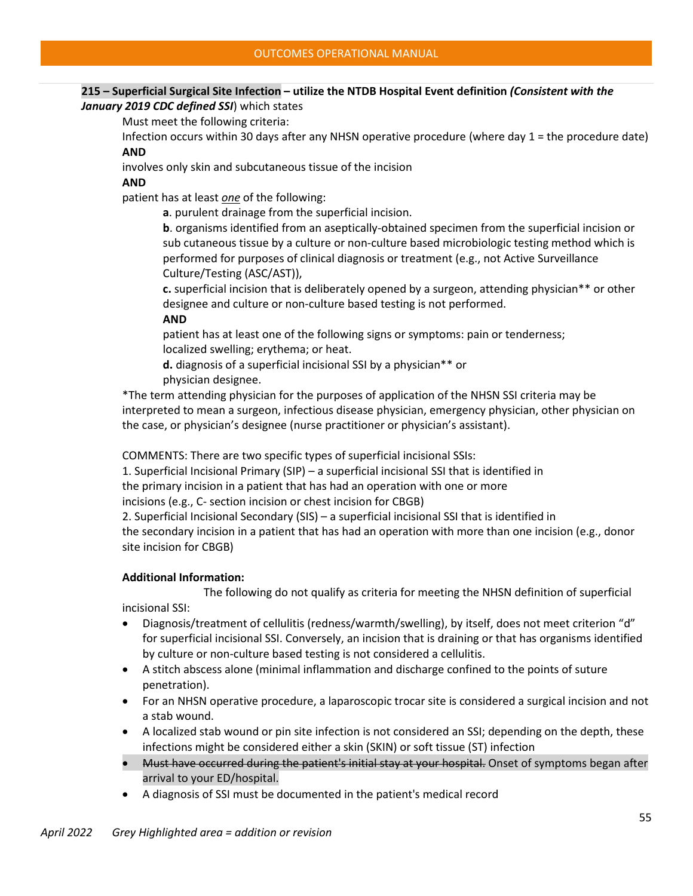**215 – Superficial Surgical Site Infection – utilize the NTDB Hospital Event definition *(Consistent with the January 2019 CDC defined SSI*)** which states

Must meet the following criteria:

Infection occurs within 30 days after any NHSN operative procedure (where day 1 = the procedure date)

**AND**

involves only skin and subcutaneous tissue of the incision

**AND**

patient has at least ***one*** of the following:

**a**. purulent drainage from the superficial incision.

**b**. organisms identified from an aseptically-obtained specimen from the superficial incision or sub cutaneous tissue by a culture or non-culture based microbiologic testing method which is performed for purposes of clinical diagnosis or treatment (e.g., not Active Surveillance Culture/Testing (ASC/AST)),

**c.** superficial incision that is deliberately opened by a surgeon, attending physician** or other designee and culture or non-culture based testing is not performed.

**AND**

patient has at least one of the following signs or symptoms: pain or tenderness; localized swelling; erythema; or heat.

**d.** diagnosis of a superficial incisional SSI by a physician** or physician designee.

*The term attending physician for the purposes of application of the NHSN SSI criteria may be interpreted to mean a surgeon, infectious disease physician, emergency physician, other physician on the case, or physician's designee (nurse practitioner or physician's assistant).

COMMENTS: There are two specific types of superficial incisional SSIs:

1. Superficial Incisional Primary (SIP) – a superficial incisional SSI that is identified in the primary incision in a patient that has had an operation with one or more incisions (e.g., C- section incision or chest incision for CBGB)
2. Superficial Incisional Secondary (SIS) – a superficial incisional SSI that is identified in the secondary incision in a patient that has had an operation with more than one incision (e.g., donor site incision for CBGB)

**Additional Information:**

The following do not qualify as criteria for meeting the NHSN definition of superficial incisional SSI:

- Diagnosis/treatment of cellulitis (redness/warmth/swelling), by itself, does not meet criterion "d" for superficial incisional SSI. Conversely, an incision that is draining or that has organisms identified by culture or non-culture based testing is not considered a cellulitis.
- A stitch abscess alone (minimal inflammation and discharge confined to the points of suture penetration).
- For an NHSN operative procedure, a laparoscopic trocar site is considered a surgical incision and not a stab wound.
- A localized stab wound or pin site infection is not considered an SSI; depending on the depth, these infections might be considered either a skin (SKIN) or soft tissue (ST) infection
- ~~Must have occurred during the patient's initial stay at your hospital.~~ Onset of symptoms began after arrival to your ED/hospital.
- A diagnosis of SSI must be documented in the patient's medical record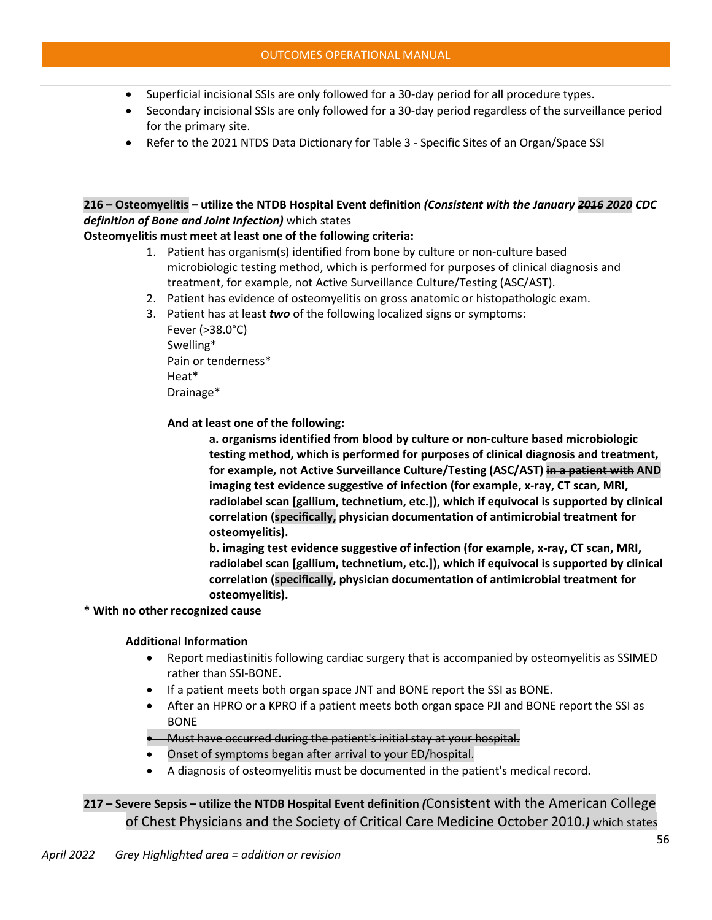- Superficial incisional SSIs are only followed for a 30-day period for all procedure types.
- Secondary incisional SSIs are only followed for a 30-day period regardless of the surveillance period for the primary site.
- Refer to the 2021 NTDS Data Dictionary for Table 3 - Specific Sites of an Organ/Space SSI

**216 – Osteomyelitis – utilize the NTDB Hospital Event definition *(Consistent with the January ~~2016~~ 2020 CDC definition of Bone and Joint Infection)*** which states

**Osteomyelitis must meet at least one of the following criteria:**

1. Patient has organism(s) identified from bone by culture or non-culture based microbiologic testing method, which is performed for purposes of clinical diagnosis and treatment, for example, not Active Surveillance Culture/Testing (ASC/AST).
2. Patient has evidence of osteomyelitis on gross anatomic or histopathologic exam.
3. Patient has at least ***two*** of the following localized signs or symptoms:
   Fever (>38.0°C)
   Swelling*
   Pain or tenderness*
   Heat*
   Drainage*

   **And at least one of the following:**

   **a. organisms identified from blood by culture or non-culture based microbiologic testing method, which is performed for purposes of clinical diagnosis and treatment, for example, not Active Surveillance Culture/Testing (ASC/AST) ~~in a patient with~~ AND imaging test evidence suggestive of infection (for example, x-ray, CT scan, MRI, radiolabel scan [gallium, technetium, etc.]), which if equivocal is supported by clinical correlation (specifically, physician documentation of antimicrobial treatment for osteomyelitis).**

   **b. imaging test evidence suggestive of infection (for example, x-ray, CT scan, MRI, radiolabel scan [gallium, technetium, etc.]), which if equivocal is supported by clinical correlation (specifically, physician documentation of antimicrobial treatment for osteomyelitis).**

**\* With no other recognized cause**

**Additional Information**

- Report mediastinitis following cardiac surgery that is accompanied by osteomyelitis as SSIMED rather than SSI-BONE.
- If a patient meets both organ space JNT and BONE report the SSI as BONE.
- After an HPRO or a KPRO if a patient meets both organ space PJI and BONE report the SSI as BONE
- ~~Must have occurred during the patient's initial stay at your hospital.~~
- Onset of symptoms began after arrival to your ED/hospital.
- A diagnosis of osteomyelitis must be documented in the patient's medical record.

**217 – Severe Sepsis – utilize the NTDB Hospital Event definition *(*Consistent with the American College of Chest Physicians and the Society of Critical Care Medicine October 2010.*)*** which states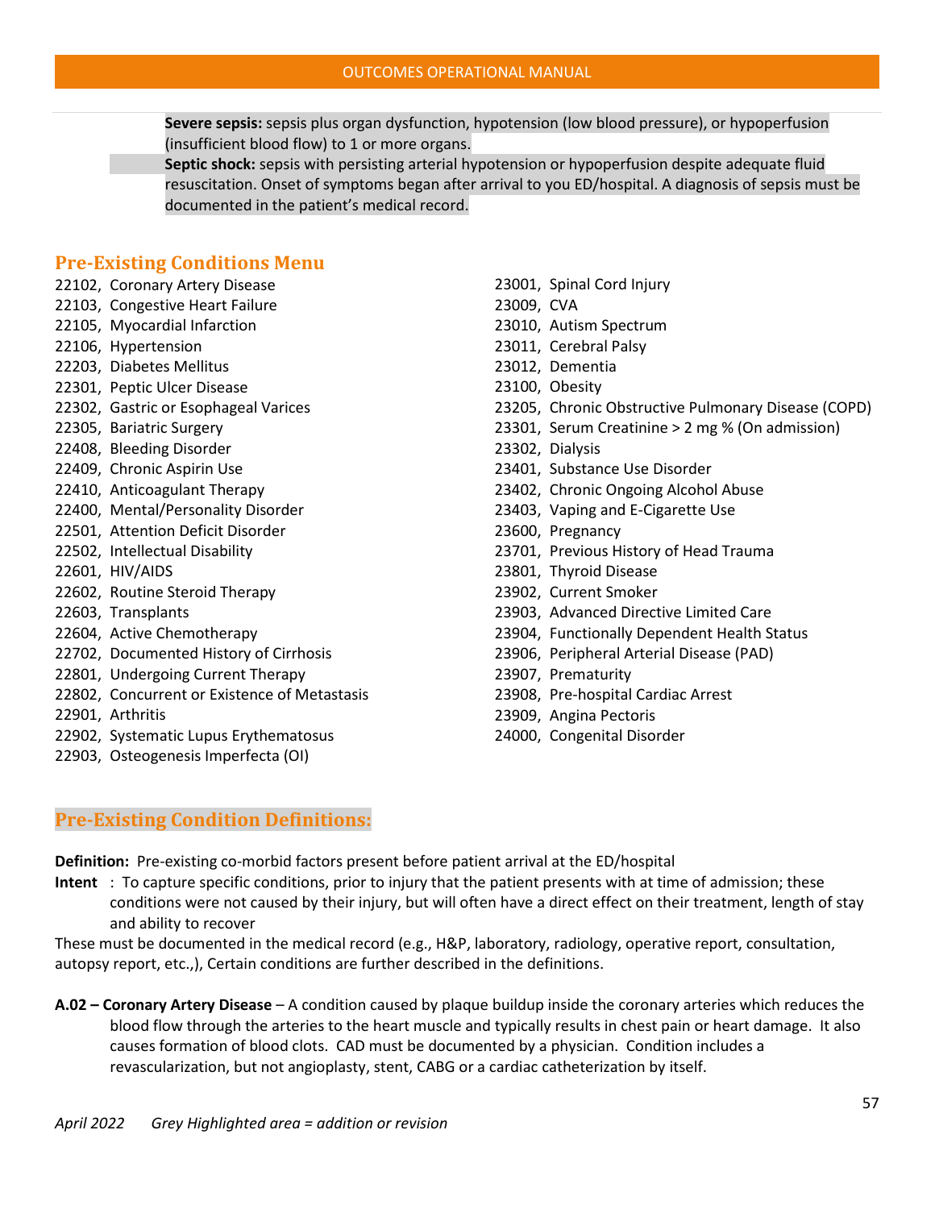**Severe sepsis:** sepsis plus organ dysfunction, hypotension (low blood pressure), or hypoperfusion (insufficient blood flow) to 1 or more organs.

**Septic shock:** sepsis with persisting arterial hypotension or hypoperfusion despite adequate fluid resuscitation. Onset of symptoms began after arrival to you ED/hospital. A diagnosis of sepsis must be documented in the patient's medical record.

## Pre-Existing Conditions Menu

- 22102, Coronary Artery Disease
- 22103, Congestive Heart Failure
- 22105, Myocardial Infarction
- 22106, Hypertension
- 22203, Diabetes Mellitus
- 22301, Peptic Ulcer Disease
- 22302, Gastric or Esophageal Varices
- 22305, Bariatric Surgery
- 22408, Bleeding Disorder
- 22409, Chronic Aspirin Use
- 22410, Anticoagulant Therapy
- 22400, Mental/Personality Disorder
- 22501, Attention Deficit Disorder
- 22502, Intellectual Disability
- 22601, HIV/AIDS
- 22602, Routine Steroid Therapy
- 22603, Transplants
- 22604, Active Chemotherapy
- 22702, Documented History of Cirrhosis
- 22801, Undergoing Current Therapy
- 22802, Concurrent or Existence of Metastasis
- 22901, Arthritis
- 22902, Systematic Lupus Erythematosus
- 22903, Osteogenesis Imperfecta (OI)
- 23001, Spinal Cord Injury
- 23009, CVA
- 23010, Autism Spectrum
- 23011, Cerebral Palsy
- 23012, Dementia
- 23100, Obesity
- 23205, Chronic Obstructive Pulmonary Disease (COPD)
- 23301, Serum Creatinine > 2 mg % (On admission)
- 23302, Dialysis
- 23401, Substance Use Disorder
- 23402, Chronic Ongoing Alcohol Abuse
- 23403, Vaping and E-Cigarette Use
- 23600, Pregnancy
- 23701, Previous History of Head Trauma
- 23801, Thyroid Disease
- 23902, Current Smoker
- 23903, Advanced Directive Limited Care
- 23904, Functionally Dependent Health Status
- 23906, Peripheral Arterial Disease (PAD)
- 23907, Prematurity
- 23908, Pre-hospital Cardiac Arrest
- 23909, Angina Pectoris
- 24000, Congenital Disorder

## Pre-Existing Condition Definitions:

**Definition:** Pre-existing co-morbid factors present before patient arrival at the ED/hospital

**Intent** : To capture specific conditions, prior to injury that the patient presents with at time of admission; these conditions were not caused by their injury, but will often have a direct effect on their treatment, length of stay and ability to recover

These must be documented in the medical record (e.g., H&P, laboratory, radiology, operative report, consultation, autopsy report, etc.,), Certain conditions are further described in the definitions.

**A.02 – Coronary Artery Disease** – A condition caused by plaque buildup inside the coronary arteries which reduces the blood flow through the arteries to the heart muscle and typically results in chest pain or heart damage. It also causes formation of blood clots. CAD must be documented by a physician. Condition includes a revascularization, but not angioplasty, stent, CABG or a cardiac catheterization by itself.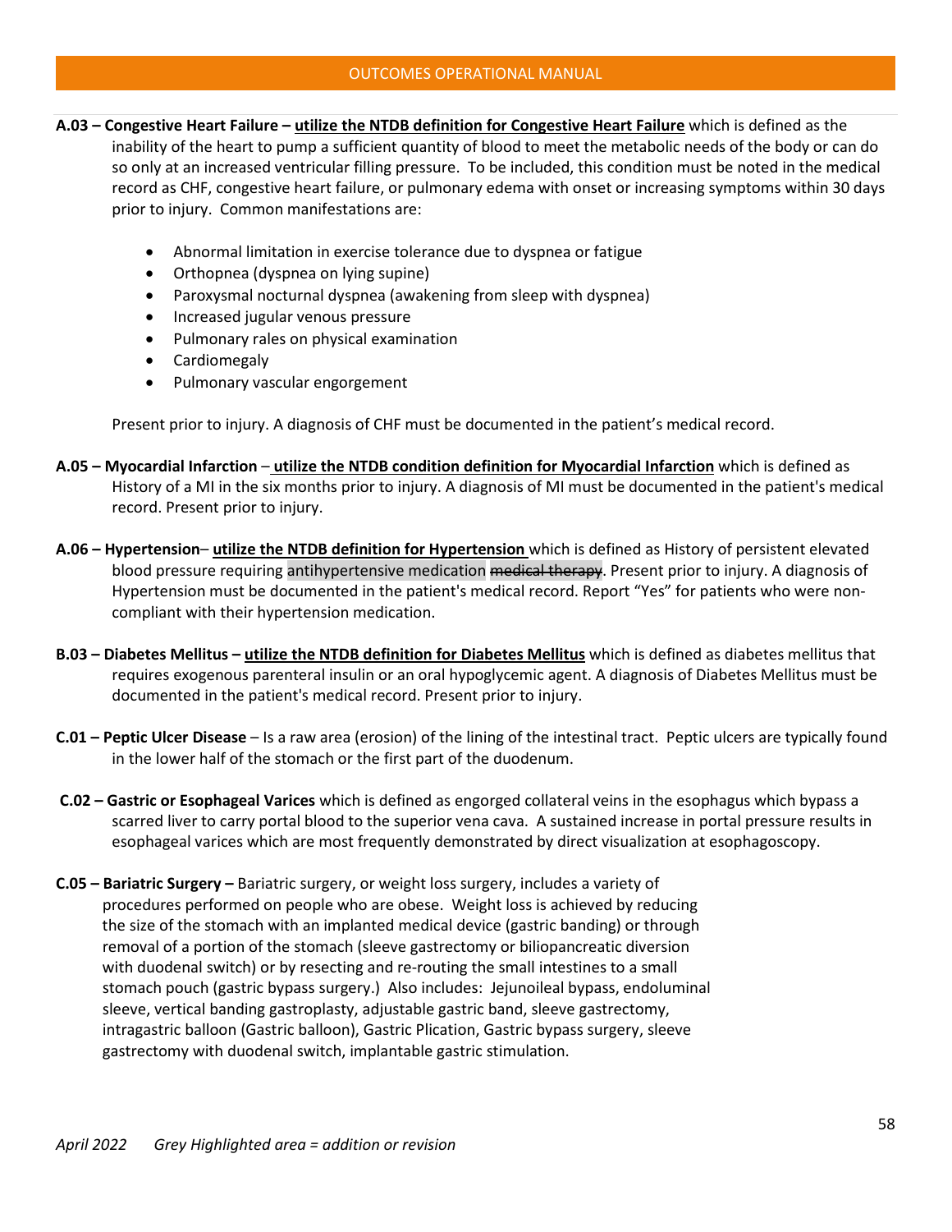**A.03 – Congestive Heart Failure – utilize the NTDB definition for Congestive Heart Failure** which is defined as the inability of the heart to pump a sufficient quantity of blood to meet the metabolic needs of the body or can do so only at an increased ventricular filling pressure. To be included, this condition must be noted in the medical record as CHF, congestive heart failure, or pulmonary edema with onset or increasing symptoms within 30 days prior to injury. Common manifestations are:

- Abnormal limitation in exercise tolerance due to dyspnea or fatigue
- Orthopnea (dyspnea on lying supine)
- Paroxysmal nocturnal dyspnea (awakening from sleep with dyspnea)
- Increased jugular venous pressure
- Pulmonary rales on physical examination
- Cardiomegaly
- Pulmonary vascular engorgement

Present prior to injury. A diagnosis of CHF must be documented in the patient's medical record.

**A.05 – Myocardial Infarction – utilize the NTDB condition definition for Myocardial Infarction** which is defined as History of a MI in the six months prior to injury. A diagnosis of MI must be documented in the patient's medical record. Present prior to injury.

**A.06 – Hypertension– utilize the NTDB definition for Hypertension** which is defined as History of persistent elevated blood pressure requiring antihypertensive medication ~~medical therapy~~. Present prior to injury. A diagnosis of Hypertension must be documented in the patient's medical record. Report "Yes" for patients who were non-compliant with their hypertension medication.

**B.03 – Diabetes Mellitus – utilize the NTDB definition for Diabetes Mellitus** which is defined as diabetes mellitus that requires exogenous parenteral insulin or an oral hypoglycemic agent. A diagnosis of Diabetes Mellitus must be documented in the patient's medical record. Present prior to injury.

**C.01 – Peptic Ulcer Disease** – Is a raw area (erosion) of the lining of the intestinal tract. Peptic ulcers are typically found in the lower half of the stomach or the first part of the duodenum.

**C.02 – Gastric or Esophageal Varices** which is defined as engorged collateral veins in the esophagus which bypass a scarred liver to carry portal blood to the superior vena cava. A sustained increase in portal pressure results in esophageal varices which are most frequently demonstrated by direct visualization at esophagoscopy.

**C.05 – Bariatric Surgery –** Bariatric surgery, or weight loss surgery, includes a variety of procedures performed on people who are obese. Weight loss is achieved by reducing the size of the stomach with an implanted medical device (gastric banding) or through removal of a portion of the stomach (sleeve gastrectomy or biliopancreatic diversion with duodenal switch) or by resecting and re-routing the small intestines to a small stomach pouch (gastric bypass surgery.) Also includes: Jejunoileal bypass, endoluminal sleeve, vertical banding gastroplasty, adjustable gastric band, sleeve gastrectomy, intragastric balloon (Gastric balloon), Gastric Plication, Gastric bypass surgery, sleeve gastrectomy with duodenal switch, implantable gastric stimulation.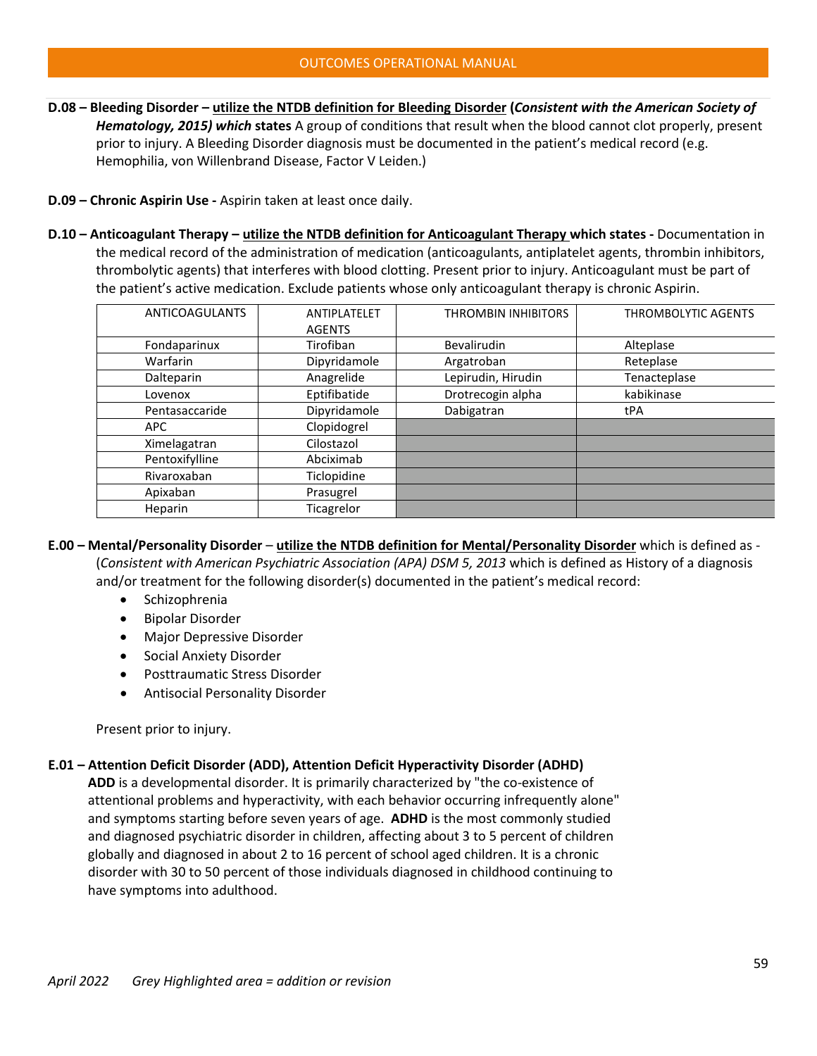**D.08 – Bleeding Disorder – <u>utilize the NTDB definition for Bleeding Disorder</u> (*Consistent with the American Society of Hematology, 2015) which* states** A group of conditions that result when the blood cannot clot properly, present prior to injury. A Bleeding Disorder diagnosis must be documented in the patient's medical record (e.g. Hemophilia, von Willenbrand Disease, Factor V Leiden.)

**D.09 – Chronic Aspirin Use -** Aspirin taken at least once daily.

**D.10 – Anticoagulant Therapy – <u>utilize the NTDB definition for Anticoagulant Therapy</u> which states -** Documentation in the medical record of the administration of medication (anticoagulants, antiplatelet agents, thrombin inhibitors, thrombolytic agents) that interferes with blood clotting. Present prior to injury. Anticoagulant must be part of the patient's active medication. Exclude patients whose only anticoagulant therapy is chronic Aspirin.

| ANTICOAGULANTS | ANTIPLATELET AGENTS | THROMBIN INHIBITORS | THROMBOLYTIC AGENTS |
|---|---|---|---|
| Fondaparinux | Tirofiban | Bevalirudin | Alteplase |
| Warfarin | Dipyridamole | Argatroban | Reteplase |
| Dalteparin | Anagrelide | Lepirudin, Hirudin | Tenacteplase |
| Lovenox | Eptifibatide | Drotrecogin alpha | kabikinase |
| Pentasaccaride | Dipyridamole | Dabigatran | tPA |
| APC | Clopidogrel | | |
| Ximelagatran | Cilostazol | | |
| Pentoxifylline | Abciximab | | |
| Rivaroxaban | Ticlopidine | | |
| Apixaban | Prasugrel | | |
| Heparin | Ticagrelor | | |

**E.00 – Mental/Personality Disorder** – **<u>utilize the NTDB definition for Mental/Personality Disorder</u>** which is defined as - (*Consistent with American Psychiatric Association (APA) DSM 5, 2013* which is defined as History of a diagnosis and/or treatment for the following disorder(s) documented in the patient's medical record:

- Schizophrenia
- Bipolar Disorder
- Major Depressive Disorder
- Social Anxiety Disorder
- Posttraumatic Stress Disorder
- Antisocial Personality Disorder

Present prior to injury.

**E.01 – Attention Deficit Disorder (ADD), Attention Deficit Hyperactivity Disorder (ADHD)**

**ADD** is a developmental disorder. It is primarily characterized by "the co-existence of attentional problems and hyperactivity, with each behavior occurring infrequently alone" and symptoms starting before seven years of age. **ADHD** is the most commonly studied and diagnosed psychiatric disorder in children, affecting about 3 to 5 percent of children globally and diagnosed in about 2 to 16 percent of school aged children. It is a chronic disorder with 30 to 50 percent of those individuals diagnosed in childhood continuing to have symptoms into adulthood.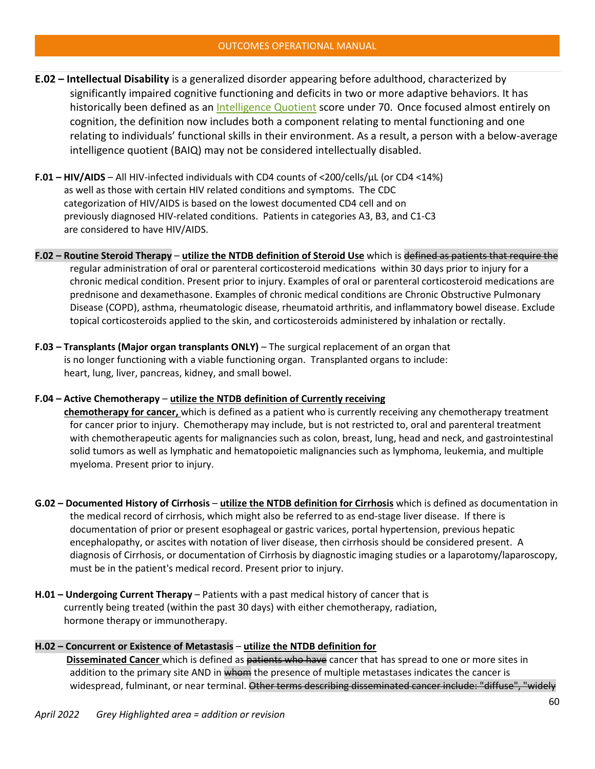**E.02 – Intellectual Disability** is a generalized disorder appearing before adulthood, characterized by significantly impaired cognitive functioning and deficits in two or more adaptive behaviors. It has historically been defined as an Intelligence Quotient score under 70. Once focused almost entirely on cognition, the definition now includes both a component relating to mental functioning and one relating to individuals' functional skills in their environment. As a result, a person with a below-average intelligence quotient (BAIQ) may not be considered intellectually disabled.

**F.01 – HIV/AIDS** – All HIV-infected individuals with CD4 counts of <200/cells/µL (or CD4 <14%) as well as those with certain HIV related conditions and symptoms. The CDC categorization of HIV/AIDS is based on the lowest documented CD4 cell and on previously diagnosed HIV-related conditions. Patients in categories A3, B3, and C1-C3 are considered to have HIV/AIDS.

**F.02 – Routine Steroid Therapy** – **<u>utilize the NTDB definition of Steroid Use</u>** which is ~~defined as patients that require the~~ regular administration of oral or parenteral corticosteroid medications within 30 days prior to injury for a chronic medical condition. Present prior to injury. Examples of oral or parenteral corticosteroid medications are prednisone and dexamethasone. Examples of chronic medical conditions are Chronic Obstructive Pulmonary Disease (COPD), asthma, rheumatologic disease, rheumatoid arthritis, and inflammatory bowel disease. Exclude topical corticosteroids applied to the skin, and corticosteroids administered by inhalation or rectally.

**F.03 – Transplants (Major organ transplants ONLY)** – The surgical replacement of an organ that is no longer functioning with a viable functioning organ. Transplanted organs to include: heart, lung, liver, pancreas, kidney, and small bowel.

**F.04 – Active Chemotherapy** – **<u>utilize the NTDB definition of Currently receiving chemotherapy for cancer,</u>** which is defined as a patient who is currently receiving any chemotherapy treatment for cancer prior to injury. Chemotherapy may include, but is not restricted to, oral and parenteral treatment with chemotherapeutic agents for malignancies such as colon, breast, lung, head and neck, and gastrointestinal solid tumors as well as lymphatic and hematopoietic malignancies such as lymphoma, leukemia, and multiple myeloma. Present prior to injury.

**G.02 – Documented History of Cirrhosis** – **<u>utilize the NTDB definition for Cirrhosis</u>** which is defined as documentation in the medical record of cirrhosis, which might also be referred to as end-stage liver disease. If there is documentation of prior or present esophageal or gastric varices, portal hypertension, previous hepatic encephalopathy, or ascites with notation of liver disease, then cirrhosis should be considered present. A diagnosis of Cirrhosis, or documentation of Cirrhosis by diagnostic imaging studies or a laparotomy/laparoscopy, must be in the patient's medical record. Present prior to injury.

**H.01 – Undergoing Current Therapy** – Patients with a past medical history of cancer that is currently being treated (within the past 30 days) with either chemotherapy, radiation, hormone therapy or immunotherapy.

**H.02 – Concurrent or Existence of Metastasis** – **<u>utilize the NTDB definition for Disseminated Cancer</u>** which is defined as ~~patients who have~~ cancer that has spread to one or more sites in addition to the primary site AND in ~~whom~~ the presence of multiple metastases indicates the cancer is widespread, fulminant, or near terminal. ~~Other terms describing disseminated cancer include: "diffuse", "widely~~

*April 2022 Grey Highlighted area = addition or revision*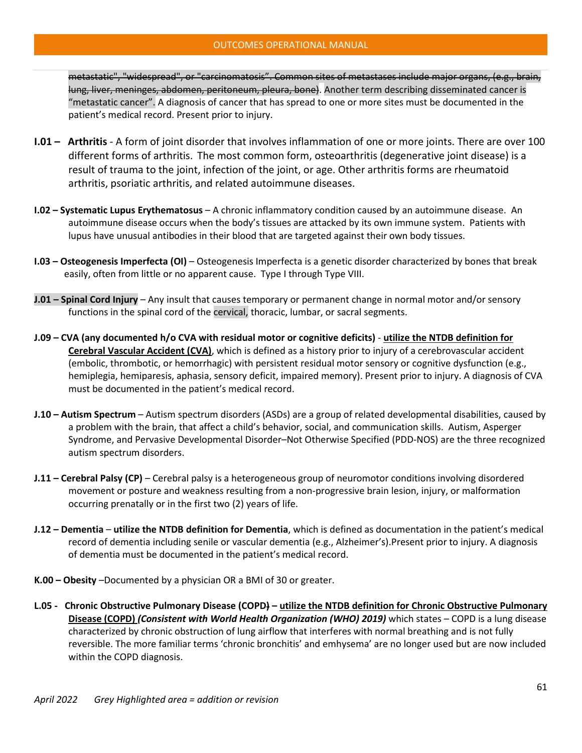~~metastatic", "widespread", or "carcinomatosis". Common sites of metastases include major organs, (e.g., brain, lung, liver, meninges, abdomen, peritoneum, pleura, bone)~~. Another term describing disseminated cancer is "metastatic cancer". A diagnosis of cancer that has spread to one or more sites must be documented in the patient's medical record. Present prior to injury.

**I.01 – Arthritis** - A form of joint disorder that involves inflammation of one or more joints. There are over 100 different forms of arthritis. The most common form, osteoarthritis (degenerative joint disease) is a result of trauma to the joint, infection of the joint, or age. Other arthritis forms are rheumatoid arthritis, psoriatic arthritis, and related autoimmune diseases.

**I.02 – Systematic Lupus Erythematosus** – A chronic inflammatory condition caused by an autoimmune disease. An autoimmune disease occurs when the body's tissues are attacked by its own immune system. Patients with lupus have unusual antibodies in their blood that are targeted against their own body tissues.

**I.03 – Osteogenesis Imperfecta (OI)** – Osteogenesis Imperfecta is a genetic disorder characterized by bones that break easily, often from little or no apparent cause. Type I through Type VIII.

**J.01 – Spinal Cord Injury** – Any insult that causes temporary or permanent change in normal motor and/or sensory functions in the spinal cord of the cervical, thoracic, lumbar, or sacral segments.

**J.09 – CVA (any documented h/o CVA with residual motor or cognitive deficits)** - **<u>utilize the NTDB definition for Cerebral Vascular Accident (CVA)</u>**, which is defined as a history prior to injury of a cerebrovascular accident (embolic, thrombotic, or hemorrhagic) with persistent residual motor sensory or cognitive dysfunction (e.g., hemiplegia, hemiparesis, aphasia, sensory deficit, impaired memory). Present prior to injury. A diagnosis of CVA must be documented in the patient's medical record.

**J.10 – Autism Spectrum** – Autism spectrum disorders (ASDs) are a group of related developmental disabilities, caused by a problem with the brain, that affect a child's behavior, social, and communication skills. Autism, Asperger Syndrome, and Pervasive Developmental Disorder–Not Otherwise Specified (PDD-NOS) are the three recognized autism spectrum disorders.

**J.11 – Cerebral Palsy (CP)** – Cerebral palsy is a heterogeneous group of neuromotor conditions involving disordered movement or posture and weakness resulting from a non-progressive brain lesion, injury, or malformation occurring prenatally or in the first two (2) years of life.

**J.12 – Dementia** – **utilize the NTDB definition for Dementia**, which is defined as documentation in the patient's medical record of dementia including senile or vascular dementia (e.g., Alzheimer's).Present prior to injury. A diagnosis of dementia must be documented in the patient's medical record.

**K.00 – Obesity** –Documented by a physician OR a BMI of 30 or greater.

**L.05 - Chronic Obstructive Pulmonary Disease (COPD~~)~~ – <u>utilize the NTDB definition for Chronic Obstructive Pulmonary Disease (COPD)</u> *(Consistent with World Health Organization (WHO) 2019)*** which states – COPD is a lung disease characterized by chronic obstruction of lung airflow that interferes with normal breathing and is not fully reversible. The more familiar terms 'chronic bronchitis' and emhysema' are no longer used but are now included within the COPD diagnosis.

*April 2022 Grey Highlighted area = addition or revision*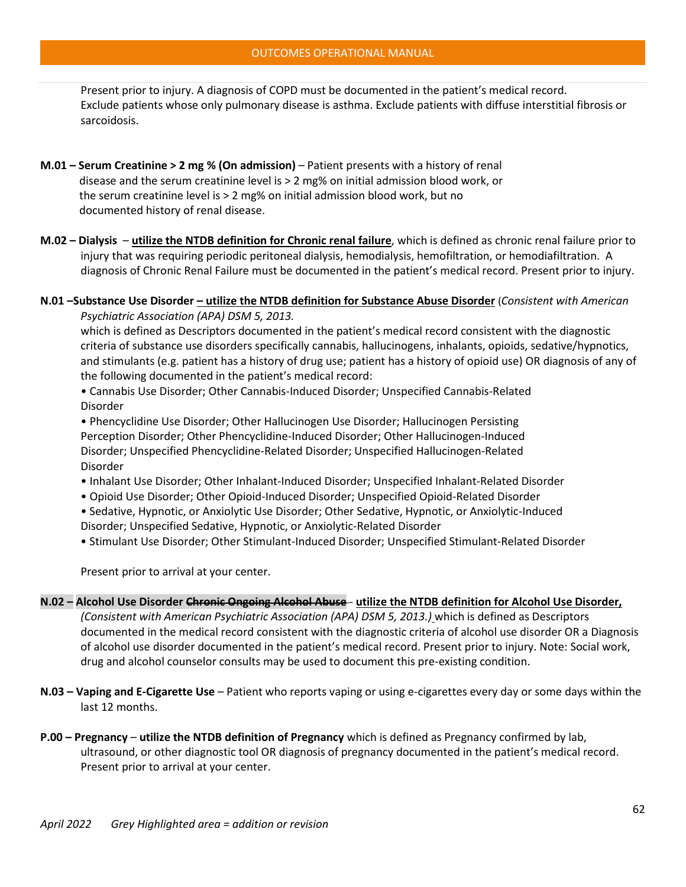Present prior to injury. A diagnosis of COPD must be documented in the patient's medical record. Exclude patients whose only pulmonary disease is asthma. Exclude patients with diffuse interstitial fibrosis or sarcoidosis.

**M.01 – Serum Creatinine > 2 mg % (On admission)** – Patient presents with a history of renal disease and the serum creatinine level is > 2 mg% on initial admission blood work, or the serum creatinine level is > 2 mg% on initial admission blood work, but no documented history of renal disease.

**M.02 – Dialysis** – **utilize the NTDB definition for Chronic renal failure**, which is defined as chronic renal failure prior to injury that was requiring periodic peritoneal dialysis, hemodialysis, hemofiltration, or hemodiafiltration. A diagnosis of Chronic Renal Failure must be documented in the patient's medical record. Present prior to injury.

**N.01 –Substance Use Disorder – utilize the NTDB definition for Substance Abuse Disorder** (*Consistent with American Psychiatric Association (APA) DSM 5, 2013.*
which is defined as Descriptors documented in the patient's medical record consistent with the diagnostic criteria of substance use disorders specifically cannabis, hallucinogens, inhalants, opioids, sedative/hypnotics, and stimulants (e.g. patient has a history of drug use; patient has a history of opioid use) OR diagnosis of any of the following documented in the patient's medical record:

- Cannabis Use Disorder; Other Cannabis-Induced Disorder; Unspecified Cannabis-Related Disorder
- Phencyclidine Use Disorder; Other Hallucinogen Use Disorder; Hallucinogen Persisting Perception Disorder; Other Phencyclidine-Induced Disorder; Other Hallucinogen-Induced Disorder; Unspecified Phencyclidine-Related Disorder; Unspecified Hallucinogen-Related Disorder
- Inhalant Use Disorder; Other Inhalant-Induced Disorder; Unspecified Inhalant-Related Disorder
- Opioid Use Disorder; Other Opioid-Induced Disorder; Unspecified Opioid-Related Disorder
- Sedative, Hypnotic, or Anxiolytic Use Disorder; Other Sedative, Hypnotic, or Anxiolytic-Induced Disorder; Unspecified Sedative, Hypnotic, or Anxiolytic-Related Disorder
- Stimulant Use Disorder; Other Stimulant-Induced Disorder; Unspecified Stimulant-Related Disorder

Present prior to arrival at your center.

**N.02 – Alcohol Use Disorder ~~Chronic Ongoing Alcohol Abuse~~ - utilize the NTDB definition for Alcohol Use Disorder,** *(Consistent with American Psychiatric Association (APA) DSM 5, 2013.)* which is defined as Descriptors documented in the medical record consistent with the diagnostic criteria of alcohol use disorder OR a Diagnosis of alcohol use disorder documented in the patient's medical record. Present prior to injury. Note: Social work, drug and alcohol counselor consults may be used to document this pre-existing condition.

**N.03 – Vaping and E-Cigarette Use** – Patient who reports vaping or using e-cigarettes every day or some days within the last 12 months.

**P.00 – Pregnancy** – **utilize the NTDB definition of Pregnancy** which is defined as Pregnancy confirmed by lab, ultrasound, or other diagnostic tool OR diagnosis of pregnancy documented in the patient's medical record. Present prior to arrival at your center.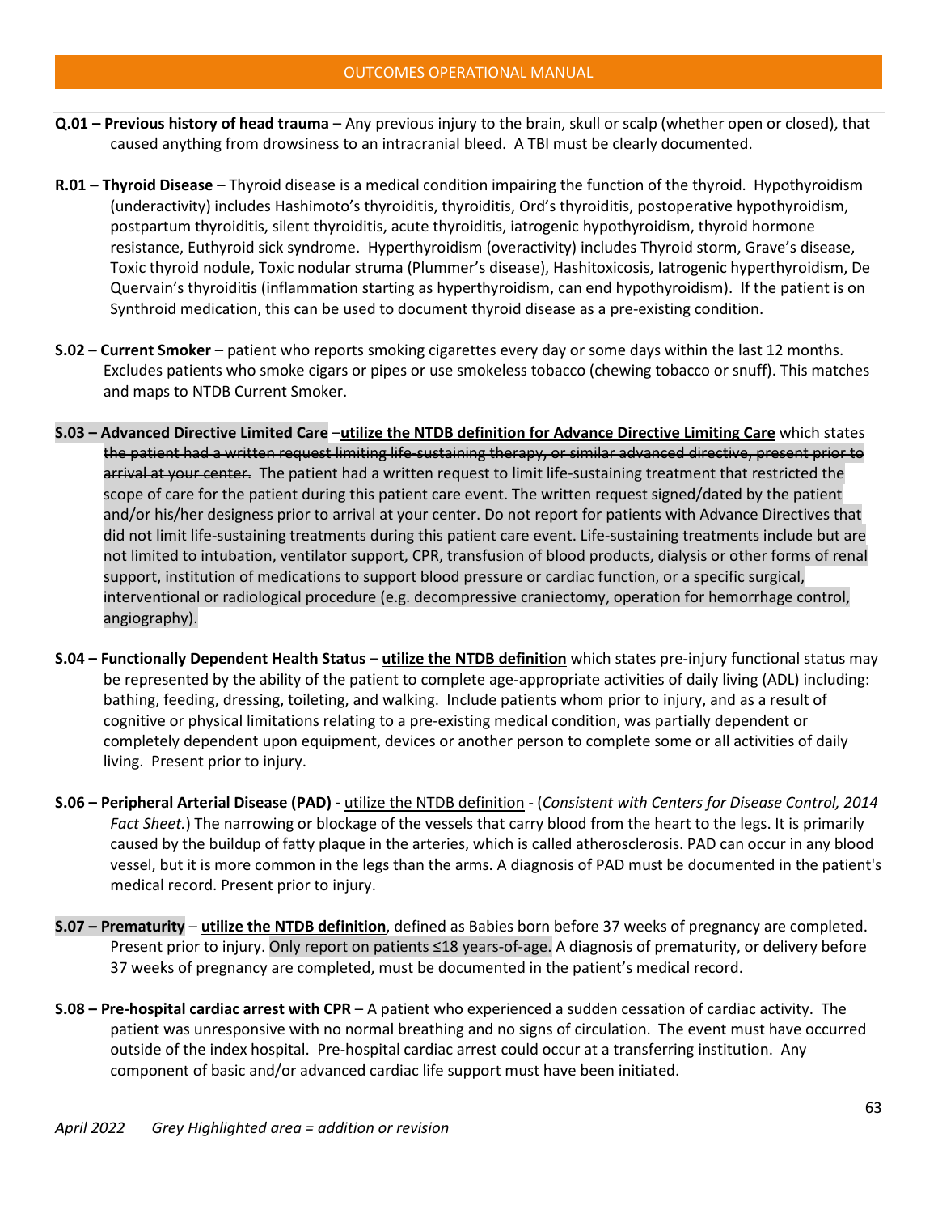**Q.01 – Previous history of head trauma** – Any previous injury to the brain, skull or scalp (whether open or closed), that caused anything from drowsiness to an intracranial bleed. A TBI must be clearly documented.

**R.01 – Thyroid Disease** – Thyroid disease is a medical condition impairing the function of the thyroid. Hypothyroidism (underactivity) includes Hashimoto's thyroiditis, thyroiditis, Ord's thyroiditis, postoperative hypothyroidism, postpartum thyroiditis, silent thyroiditis, acute thyroiditis, iatrogenic hypothyroidism, thyroid hormone resistance, Euthyroid sick syndrome. Hyperthyroidism (overactivity) includes Thyroid storm, Grave's disease, Toxic thyroid nodule, Toxic nodular struma (Plummer's disease), Hashitoxicosis, Iatrogenic hyperthyroidism, De Quervain's thyroiditis (inflammation starting as hyperthyroidism, can end hypothyroidism). If the patient is on Synthroid medication, this can be used to document thyroid disease as a pre-existing condition.

**S.02 – Current Smoker** – patient who reports smoking cigarettes every day or some days within the last 12 months. Excludes patients who smoke cigars or pipes or use smokeless tobacco (chewing tobacco or snuff). This matches and maps to NTDB Current Smoker.

**S.03 – Advanced Directive Limited Care** –**<u>utilize the NTDB definition for Advance Directive Limiting Care</u>** which states ~~the patient had a written request limiting life-sustaining therapy, or similar advanced directive, present prior to arrival at your center.~~ The patient had a written request to limit life-sustaining treatment that restricted the scope of care for the patient during this patient care event. The written request signed/dated by the patient and/or his/her designess prior to arrival at your center. Do not report for patients with Advance Directives that did not limit life-sustaining treatments during this patient care event. Life-sustaining treatments include but are not limited to intubation, ventilator support, CPR, transfusion of blood products, dialysis or other forms of renal support, institution of medications to support blood pressure or cardiac function, or a specific surgical, interventional or radiological procedure (e.g. decompressive craniectomy, operation for hemorrhage control, angiography).

**S.04 – Functionally Dependent Health Status** – **<u>utilize the NTDB definition</u>** which states pre-injury functional status may be represented by the ability of the patient to complete age-appropriate activities of daily living (ADL) including: bathing, feeding, dressing, toileting, and walking. Include patients whom prior to injury, and as a result of cognitive or physical limitations relating to a pre-existing medical condition, was partially dependent or completely dependent upon equipment, devices or another person to complete some or all activities of daily living. Present prior to injury.

**S.06 – Peripheral Arterial Disease (PAD) -** <u>utilize the NTDB definition</u> - (*Consistent with Centers for Disease Control, 2014 Fact Sheet.*) The narrowing or blockage of the vessels that carry blood from the heart to the legs. It is primarily caused by the buildup of fatty plaque in the arteries, which is called atherosclerosis. PAD can occur in any blood vessel, but it is more common in the legs than the arms. A diagnosis of PAD must be documented in the patient's medical record. Present prior to injury.

**S.07 – Prematurity** – **<u>utilize the NTDB definition</u>**, defined as Babies born before 37 weeks of pregnancy are completed. Present prior to injury. Only report on patients ≤18 years-of-age. A diagnosis of prematurity, or delivery before 37 weeks of pregnancy are completed, must be documented in the patient's medical record.

**S.08 – Pre-hospital cardiac arrest with CPR** – A patient who experienced a sudden cessation of cardiac activity. The patient was unresponsive with no normal breathing and no signs of circulation. The event must have occurred outside of the index hospital. Pre-hospital cardiac arrest could occur at a transferring institution. Any component of basic and/or advanced cardiac life support must have been initiated.

*April 2022 Grey Highlighted area = addition or revision*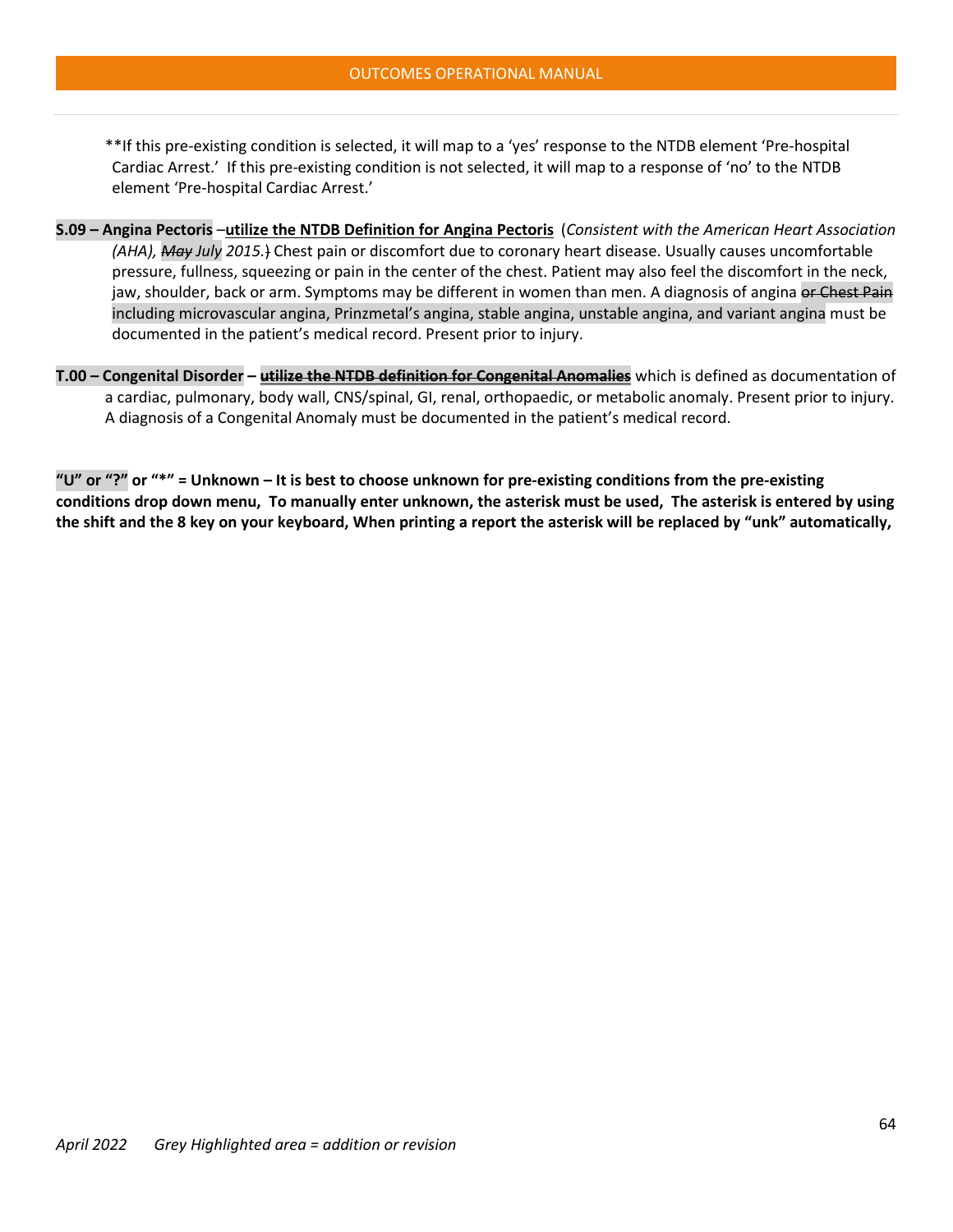**If this pre-existing condition is selected, it will map to a 'yes' response to the NTDB element 'Pre-hospital Cardiac Arrest.' If this pre-existing condition is not selected, it will map to a response of 'no' to the NTDB element 'Pre-hospital Cardiac Arrest.'

**S.09 – Angina Pectoris** –**utilize the NTDB Definition for Angina Pectoris** (*Consistent with the American Heart Association (AHA), ~~May~~ July 2015.*~~)~~ Chest pain or discomfort due to coronary heart disease. Usually causes uncomfortable pressure, fullness, squeezing or pain in the center of the chest. Patient may also feel the discomfort in the neck, jaw, shoulder, back or arm. Symptoms may be different in women than men. A diagnosis of angina ~~or Chest Pain~~ including microvascular angina, Prinzmetal's angina, stable angina, unstable angina, and variant angina must be documented in the patient's medical record. Present prior to injury.

**T.00 – Congenital Disorder** – ~~**utilize the NTDB definition for Congenital Anomalies**~~ which is defined as documentation of a cardiac, pulmonary, body wall, CNS/spinal, GI, renal, orthopaedic, or metabolic anomaly. Present prior to injury. A diagnosis of a Congenital Anomaly must be documented in the patient's medical record.

**"U" or "?" or "*" = Unknown – It is best to choose unknown for pre-existing conditions from the pre-existing conditions drop down menu, To manually enter unknown, the asterisk must be used, The asterisk is entered by using the shift and the 8 key on your keyboard, When printing a report the asterisk will be replaced by "unk" automatically,**

*April 2022 Grey Highlighted area = addition or revision*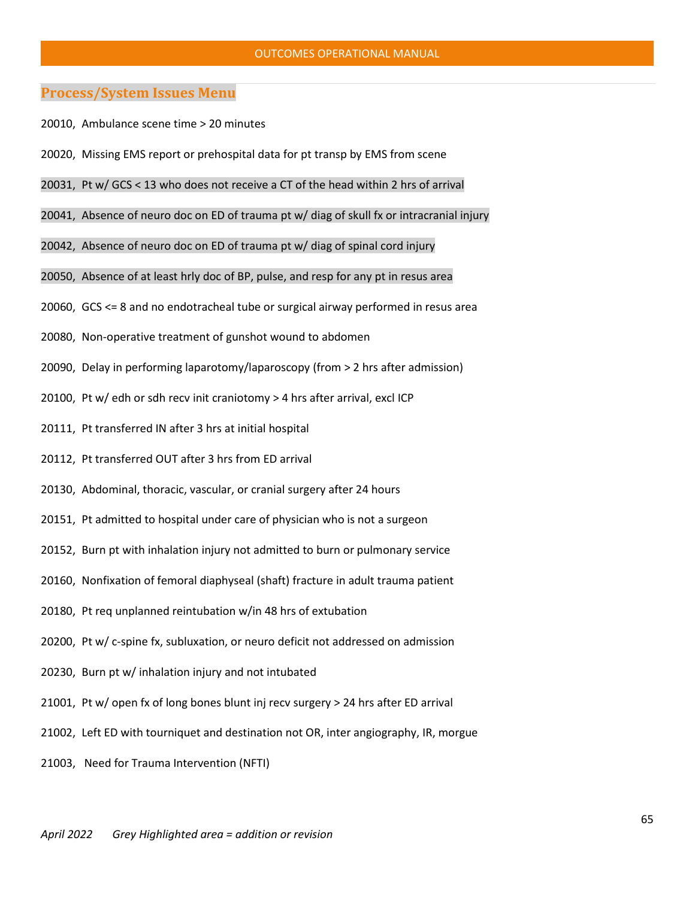## Process/System Issues Menu

20010, Ambulance scene time > 20 minutes

20020, Missing EMS report or prehospital data for pt transp by EMS from scene

20031, Pt w/ GCS < 13 who does not receive a CT of the head within 2 hrs of arrival

20041, Absence of neuro doc on ED of trauma pt w/ diag of skull fx or intracranial injury

20042, Absence of neuro doc on ED of trauma pt w/ diag of spinal cord injury

20050, Absence of at least hrly doc of BP, pulse, and resp for any pt in resus area

20060, GCS <= 8 and no endotracheal tube or surgical airway performed in resus area

20080, Non-operative treatment of gunshot wound to abdomen

20090, Delay in performing laparotomy/laparoscopy (from > 2 hrs after admission)

20100, Pt w/ edh or sdh recv init craniotomy > 4 hrs after arrival, excl ICP

20111, Pt transferred IN after 3 hrs at initial hospital

20112, Pt transferred OUT after 3 hrs from ED arrival

20130, Abdominal, thoracic, vascular, or cranial surgery after 24 hours

20151, Pt admitted to hospital under care of physician who is not a surgeon

20152, Burn pt with inhalation injury not admitted to burn or pulmonary service

20160, Nonfixation of femoral diaphyseal (shaft) fracture in adult trauma patient

20180, Pt req unplanned reintubation w/in 48 hrs of extubation

20200, Pt w/ c-spine fx, subluxation, or neuro deficit not addressed on admission

20230, Burn pt w/ inhalation injury and not intubated

21001, Pt w/ open fx of long bones blunt inj recv surgery > 24 hrs after ED arrival

21002, Left ED with tourniquet and destination not OR, inter angiography, IR, morgue

21003, Need for Trauma Intervention (NFTI)

*April 2022 Grey Highlighted area = addition or revision*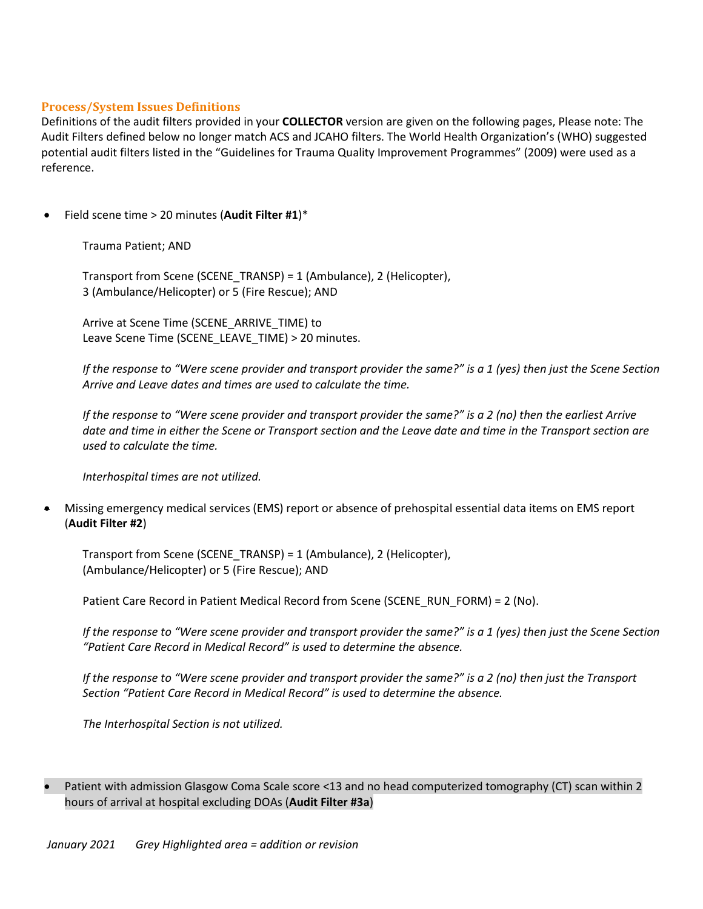## Process/System Issues Definitions

Definitions of the audit filters provided in your **COLLECTOR** version are given on the following pages, Please note: The Audit Filters defined below no longer match ACS and JCAHO filters. The World Health Organization's (WHO) suggested potential audit filters listed in the "Guidelines for Trauma Quality Improvement Programmes" (2009) were used as a reference.

- Field scene time > 20 minutes (**Audit Filter #1**)*

  Trauma Patient; AND

  Transport from Scene (SCENE_TRANSP) = 1 (Ambulance), 2 (Helicopter), 3 (Ambulance/Helicopter) or 5 (Fire Rescue); AND

  Arrive at Scene Time (SCENE_ARRIVE_TIME) to Leave Scene Time (SCENE_LEAVE_TIME) > 20 minutes.

  *If the response to "Were scene provider and transport provider the same?" is a 1 (yes) then just the Scene Section Arrive and Leave dates and times are used to calculate the time.*

  *If the response to "Were scene provider and transport provider the same?" is a 2 (no) then the earliest Arrive date and time in either the Scene or Transport section and the Leave date and time in the Transport section are used to calculate the time.*

  *Interhospital times are not utilized.*

- Missing emergency medical services (EMS) report or absence of prehospital essential data items on EMS report (**Audit Filter #2**)

  Transport from Scene (SCENE_TRANSP) = 1 (Ambulance), 2 (Helicopter), (Ambulance/Helicopter) or 5 (Fire Rescue); AND

  Patient Care Record in Patient Medical Record from Scene (SCENE_RUN_FORM) = 2 (No).

  *If the response to "Were scene provider and transport provider the same?" is a 1 (yes) then just the Scene Section "Patient Care Record in Medical Record" is used to determine the absence.*

  *If the response to "Were scene provider and transport provider the same?" is a 2 (no) then just the Transport Section "Patient Care Record in Medical Record" is used to determine the absence.*

  *The Interhospital Section is not utilized.*

- Patient with admission Glasgow Coma Scale score <13 and no head computerized tomography (CT) scan within 2 hours of arrival at hospital excluding DOAs (**Audit Filter #3a**)

*January 2021 Grey Highlighted area = addition or revision*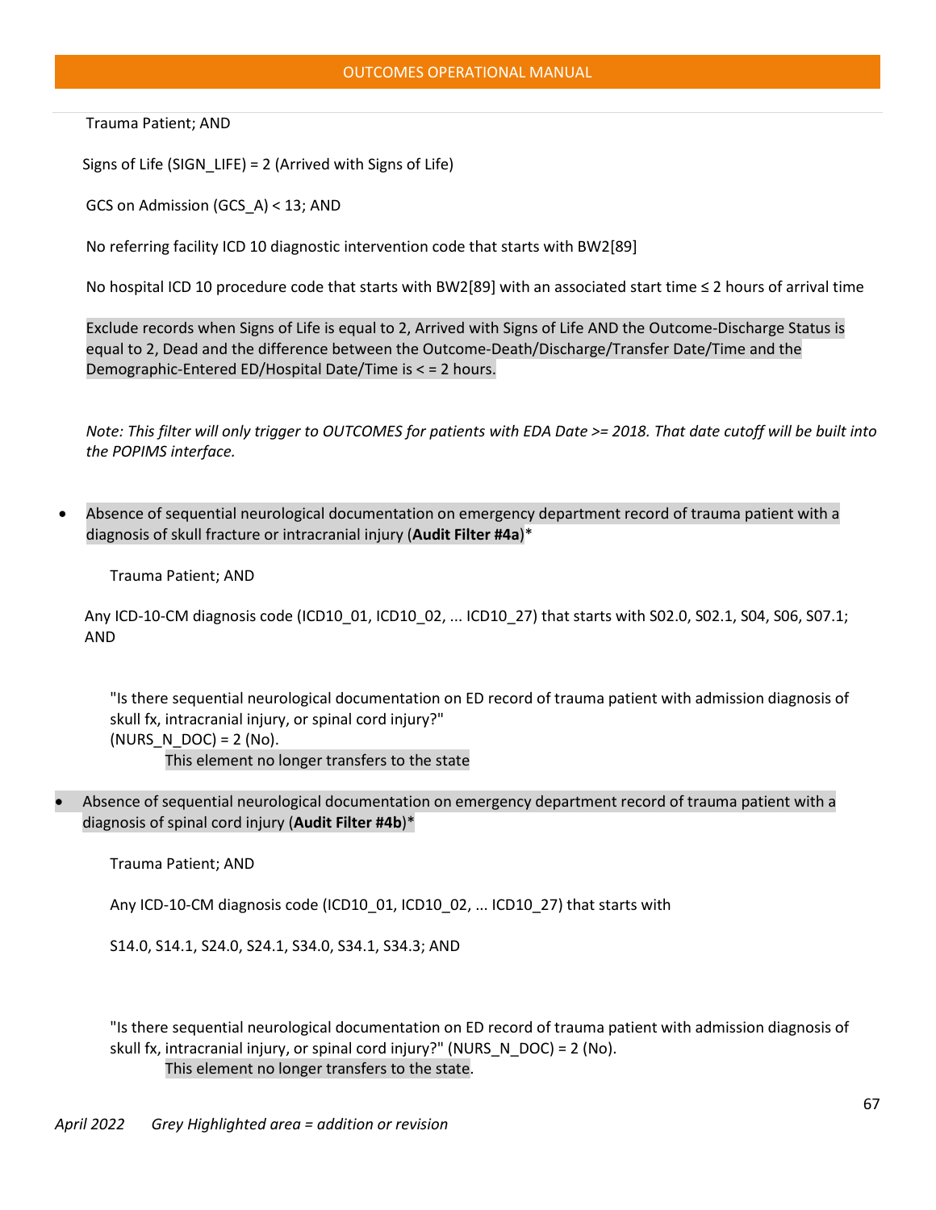Trauma Patient; AND

Signs of Life (SIGN_LIFE) = 2 (Arrived with Signs of Life)

GCS on Admission (GCS_A) < 13; AND

No referring facility ICD 10 diagnostic intervention code that starts with BW2[89]

No hospital ICD 10 procedure code that starts with BW2[89] with an associated start time ≤ 2 hours of arrival time

Exclude records when Signs of Life is equal to 2, Arrived with Signs of Life AND the Outcome-Discharge Status is equal to 2, Dead and the difference between the Outcome-Death/Discharge/Transfer Date/Time and the Demographic-Entered ED/Hospital Date/Time is < = 2 hours.

*Note: This filter will only trigger to OUTCOMES for patients with EDA Date >= 2018. That date cutoff will be built into the POPIMS interface.*

- Absence of sequential neurological documentation on emergency department record of trauma patient with a diagnosis of skull fracture or intracranial injury (**Audit Filter #4a**)*

  Trauma Patient; AND

  Any ICD-10-CM diagnosis code (ICD10_01, ICD10_02, ... ICD10_27) that starts with S02.0, S02.1, S04, S06, S07.1; AND

  "Is there sequential neurological documentation on ED record of trauma patient with admission diagnosis of skull fx, intracranial injury, or spinal cord injury?" (NURS_N_DOC) = 2 (No).
  This element no longer transfers to the state

- Absence of sequential neurological documentation on emergency department record of trauma patient with a diagnosis of spinal cord injury (**Audit Filter #4b**)*

  Trauma Patient; AND

  Any ICD-10-CM diagnosis code (ICD10_01, ICD10_02, ... ICD10_27) that starts with

  S14.0, S14.1, S24.0, S24.1, S34.0, S34.1, S34.3; AND

  "Is there sequential neurological documentation on ED record of trauma patient with admission diagnosis of skull fx, intracranial injury, or spinal cord injury?" (NURS_N_DOC) = 2 (No).
  This element no longer transfers to the state.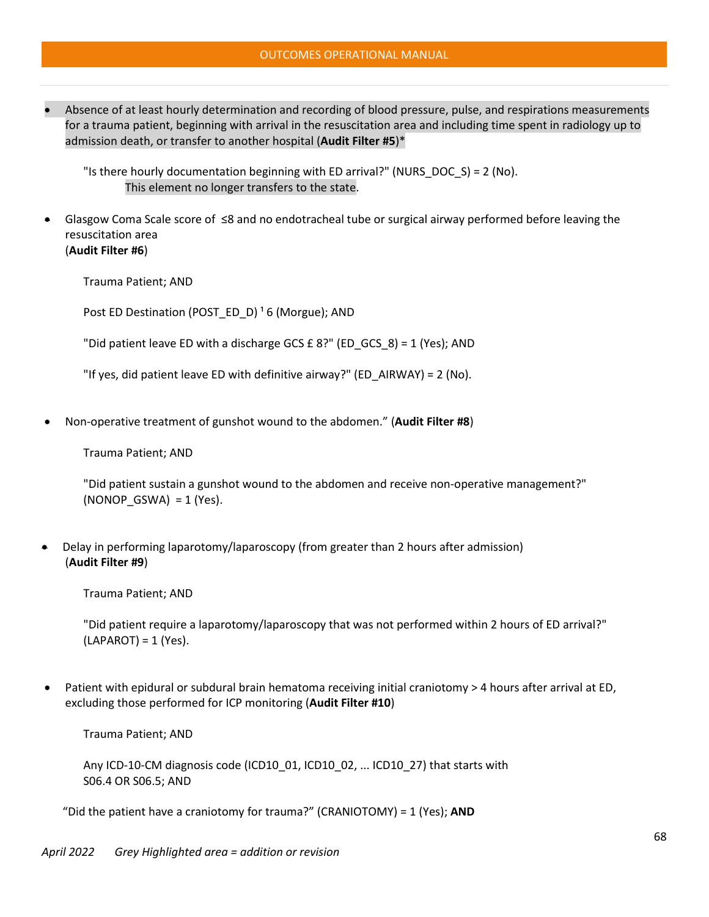- Absence of at least hourly determination and recording of blood pressure, pulse, and respirations measurements for a trauma patient, beginning with arrival in the resuscitation area and including time spent in radiology up to admission death, or transfer to another hospital (**Audit Filter #5**)*

  "Is there hourly documentation beginning with ED arrival?" (NURS_DOC_S) = 2 (No).
  This element no longer transfers to the state.

- Glasgow Coma Scale score of ≤8 and no endotracheal tube or surgical airway performed before leaving the resuscitation area
  (**Audit Filter #6**)

  Trauma Patient; AND

  Post ED Destination (POST_ED_D) ¹ 6 (Morgue); AND

  "Did patient leave ED with a discharge GCS £ 8?" (ED_GCS_8) = 1 (Yes); AND

  "If yes, did patient leave ED with definitive airway?" (ED_AIRWAY) = 2 (No).

- Non-operative treatment of gunshot wound to the abdomen." (**Audit Filter #8**)

  Trauma Patient; AND

  "Did patient sustain a gunshot wound to the abdomen and receive non-operative management?" (NONOP_GSWA) = 1 (Yes).

- Delay in performing laparotomy/laparoscopy (from greater than 2 hours after admission)
  (**Audit Filter #9**)

  Trauma Patient; AND

  "Did patient require a laparotomy/laparoscopy that was not performed within 2 hours of ED arrival?" (LAPAROT) = 1 (Yes).

- Patient with epidural or subdural brain hematoma receiving initial craniotomy > 4 hours after arrival at ED, excluding those performed for ICP monitoring (**Audit Filter #10**)

  Trauma Patient; AND

  Any ICD-10-CM diagnosis code (ICD10_01, ICD10_02, ... ICD10_27) that starts with S06.4 OR S06.5; AND

  "Did the patient have a craniotomy for trauma?" (CRANIOTOMY) = 1 (Yes); **AND**

*April 2022 Grey Highlighted area = addition or revision*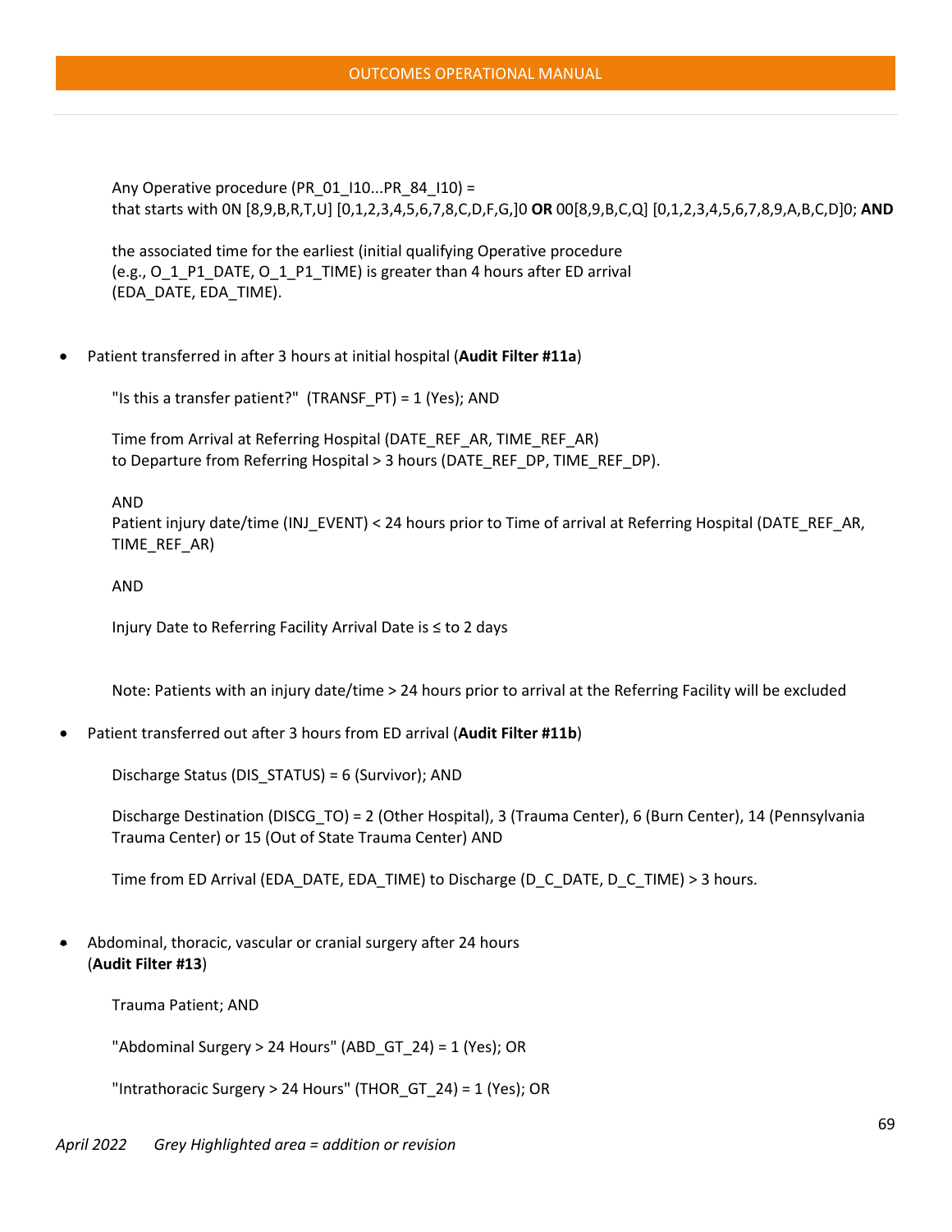Any Operative procedure (PR_01_I10...PR_84_I10) =
that starts with 0N [8,9,B,R,T,U] [0,1,2,3,4,5,6,7,8,C,D,F,G,]0 **OR** 00[8,9,B,C,Q] [0,1,2,3,4,5,6,7,8,9,A,B,C,D]0; **AND**

the associated time for the earliest (initial qualifying Operative procedure
(e.g., O_1_P1_DATE, O_1_P1_TIME) is greater than 4 hours after ED arrival
(EDA_DATE, EDA_TIME).

- Patient transferred in after 3 hours at initial hospital (**Audit Filter #11a**)

  "Is this a transfer patient?" (TRANSF_PT) = 1 (Yes); AND

  Time from Arrival at Referring Hospital (DATE_REF_AR, TIME_REF_AR)
  to Departure from Referring Hospital > 3 hours (DATE_REF_DP, TIME_REF_DP).

  AND
  Patient injury date/time (INJ_EVENT) < 24 hours prior to Time of arrival at Referring Hospital (DATE_REF_AR, TIME_REF_AR)

  AND

  Injury Date to Referring Facility Arrival Date is ≤ to 2 days

  Note: Patients with an injury date/time > 24 hours prior to arrival at the Referring Facility will be excluded

- Patient transferred out after 3 hours from ED arrival (**Audit Filter #11b**)

  Discharge Status (DIS_STATUS) = 6 (Survivor); AND

  Discharge Destination (DISCG_TO) = 2 (Other Hospital), 3 (Trauma Center), 6 (Burn Center), 14 (Pennsylvania Trauma Center) or 15 (Out of State Trauma Center) AND

  Time from ED Arrival (EDA_DATE, EDA_TIME) to Discharge (D_C_DATE, D_C_TIME) > 3 hours.

- Abdominal, thoracic, vascular or cranial surgery after 24 hours
  (**Audit Filter #13**)

  Trauma Patient; AND

  "Abdominal Surgery > 24 Hours" (ABD_GT_24) = 1 (Yes); OR

  "Intrathoracic Surgery > 24 Hours" (THOR_GT_24) = 1 (Yes); OR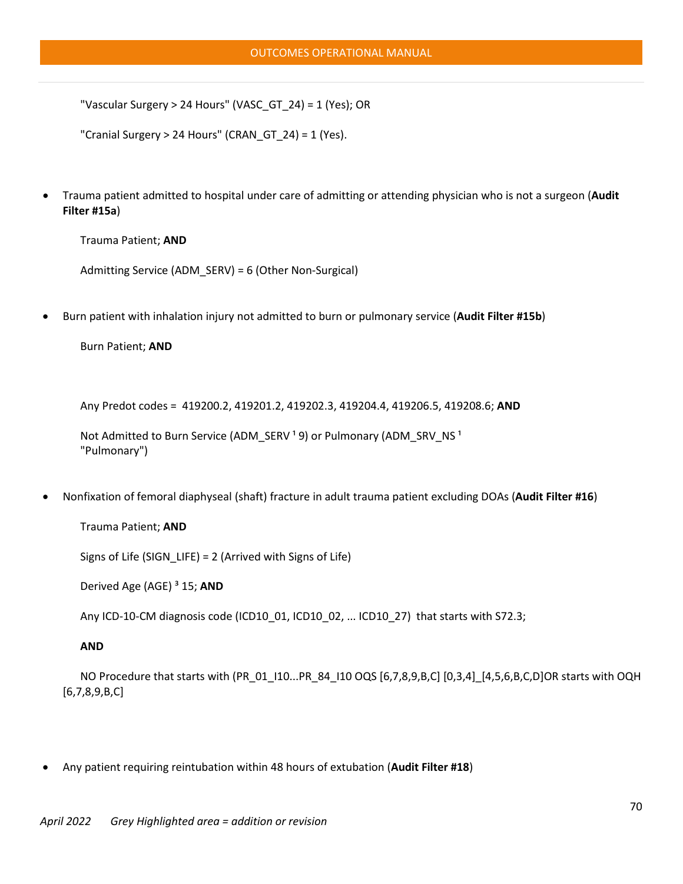"Vascular Surgery > 24 Hours" (VASC_GT_24) = 1 (Yes); OR

"Cranial Surgery > 24 Hours" (CRAN_GT_24) = 1 (Yes).

- Trauma patient admitted to hospital under care of admitting or attending physician who is not a surgeon (**Audit Filter #15a**)

  Trauma Patient; **AND**

  Admitting Service (ADM_SERV) = 6 (Other Non-Surgical)

- Burn patient with inhalation injury not admitted to burn or pulmonary service (**Audit Filter #15b**)

  Burn Patient; **AND**

  Any Predot codes = 419200.2, 419201.2, 419202.3, 419204.4, 419206.5, 419208.6; **AND**

  Not Admitted to Burn Service (ADM_SERV ¹ 9) or Pulmonary (ADM_SRV_NS ¹ "Pulmonary")

- Nonfixation of femoral diaphyseal (shaft) fracture in adult trauma patient excluding DOAs (**Audit Filter #16**)

  Trauma Patient; **AND**

  Signs of Life (SIGN_LIFE) = 2 (Arrived with Signs of Life)

  Derived Age (AGE) ³ 15; **AND**

  Any ICD-10-CM diagnosis code (ICD10_01, ICD10_02, ... ICD10_27) that starts with S72.3;

  **AND**

  NO Procedure that starts with (PR_01_I10...PR_84_I10 OQS [6,7,8,9,B,C] [0,3,4]_[4,5,6,B,C,D]OR starts with OQH [6,7,8,9,B,C]

- Any patient requiring reintubation within 48 hours of extubation (**Audit Filter #18**)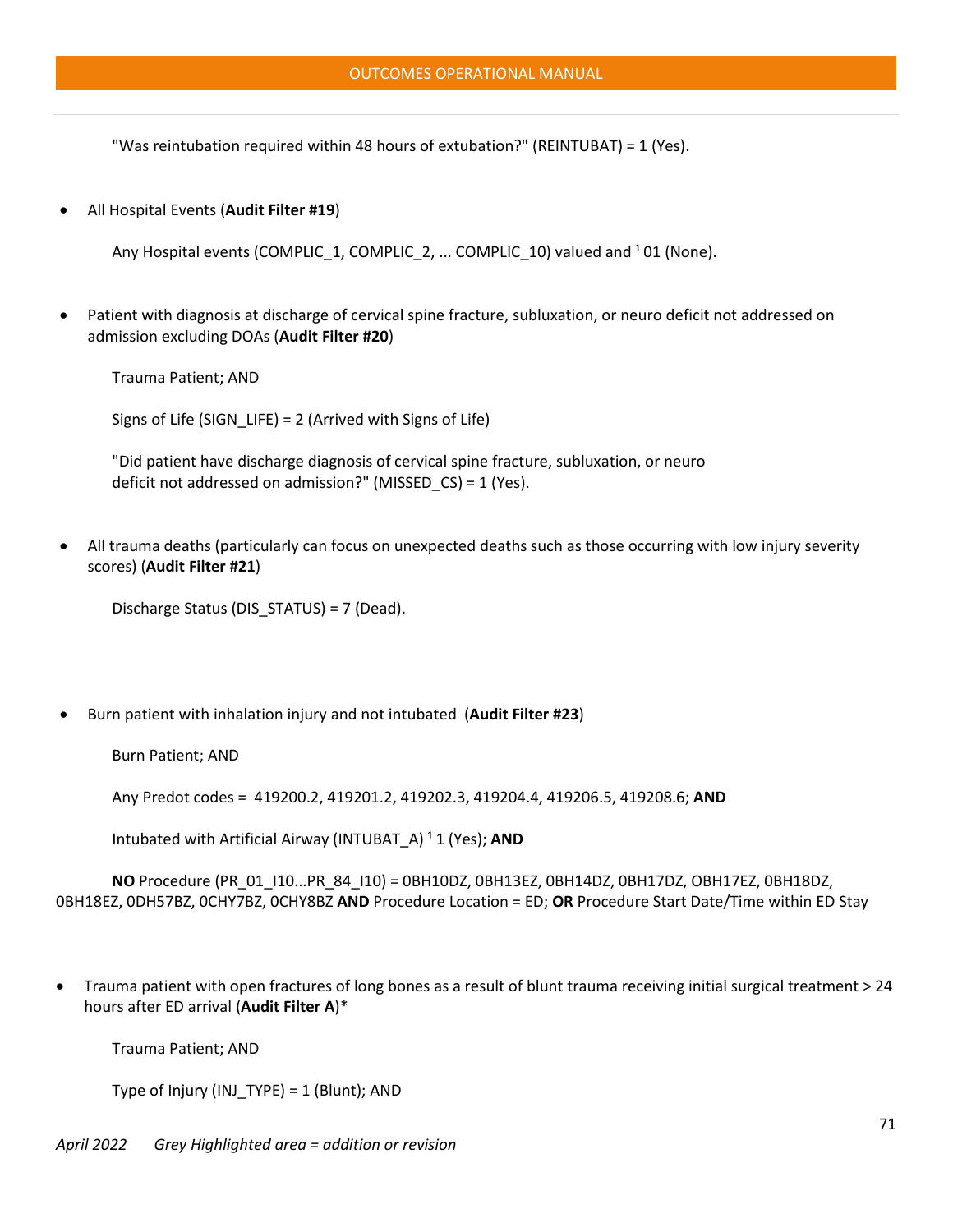"Was reintubation required within 48 hours of extubation?" (REINTUBAT) = 1 (Yes).

- All Hospital Events (**Audit Filter #19**)

  Any Hospital events (COMPLIC_1, COMPLIC_2, ... COMPLIC_10) valued and ¹ 01 (None).

- Patient with diagnosis at discharge of cervical spine fracture, subluxation, or neuro deficit not addressed on admission excluding DOAs (**Audit Filter #20**)

  Trauma Patient; AND

  Signs of Life (SIGN_LIFE) = 2 (Arrived with Signs of Life)

  "Did patient have discharge diagnosis of cervical spine fracture, subluxation, or neuro deficit not addressed on admission?" (MISSED_CS) = 1 (Yes).

- All trauma deaths (particularly can focus on unexpected deaths such as those occurring with low injury severity scores) (**Audit Filter #21**)

  Discharge Status (DIS_STATUS) = 7 (Dead).

- Burn patient with inhalation injury and not intubated (**Audit Filter #23**)

  Burn Patient; AND

  Any Predot codes = 419200.2, 419201.2, 419202.3, 419204.4, 419206.5, 419208.6; **AND**

  Intubated with Artificial Airway (INTUBAT_A) ¹ 1 (Yes); **AND**

  **NO** Procedure (PR_01_I10...PR_84_I10) = 0BH10DZ, 0BH13EZ, 0BH14DZ, 0BH17DZ, OBH17EZ, 0BH18DZ, 0BH18EZ, 0DH57BZ, 0CHY7BZ, 0CHY8BZ **AND** Procedure Location = ED; **OR** Procedure Start Date/Time within ED Stay

- Trauma patient with open fractures of long bones as a result of blunt trauma receiving initial surgical treatment > 24 hours after ED arrival (**Audit Filter A**)*

  Trauma Patient; AND

  Type of Injury (INJ_TYPE) = 1 (Blunt); AND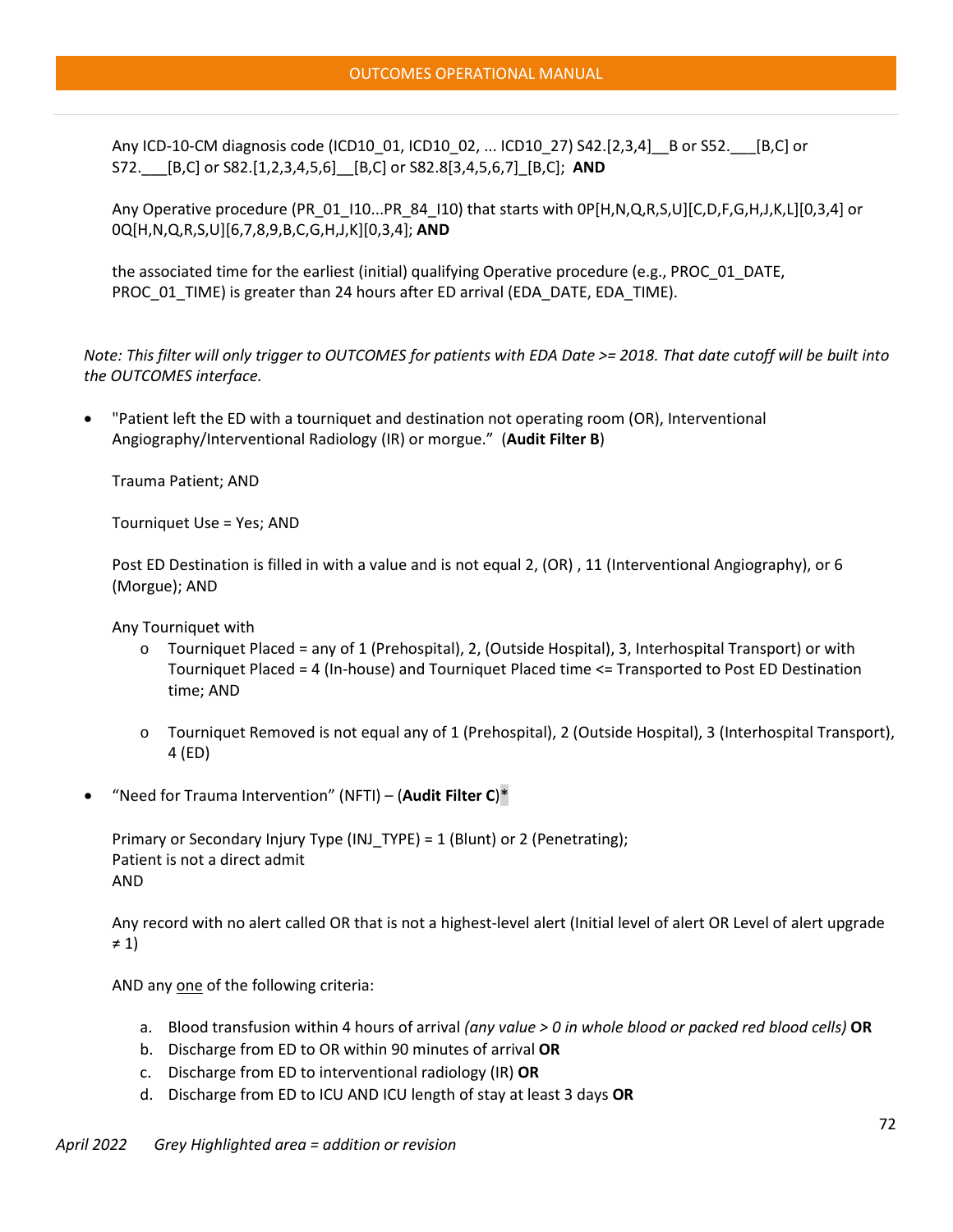Any ICD-10-CM diagnosis code (ICD10_01, ICD10_02, ... ICD10_27) S42.[2,3,4]__B or S52.___[B,C] or S72.___[B,C] or S82.[1,2,3,4,5,6]__[B,C] or S82.8[3,4,5,6,7]_[B,C]; **AND**

Any Operative procedure (PR_01_I10...PR_84_I10) that starts with 0P[H,N,Q,R,S,U][C,D,F,G,H,J,K,L][0,3,4] or 0Q[H,N,Q,R,S,U][6,7,8,9,B,C,G,H,J,K][0,3,4]; **AND**

the associated time for the earliest (initial) qualifying Operative procedure (e.g., PROC_01_DATE, PROC_01_TIME) is greater than 24 hours after ED arrival (EDA_DATE, EDA_TIME).

*Note: This filter will only trigger to OUTCOMES for patients with EDA Date >= 2018. That date cutoff will be built into the OUTCOMES interface.*

- "Patient left the ED with a tourniquet and destination not operating room (OR), Interventional Angiography/Interventional Radiology (IR) or morgue." (**Audit Filter B**)

  Trauma Patient; AND

  Tourniquet Use = Yes; AND

  Post ED Destination is filled in with a value and is not equal 2, (OR) , 11 (Interventional Angiography), or 6 (Morgue); AND

  Any Tourniquet with
  - o Tourniquet Placed = any of 1 (Prehospital), 2, (Outside Hospital), 3, Interhospital Transport) or with Tourniquet Placed = 4 (In-house) and Tourniquet Placed time <= Transported to Post ED Destination time; AND
  - o Tourniquet Removed is not equal any of 1 (Prehospital), 2 (Outside Hospital), 3 (Interhospital Transport), 4 (ED)

- "Need for Trauma Intervention" (NFTI) – (**Audit Filter C**)*

  Primary or Secondary Injury Type (INJ_TYPE) = 1 (Blunt) or 2 (Penetrating);
  Patient is not a direct admit
  AND

  Any record with no alert called OR that is not a highest-level alert (Initial level of alert OR Level of alert upgrade ≠ 1)

  AND any <u>one</u> of the following criteria:

  a. Blood transfusion within 4 hours of arrival *(any value > 0 in whole blood or packed red blood cells)* **OR**
  b. Discharge from ED to OR within 90 minutes of arrival **OR**
  c. Discharge from ED to interventional radiology (IR) **OR**
  d. Discharge from ED to ICU AND ICU length of stay at least 3 days **OR**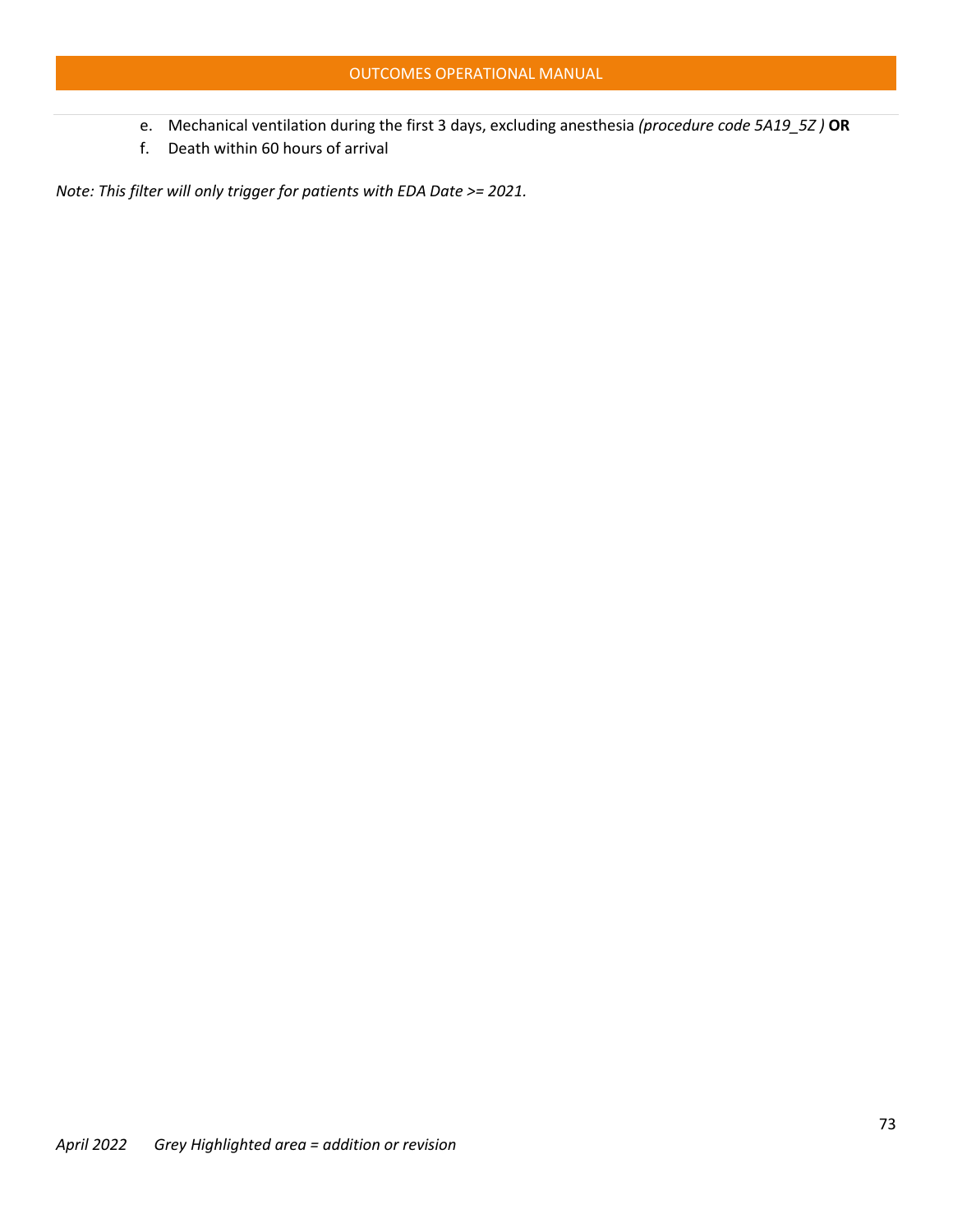e. Mechanical ventilation during the first 3 days, excluding anesthesia *(procedure code 5A19_5Z )* **OR**
f. Death within 60 hours of arrival

*Note: This filter will only trigger for patients with EDA Date >= 2021.*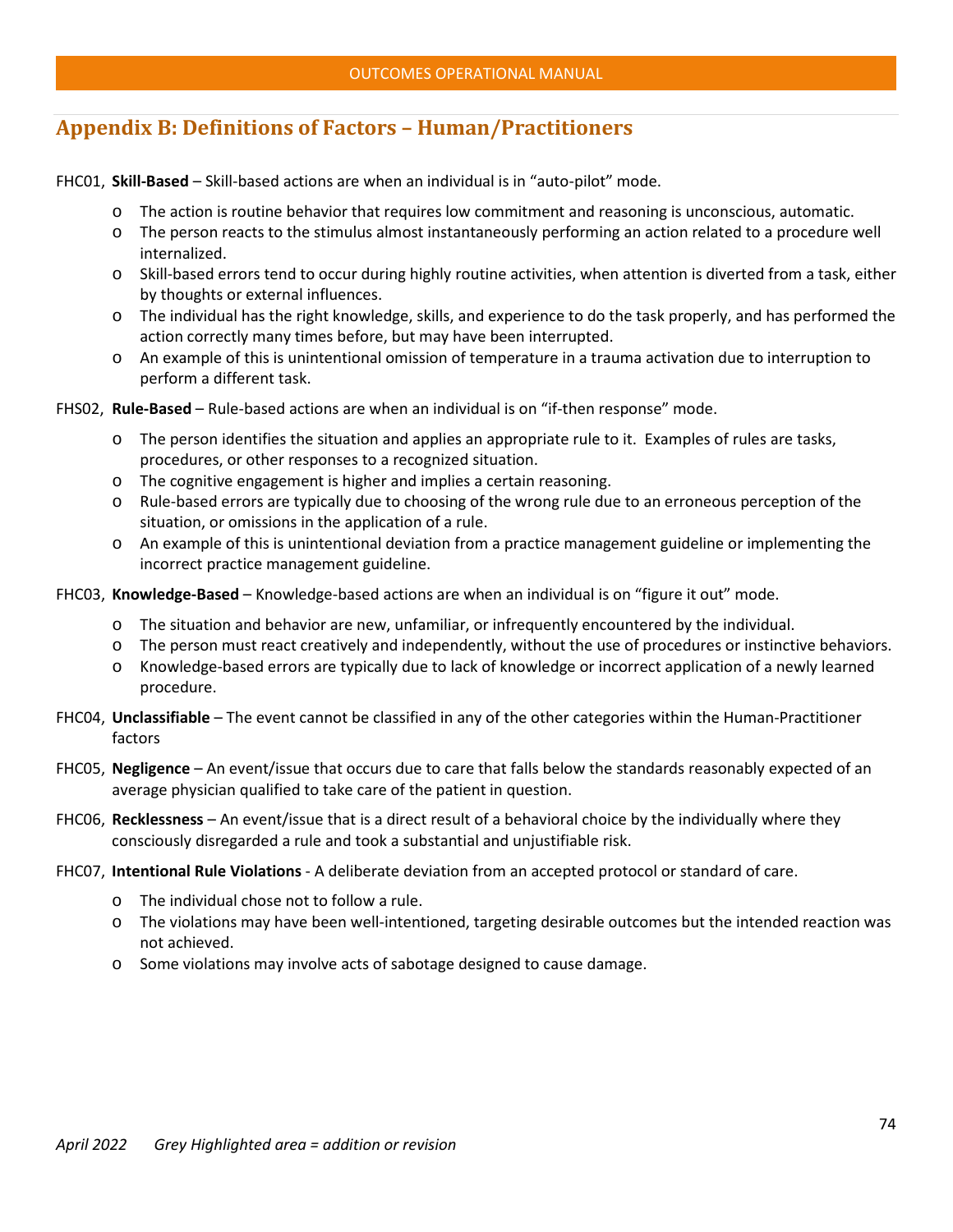## Appendix B: Definitions of Factors – Human/Practitioners

FHC01, **Skill-Based** – Skill-based actions are when an individual is in "auto-pilot" mode.

- The action is routine behavior that requires low commitment and reasoning is unconscious, automatic.
- The person reacts to the stimulus almost instantaneously performing an action related to a procedure well internalized.
- Skill-based errors tend to occur during highly routine activities, when attention is diverted from a task, either by thoughts or external influences.
- The individual has the right knowledge, skills, and experience to do the task properly, and has performed the action correctly many times before, but may have been interrupted.
- An example of this is unintentional omission of temperature in a trauma activation due to interruption to perform a different task.

FHS02, **Rule-Based** – Rule-based actions are when an individual is on "if-then response" mode.

- The person identifies the situation and applies an appropriate rule to it. Examples of rules are tasks, procedures, or other responses to a recognized situation.
- The cognitive engagement is higher and implies a certain reasoning.
- Rule-based errors are typically due to choosing of the wrong rule due to an erroneous perception of the situation, or omissions in the application of a rule.
- An example of this is unintentional deviation from a practice management guideline or implementing the incorrect practice management guideline.

FHC03, **Knowledge-Based** – Knowledge-based actions are when an individual is on "figure it out" mode.

- The situation and behavior are new, unfamiliar, or infrequently encountered by the individual.
- The person must react creatively and independently, without the use of procedures or instinctive behaviors.
- Knowledge-based errors are typically due to lack of knowledge or incorrect application of a newly learned procedure.

FHC04, **Unclassifiable** – The event cannot be classified in any of the other categories within the Human-Practitioner factors

FHC05, **Negligence** – An event/issue that occurs due to care that falls below the standards reasonably expected of an average physician qualified to take care of the patient in question.

FHC06, **Recklessness** – An event/issue that is a direct result of a behavioral choice by the individually where they consciously disregarded a rule and took a substantial and unjustifiable risk.

FHC07, **Intentional Rule Violations** - A deliberate deviation from an accepted protocol or standard of care.

- The individual chose not to follow a rule.
- The violations may have been well-intentioned, targeting desirable outcomes but the intended reaction was not achieved.
- Some violations may involve acts of sabotage designed to cause damage.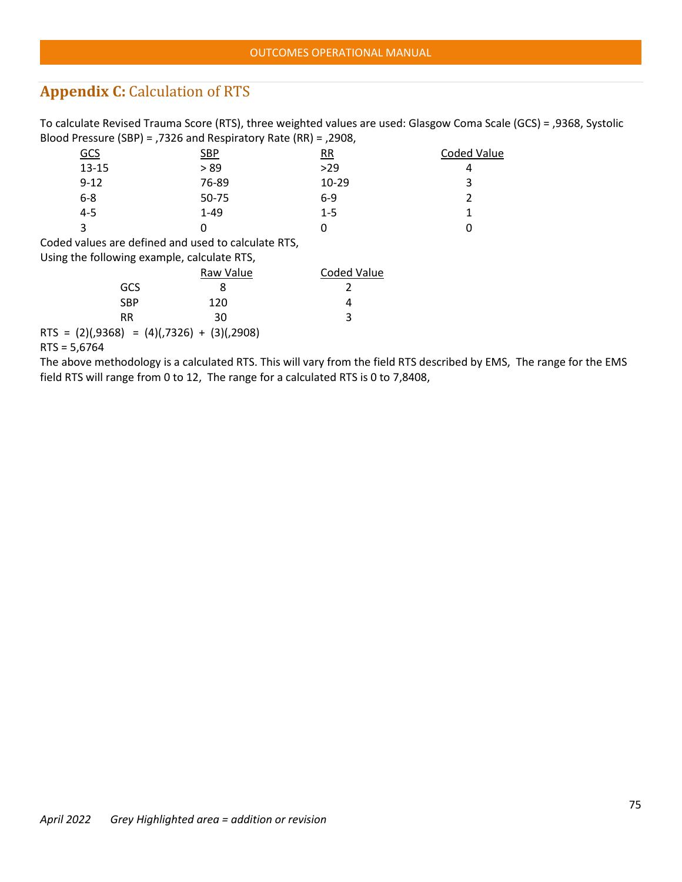## **Appendix C:** Calculation of RTS

To calculate Revised Trauma Score (RTS), three weighted values are used: Glasgow Coma Scale (GCS) = ,9368, Systolic Blood Pressure (SBP) = ,7326 and Respiratory Rate (RR) = ,2908,

| GCS | SBP | RR | Coded Value |
|---|---|---|---|
| 13-15 | > 89 | >29 | 4 |
| 9-12 | 76-89 | 10-29 | 3 |
| 6-8 | 50-75 | 6-9 | 2 |
| 4-5 | 1-49 | 1-5 | 1 |
| 3 | 0 | 0 | 0 |

Coded values are defined and used to calculate RTS,

Using the following example, calculate RTS,

| | Raw Value | Coded Value |
|---|---|---|
| GCS | 8 | 2 |
| SBP | 120 | 4 |
| RR | 30 | 3 |

RTS = (2)(,9368) = (4)(,7326) + (3)(,2908)

RTS = 5,6764

The above methodology is a calculated RTS. This will vary from the field RTS described by EMS, The range for the EMS field RTS will range from 0 to 12, The range for a calculated RTS is 0 to 7,8408,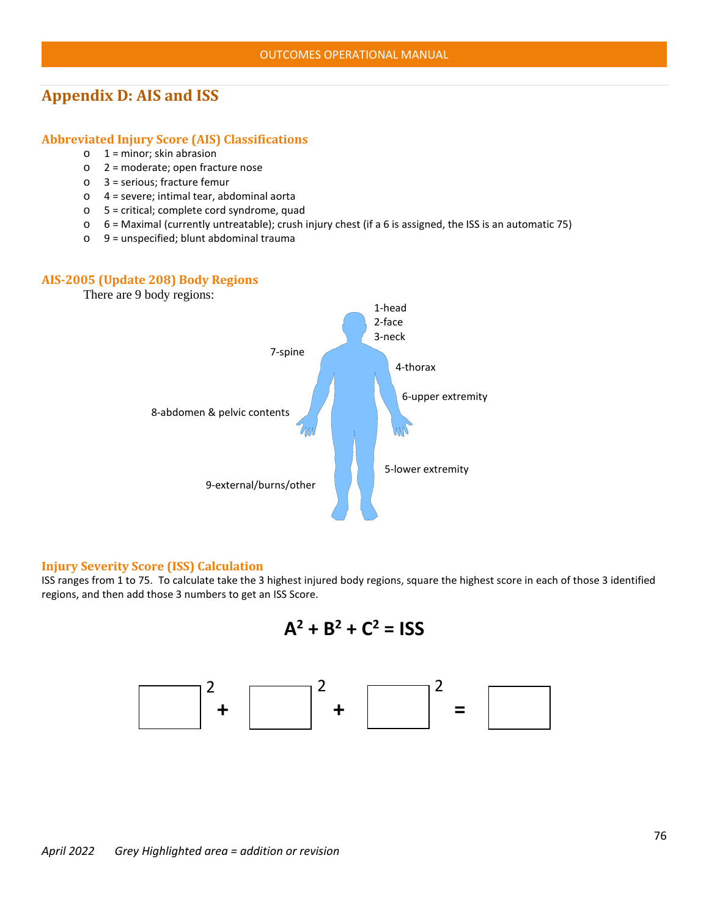## Appendix D: AIS and ISS

### Abbreviated Injury Score (AIS) Classifications

- 1 = minor; skin abrasion
- 2 = moderate; open fracture nose
- 3 = serious; fracture femur
- 4 = severe; intimal tear, abdominal aorta
- 5 = critical; complete cord syndrome, quad
- 6 = Maximal (currently untreatable); crush injury chest (if a 6 is assigned, the ISS is an automatic 75)
- 9 = unspecified; blunt abdominal trauma

### AIS-2005 (Update 208) Body Regions

There are 9 body regions:

1-head
2-face
3-neck
4-thorax
5-lower extremity
6-upper extremity
7-spine
8-abdomen & pelvic contents
9-external/burns/other

### Injury Severity Score (ISS) Calculation

ISS ranges from 1 to 75. To calculate take the 3 highest injured body regions, square the highest score in each of those 3 identified regions, and then add those 3 numbers to get an ISS Score.

$$A^2 + B^2 + C^2 = ISS$$

$$\square^2 + \square^2 + \square^2 = \square$$

*April 2022 Grey Highlighted area = addition or revision*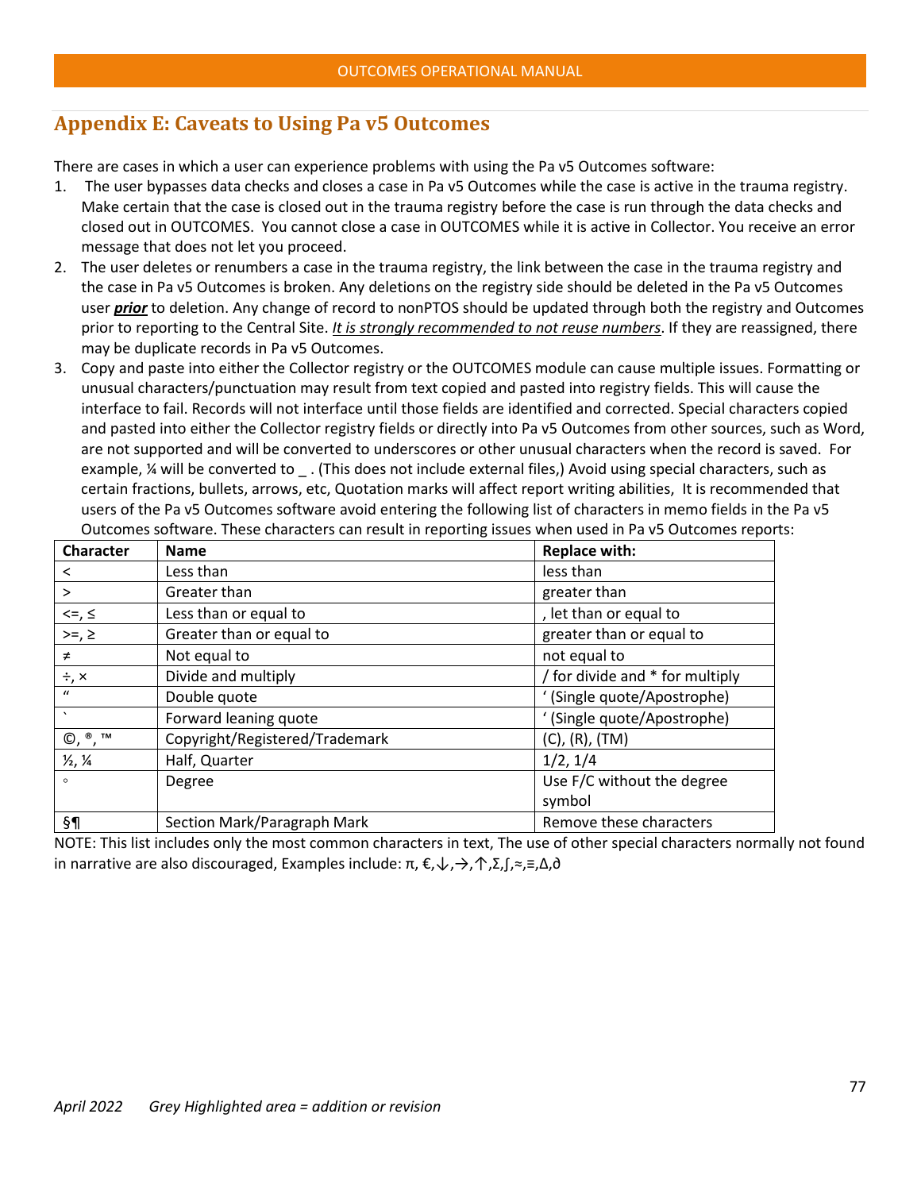## Appendix E: Caveats to Using Pa v5 Outcomes

There are cases in which a user can experience problems with using the Pa v5 Outcomes software:

1. The user bypasses data checks and closes a case in Pa v5 Outcomes while the case is active in the trauma registry. Make certain that the case is closed out in the trauma registry before the case is run through the data checks and closed out in OUTCOMES. You cannot close a case in OUTCOMES while it is active in Collector. You receive an error message that does not let you proceed.
2. The user deletes or renumbers a case in the trauma registry, the link between the case in the trauma registry and the case in Pa v5 Outcomes is broken. Any deletions on the registry side should be deleted in the Pa v5 Outcomes user ***prior*** to deletion. Any change of record to nonPTOS should be updated through both the registry and Outcomes prior to reporting to the Central Site. *It is strongly recommended to not reuse numbers*. If they are reassigned, there may be duplicate records in Pa v5 Outcomes.
3. Copy and paste into either the Collector registry or the OUTCOMES module can cause multiple issues. Formatting or unusual characters/punctuation may result from text copied and pasted into registry fields. This will cause the interface to fail. Records will not interface until those fields are identified and corrected. Special characters copied and pasted into either the Collector registry fields or directly into Pa v5 Outcomes from other sources, such as Word, are not supported and will be converted to underscores or other unusual characters when the record is saved. For example, ¼ will be converted to _ . (This does not include external files,) Avoid using special characters, such as certain fractions, bullets, arrows, etc, Quotation marks will affect report writing abilities, It is recommended that users of the Pa v5 Outcomes software avoid entering the following list of characters in memo fields in the Pa v5 Outcomes software. These characters can result in reporting issues when used in Pa v5 Outcomes reports:

| Character | Name | Replace with: |
|---|---|---|
| < | Less than | less than |
| > | Greater than | greater than |
| <=, ≤ | Less than or equal to | , let than or equal to |
| >=, ≥ | Greater than or equal to | greater than or equal to |
| ≠ | Not equal to | not equal to |
| ÷, × | Divide and multiply | / for divide and * for multiply |
| “ | Double quote | ‘ (Single quote/Apostrophe) |
| ` | Forward leaning quote | ‘ (Single quote/Apostrophe) |
| ©, ®, ™ | Copyright/Registered/Trademark | (C), (R), (TM) |
| ½, ¼ | Half, Quarter | 1/2, 1/4 |
| ◦ | Degree | Use F/C without the degree symbol |
| §¶ | Section Mark/Paragraph Mark | Remove these characters |

NOTE: This list includes only the most common characters in text, The use of other special characters normally not found in narrative are also discouraged, Examples include: π, €,↓,→,↑,Σ,∫,≈,≡,Δ,∂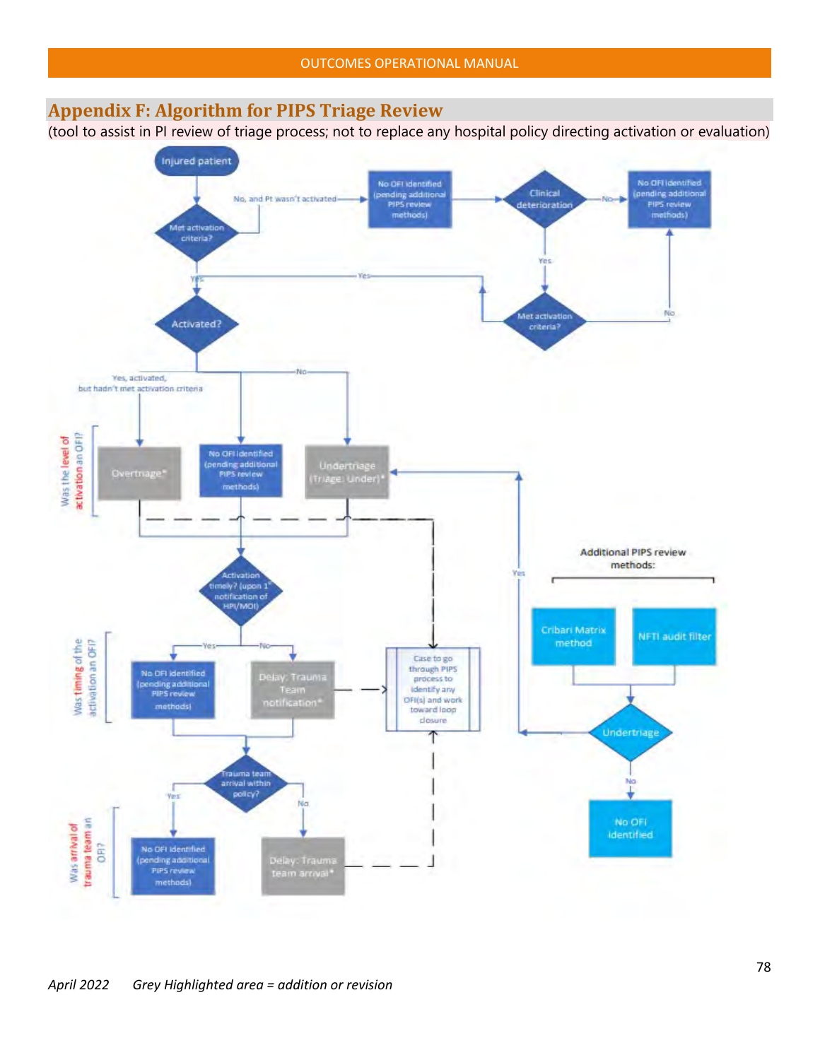## Appendix F: Algorithm for PIPS Triage Review

(tool to assist in PI review of triage process; not to replace any hospital policy directing activation or evaluation)

Injured patient

Met activation criteria?

No, and Pt wasn't activated

No OFI identified (pending additional PIPS review methods)

Clinical deterioration

No

No OFI identified (pending additional PIPS review methods)

Yes

Met activation criteria?

No

Yes

Yes

Activated?

Yes, activated, but hadn't met activation criteria

No

Was the level of activation an OFI?

Overtriage*

No OFI identified (pending additional PIPS review methods)

Undertriage (Triage: Under)*

Activation timely? (upon 1st notification of HPI/MOI)

Yes

No

Was timing of the activation an OFI?

No OFI identified (pending additional PIPS review methods)

Delay: Trauma Team notification*

Case to go through PIPS process to identify any OFI(s) and work toward loop closure

Trauma team arrival within policy?

Yes

No

Was arrival of trauma team an OFI?

No OFI identified (pending additional PIPS review methods)

Delay: Trauma team arrival*

Additional PIPS review methods:

Cribari Matrix method

NFTI audit filter

Undertriage

Yes

No

No OFI identified

*April 2022 Grey Highlighted area = addition or revision*